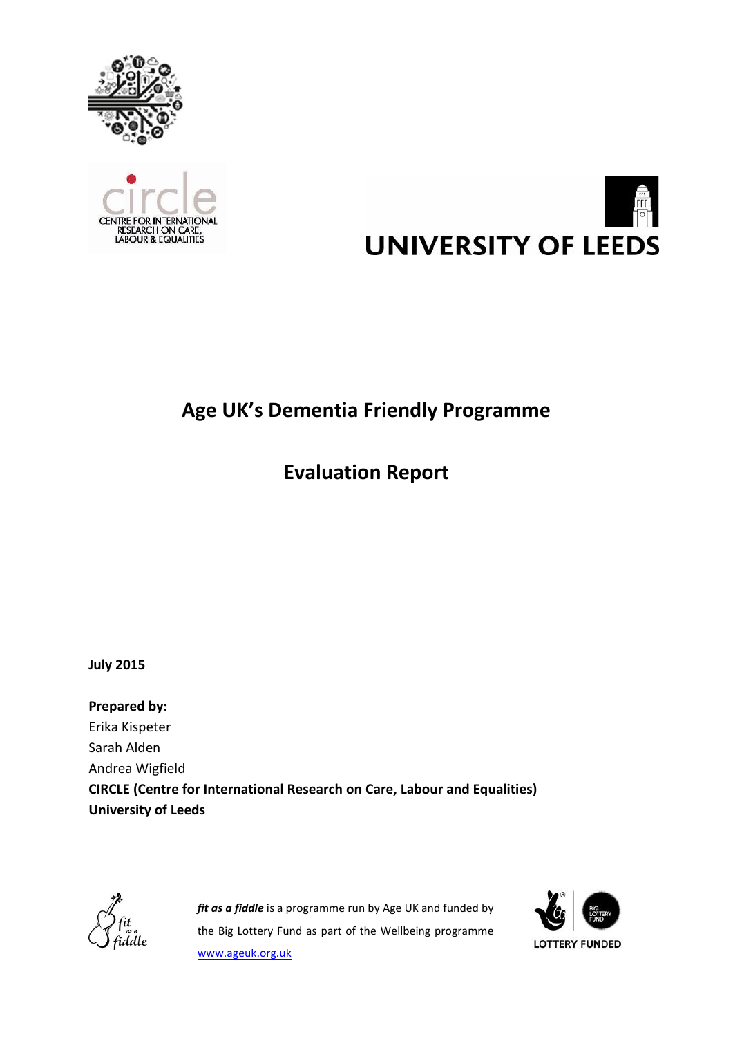circle
CENTRE FOR INTERNATIONAL RESEARCH ON CARE, LABOUR & EQUALITIES

UNIVERSITY OF LEEDS

# Age UK's Dementia Friendly Programme

# Evaluation Report

**July 2015**

**Prepared by:**
Erika Kispeter
Sarah Alden
Andrea Wigfield
**CIRCLE (Centre for International Research on Care, Labour and Equalities)**
**University of Leeds**

***fit as a fiddle*** is a programme run by Age UK and funded by the Big Lottery Fund as part of the Wellbeing programme www.ageuk.org.uk

LOTTERY FUNDED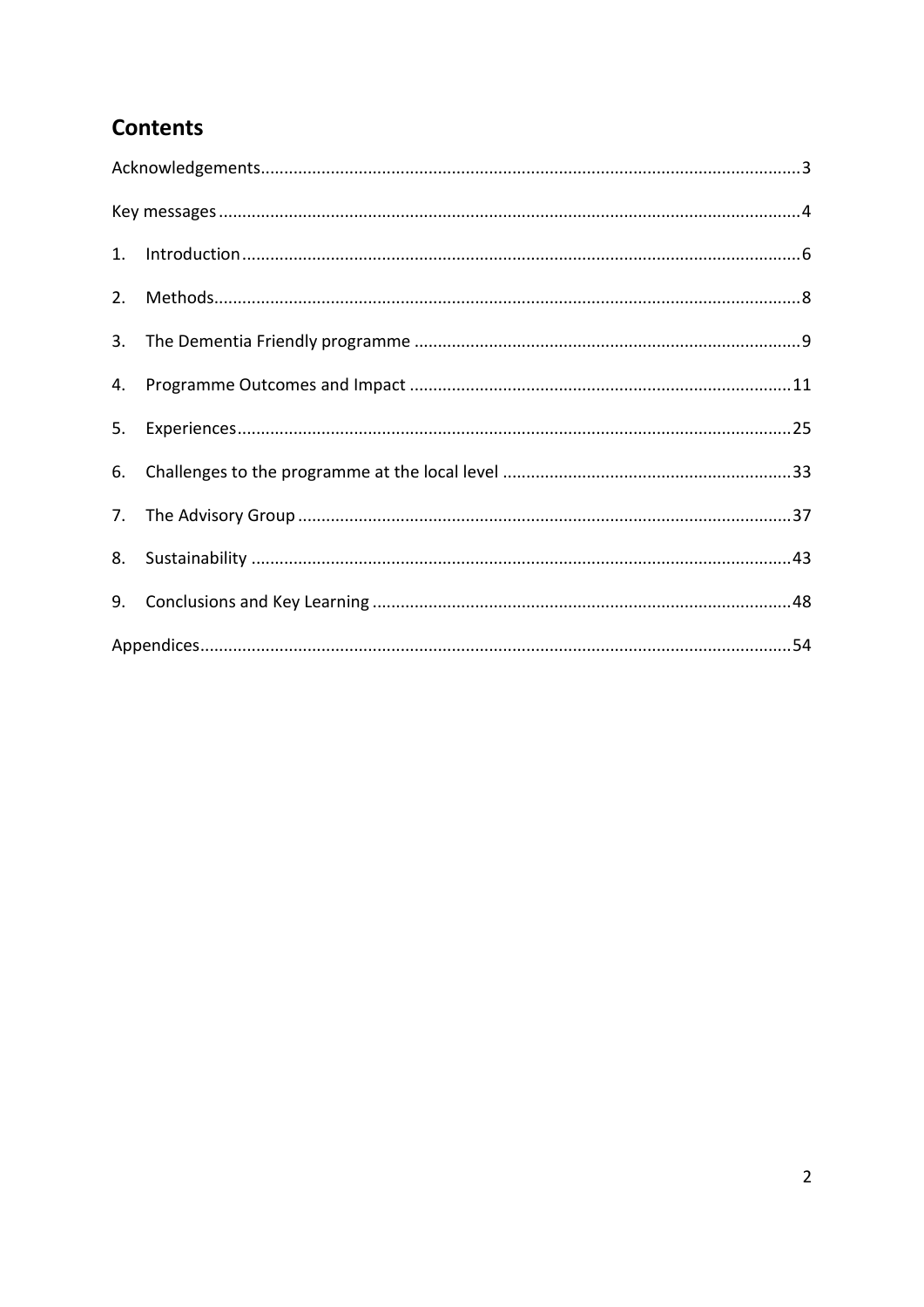## Contents

Acknowledgements....3

Key messages....4

1. Introduction....6
2. Methods....8
3. The Dementia Friendly programme....9
4. Programme Outcomes and Impact....11
5. Experiences....25
6. Challenges to the programme at the local level....33
7. The Advisory Group....37
8. Sustainability....43
9. Conclusions and Key Learning....48

Appendices....54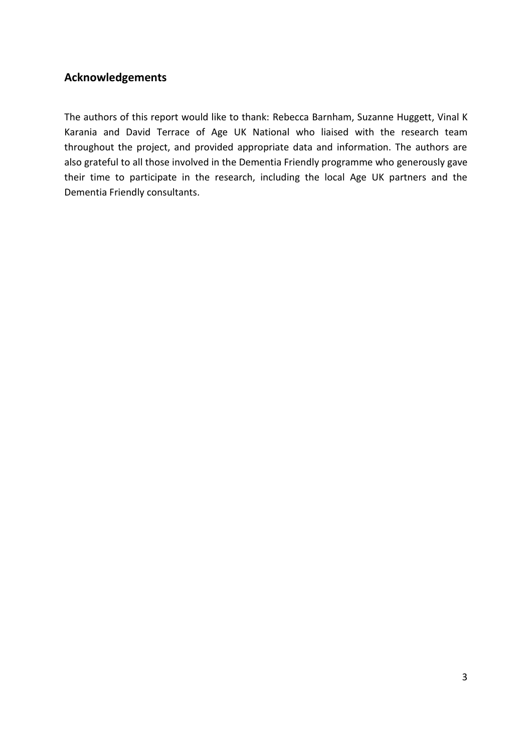## Acknowledgements

The authors of this report would like to thank: Rebecca Barnham, Suzanne Huggett, Vinal K Karania and David Terrace of Age UK National who liaised with the research team throughout the project, and provided appropriate data and information. The authors are also grateful to all those involved in the Dementia Friendly programme who generously gave their time to participate in the research, including the local Age UK partners and the Dementia Friendly consultants.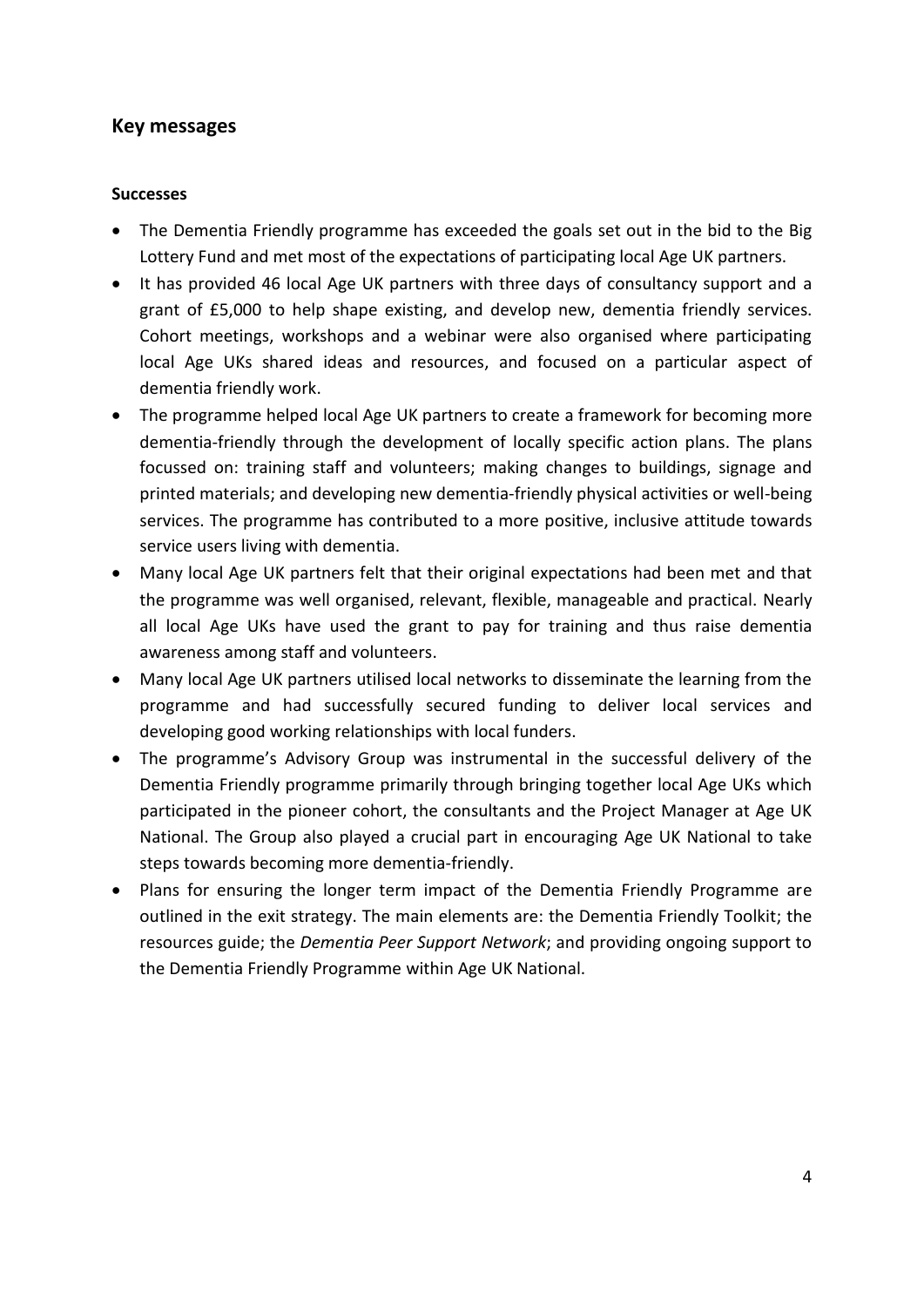## Key messages

**Successes**

- The Dementia Friendly programme has exceeded the goals set out in the bid to the Big Lottery Fund and met most of the expectations of participating local Age UK partners.
- It has provided 46 local Age UK partners with three days of consultancy support and a grant of £5,000 to help shape existing, and develop new, dementia friendly services. Cohort meetings, workshops and a webinar were also organised where participating local Age UKs shared ideas and resources, and focused on a particular aspect of dementia friendly work.
- The programme helped local Age UK partners to create a framework for becoming more dementia-friendly through the development of locally specific action plans. The plans focussed on: training staff and volunteers; making changes to buildings, signage and printed materials; and developing new dementia-friendly physical activities or well-being services. The programme has contributed to a more positive, inclusive attitude towards service users living with dementia.
- Many local Age UK partners felt that their original expectations had been met and that the programme was well organised, relevant, flexible, manageable and practical. Nearly all local Age UKs have used the grant to pay for training and thus raise dementia awareness among staff and volunteers.
- Many local Age UK partners utilised local networks to disseminate the learning from the programme and had successfully secured funding to deliver local services and developing good working relationships with local funders.
- The programme's Advisory Group was instrumental in the successful delivery of the Dementia Friendly programme primarily through bringing together local Age UKs which participated in the pioneer cohort, the consultants and the Project Manager at Age UK National. The Group also played a crucial part in encouraging Age UK National to take steps towards becoming more dementia-friendly.
- Plans for ensuring the longer term impact of the Dementia Friendly Programme are outlined in the exit strategy. The main elements are: the Dementia Friendly Toolkit; the resources guide; the *Dementia Peer Support Network*; and providing ongoing support to the Dementia Friendly Programme within Age UK National.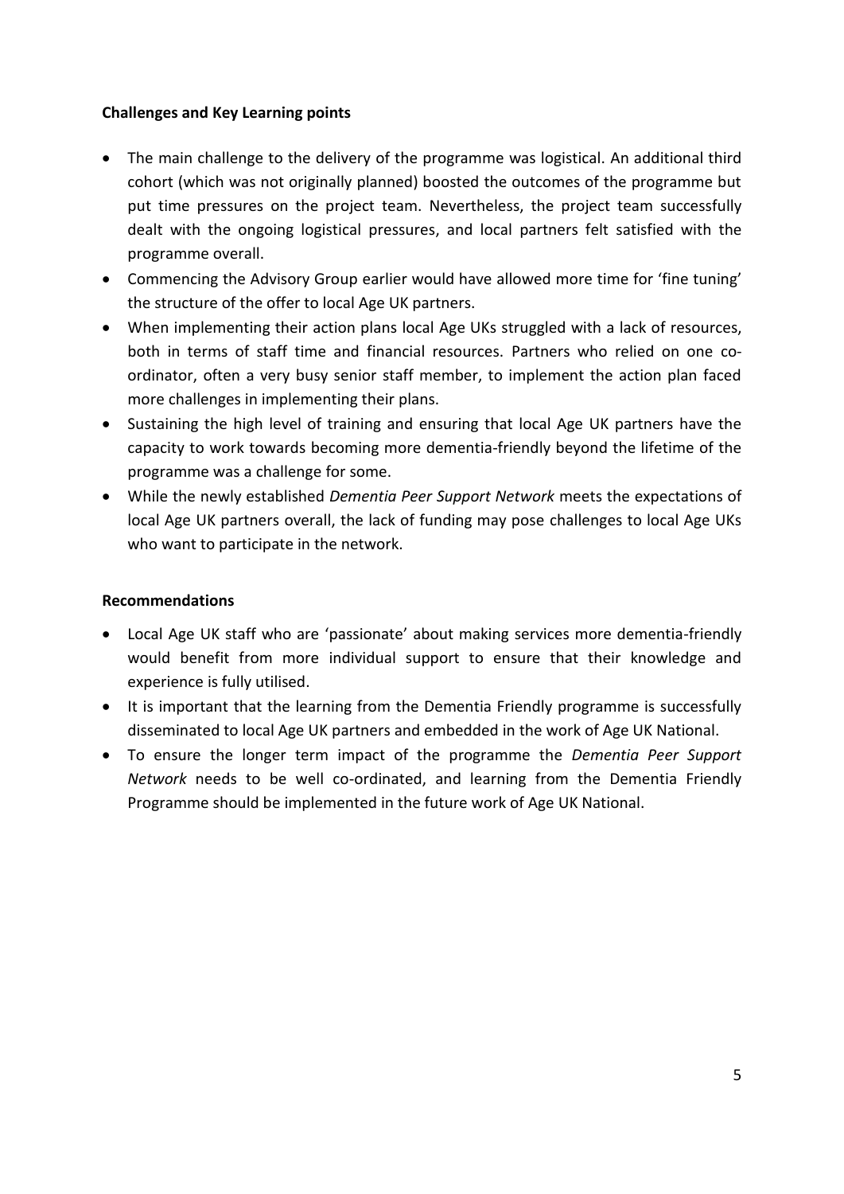**Challenges and Key Learning points**

- The main challenge to the delivery of the programme was logistical. An additional third cohort (which was not originally planned) boosted the outcomes of the programme but put time pressures on the project team. Nevertheless, the project team successfully dealt with the ongoing logistical pressures, and local partners felt satisfied with the programme overall.
- Commencing the Advisory Group earlier would have allowed more time for 'fine tuning' the structure of the offer to local Age UK partners.
- When implementing their action plans local Age UKs struggled with a lack of resources, both in terms of staff time and financial resources. Partners who relied on one co-ordinator, often a very busy senior staff member, to implement the action plan faced more challenges in implementing their plans.
- Sustaining the high level of training and ensuring that local Age UK partners have the capacity to work towards becoming more dementia-friendly beyond the lifetime of the programme was a challenge for some.
- While the newly established *Dementia Peer Support Network* meets the expectations of local Age UK partners overall, the lack of funding may pose challenges to local Age UKs who want to participate in the network.

**Recommendations**

- Local Age UK staff who are 'passionate' about making services more dementia-friendly would benefit from more individual support to ensure that their knowledge and experience is fully utilised.
- It is important that the learning from the Dementia Friendly programme is successfully disseminated to local Age UK partners and embedded in the work of Age UK National.
- To ensure the longer term impact of the programme the *Dementia Peer Support Network* needs to be well co-ordinated, and learning from the Dementia Friendly Programme should be implemented in the future work of Age UK National.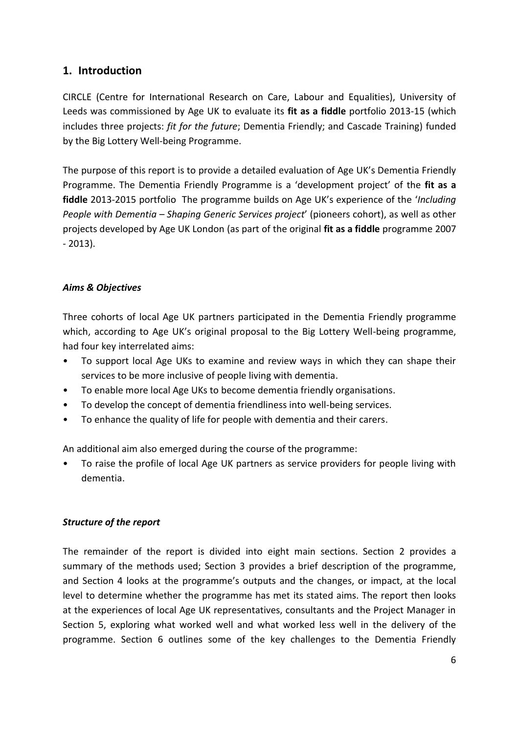## 1. Introduction

CIRCLE (Centre for International Research on Care, Labour and Equalities), University of Leeds was commissioned by Age UK to evaluate its **fit as a fiddle** portfolio 2013-15 (which includes three projects: *fit for the future*; Dementia Friendly; and Cascade Training) funded by the Big Lottery Well-being Programme.

The purpose of this report is to provide a detailed evaluation of Age UK's Dementia Friendly Programme. The Dementia Friendly Programme is a 'development project' of the **fit as a fiddle** 2013-2015 portfolio The programme builds on Age UK's experience of the '*Including People with Dementia – Shaping Generic Services project*' (pioneers cohort), as well as other projects developed by Age UK London (as part of the original **fit as a fiddle** programme 2007 - 2013).

### *Aims & Objectives*

Three cohorts of local Age UK partners participated in the Dementia Friendly programme which, according to Age UK's original proposal to the Big Lottery Well-being programme, had four key interrelated aims:

- To support local Age UKs to examine and review ways in which they can shape their services to be more inclusive of people living with dementia.
- To enable more local Age UKs to become dementia friendly organisations.
- To develop the concept of dementia friendliness into well-being services.
- To enhance the quality of life for people with dementia and their carers.

An additional aim also emerged during the course of the programme:

- To raise the profile of local Age UK partners as service providers for people living with dementia.

### *Structure of the report*

The remainder of the report is divided into eight main sections. Section 2 provides a summary of the methods used; Section 3 provides a brief description of the programme, and Section 4 looks at the programme's outputs and the changes, or impact, at the local level to determine whether the programme has met its stated aims. The report then looks at the experiences of local Age UK representatives, consultants and the Project Manager in Section 5, exploring what worked well and what worked less well in the delivery of the programme. Section 6 outlines some of the key challenges to the Dementia Friendly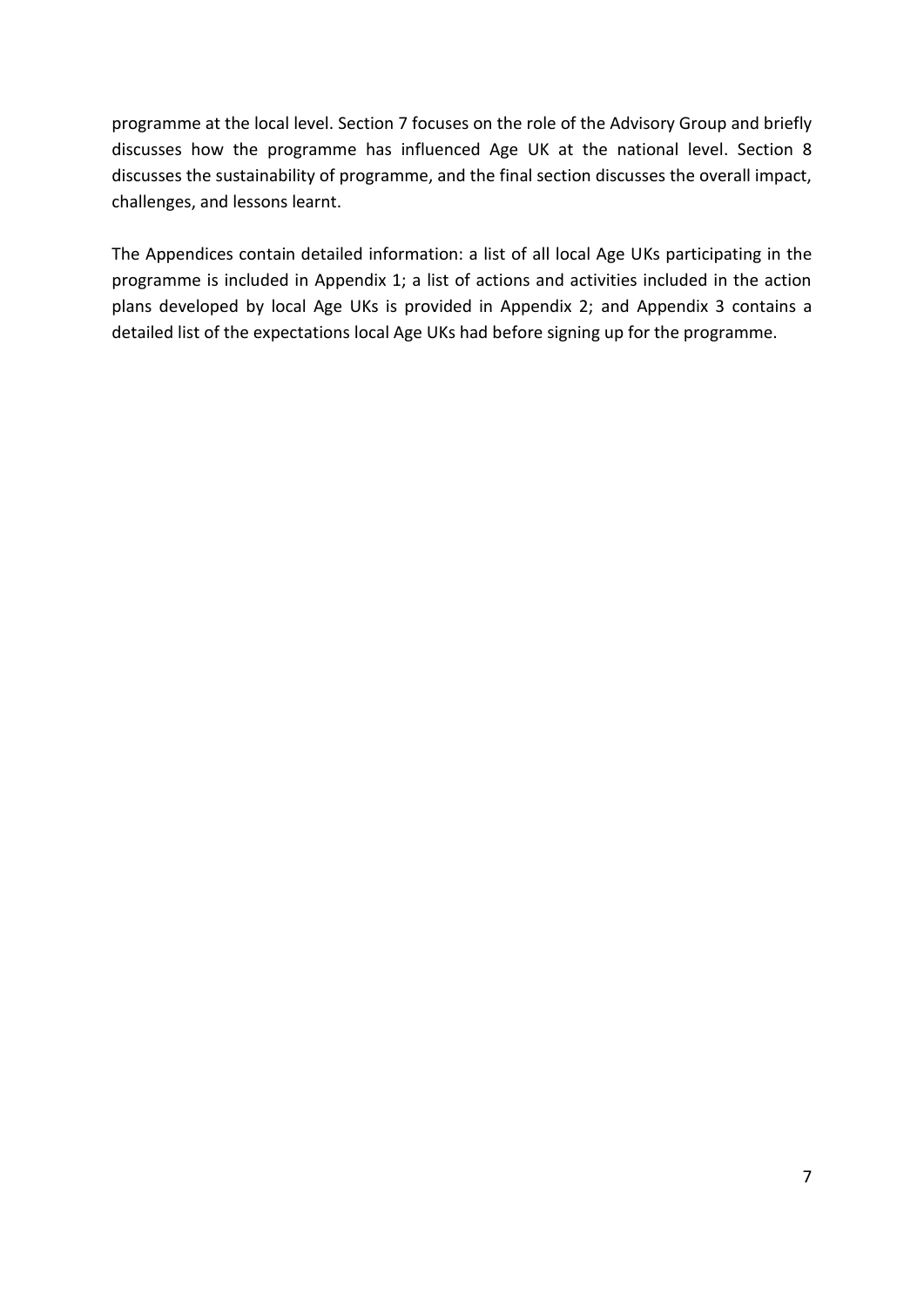programme at the local level. Section 7 focuses on the role of the Advisory Group and briefly discusses how the programme has influenced Age UK at the national level. Section 8 discusses the sustainability of programme, and the final section discusses the overall impact, challenges, and lessons learnt.

The Appendices contain detailed information: a list of all local Age UKs participating in the programme is included in Appendix 1; a list of actions and activities included in the action plans developed by local Age UKs is provided in Appendix 2; and Appendix 3 contains a detailed list of the expectations local Age UKs had before signing up for the programme.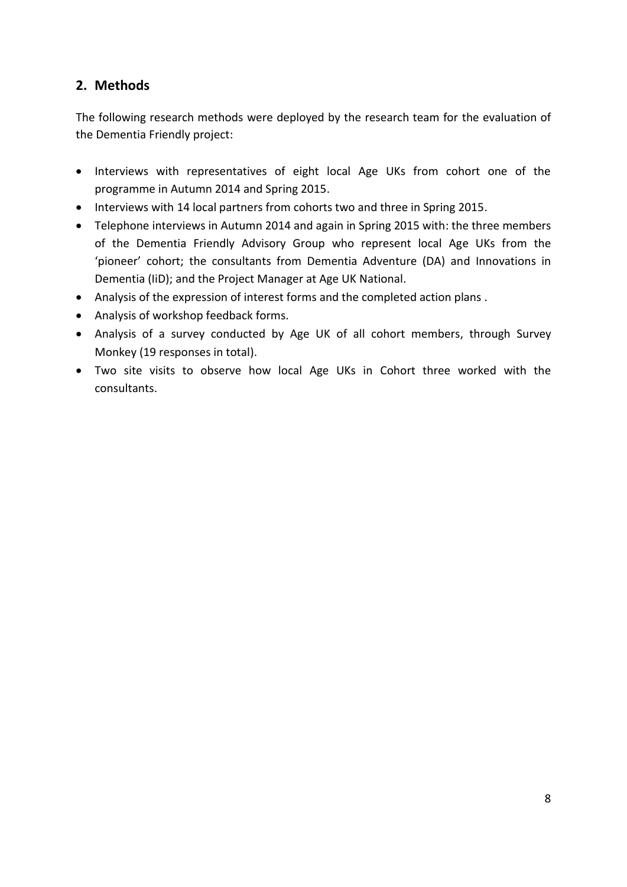## 2. Methods

The following research methods were deployed by the research team for the evaluation of the Dementia Friendly project:

- Interviews with representatives of eight local Age UKs from cohort one of the programme in Autumn 2014 and Spring 2015.
- Interviews with 14 local partners from cohorts two and three in Spring 2015.
- Telephone interviews in Autumn 2014 and again in Spring 2015 with: the three members of the Dementia Friendly Advisory Group who represent local Age UKs from the 'pioneer' cohort; the consultants from Dementia Adventure (DA) and Innovations in Dementia (IiD); and the Project Manager at Age UK National.
- Analysis of the expression of interest forms and the completed action plans .
- Analysis of workshop feedback forms.
- Analysis of a survey conducted by Age UK of all cohort members, through Survey Monkey (19 responses in total).
- Two site visits to observe how local Age UKs in Cohort three worked with the consultants.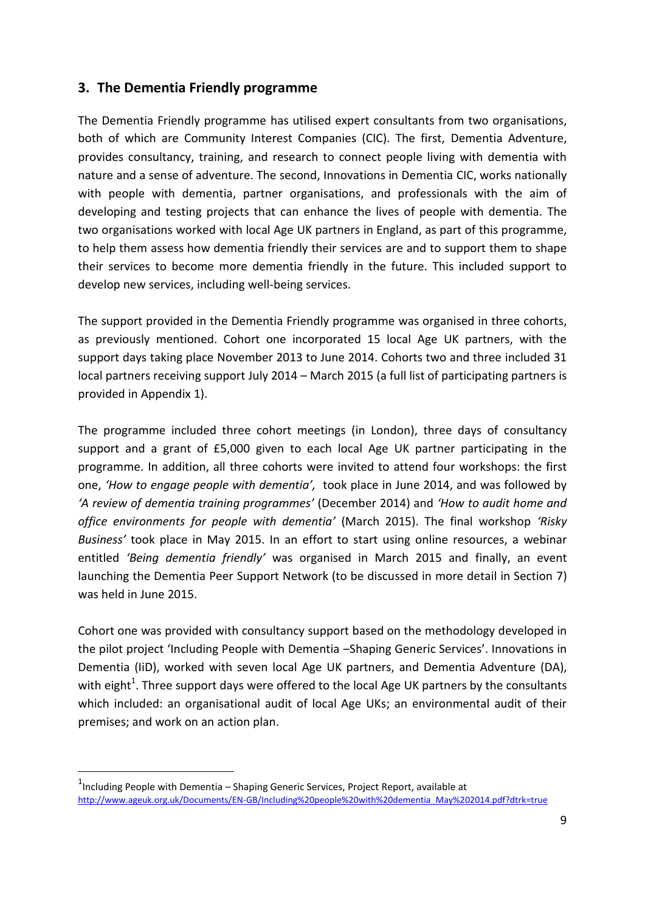## 3. The Dementia Friendly programme

The Dementia Friendly programme has utilised expert consultants from two organisations, both of which are Community Interest Companies (CIC). The first, Dementia Adventure, provides consultancy, training, and research to connect people living with dementia with nature and a sense of adventure. The second, Innovations in Dementia CIC, works nationally with people with dementia, partner organisations, and professionals with the aim of developing and testing projects that can enhance the lives of people with dementia. The two organisations worked with local Age UK partners in England, as part of this programme, to help them assess how dementia friendly their services are and to support them to shape their services to become more dementia friendly in the future. This included support to develop new services, including well-being services.

The support provided in the Dementia Friendly programme was organised in three cohorts, as previously mentioned. Cohort one incorporated 15 local Age UK partners, with the support days taking place November 2013 to June 2014. Cohorts two and three included 31 local partners receiving support July 2014 – March 2015 (a full list of participating partners is provided in Appendix 1).

The programme included three cohort meetings (in London), three days of consultancy support and a grant of £5,000 given to each local Age UK partner participating in the programme. In addition, all three cohorts were invited to attend four workshops: the first one, *'How to engage people with dementia',* took place in June 2014, and was followed by *'A review of dementia training programmes'* (December 2014) and *'How to audit home and office environments for people with dementia'* (March 2015). The final workshop *'Risky Business'* took place in May 2015. In an effort to start using online resources, a webinar entitled *'Being dementia friendly'* was organised in March 2015 and finally, an event launching the Dementia Peer Support Network (to be discussed in more detail in Section 7) was held in June 2015.

Cohort one was provided with consultancy support based on the methodology developed in the pilot project 'Including People with Dementia –Shaping Generic Services'. Innovations in Dementia (IiD), worked with seven local Age UK partners, and Dementia Adventure (DA), with eight[1]. Three support days were offered to the local Age UK partners by the consultants which included: an organisational audit of local Age UKs; an environmental audit of their premises; and work on an action plan.

---

[1] Including People with Dementia – Shaping Generic Services, Project Report, available at http://www.ageuk.org.uk/Documents/EN-GB/Including%20people%20with%20dementia_May%202014.pdf?dtrk=true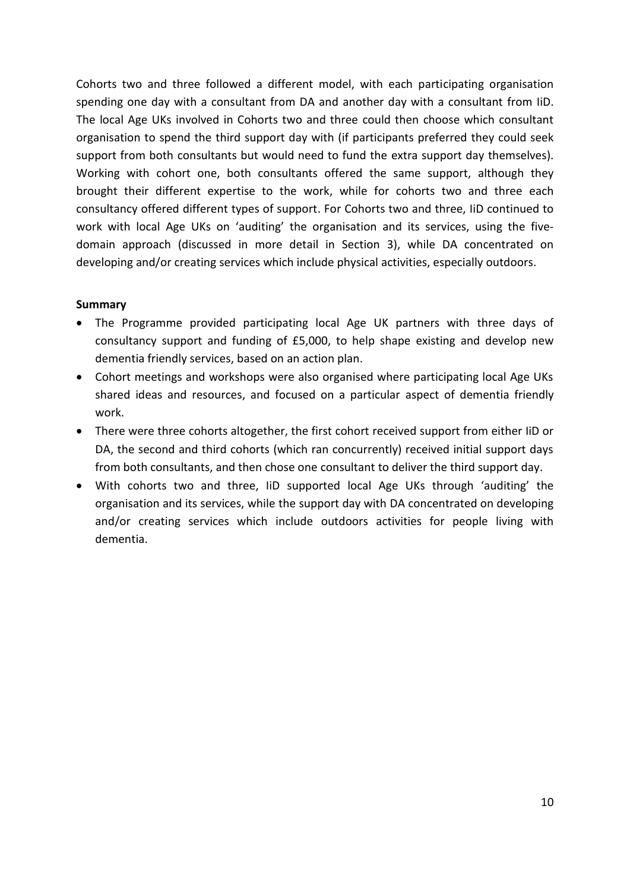Cohorts two and three followed a different model, with each participating organisation spending one day with a consultant from DA and another day with a consultant from IiD. The local Age UKs involved in Cohorts two and three could then choose which consultant organisation to spend the third support day with (if participants preferred they could seek support from both consultants but would need to fund the extra support day themselves). Working with cohort one, both consultants offered the same support, although they brought their different expertise to the work, while for cohorts two and three each consultancy offered different types of support. For Cohorts two and three, IiD continued to work with local Age UKs on 'auditing' the organisation and its services, using the five-domain approach (discussed in more detail in Section 3), while DA concentrated on developing and/or creating services which include physical activities, especially outdoors.

**Summary**

- The Programme provided participating local Age UK partners with three days of consultancy support and funding of £5,000, to help shape existing and develop new dementia friendly services, based on an action plan.
- Cohort meetings and workshops were also organised where participating local Age UKs shared ideas and resources, and focused on a particular aspect of dementia friendly work.
- There were three cohorts altogether, the first cohort received support from either IiD or DA, the second and third cohorts (which ran concurrently) received initial support days from both consultants, and then chose one consultant to deliver the third support day.
- With cohorts two and three, IiD supported local Age UKs through 'auditing' the organisation and its services, while the support day with DA concentrated on developing and/or creating services which include outdoors activities for people living with dementia.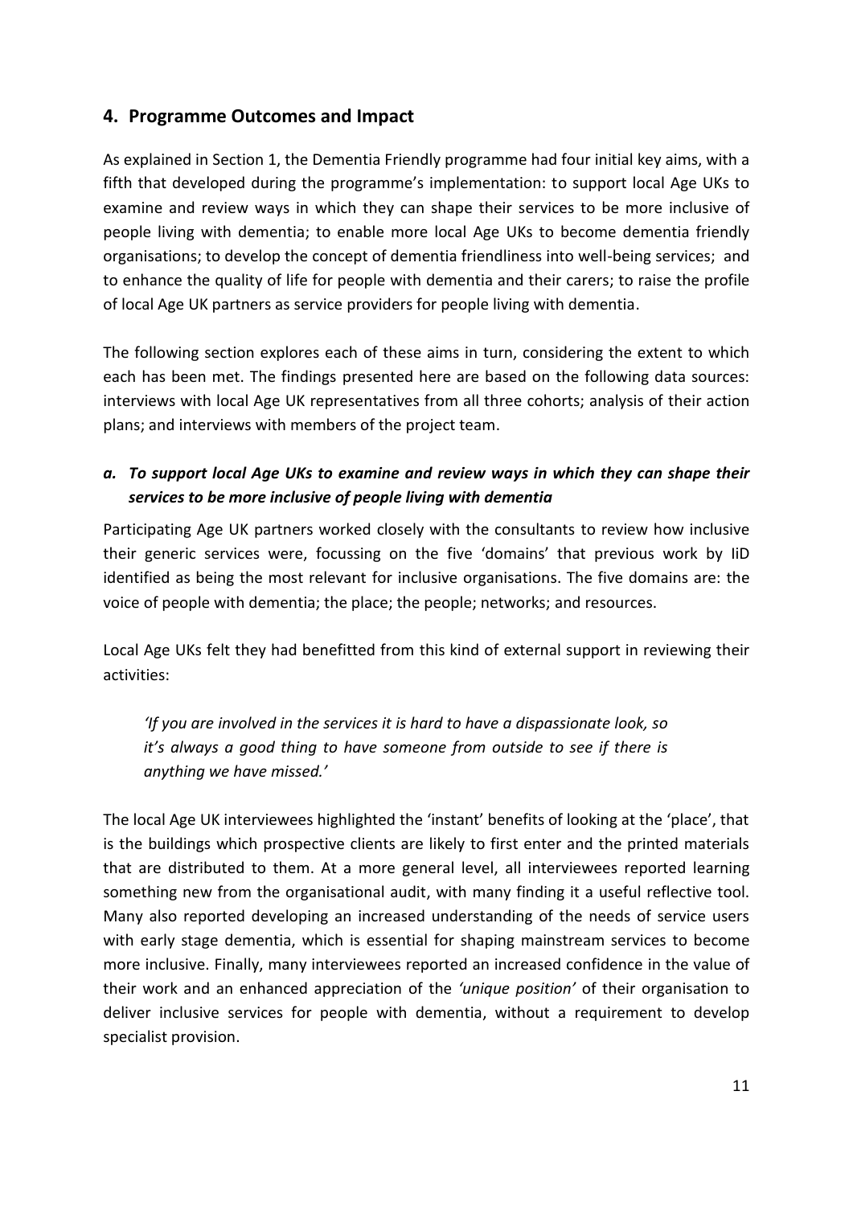## 4. Programme Outcomes and Impact

As explained in Section 1, the Dementia Friendly programme had four initial key aims, with a fifth that developed during the programme's implementation: to support local Age UKs to examine and review ways in which they can shape their services to be more inclusive of people living with dementia; to enable more local Age UKs to become dementia friendly organisations; to develop the concept of dementia friendliness into well-being services; and to enhance the quality of life for people with dementia and their carers; to raise the profile of local Age UK partners as service providers for people living with dementia.

The following section explores each of these aims in turn, considering the extent to which each has been met. The findings presented here are based on the following data sources: interviews with local Age UK representatives from all three cohorts; analysis of their action plans; and interviews with members of the project team.

### *a. To support local Age UKs to examine and review ways in which they can shape their services to be more inclusive of people living with dementia*

Participating Age UK partners worked closely with the consultants to review how inclusive their generic services were, focussing on the five 'domains' that previous work by IiD identified as being the most relevant for inclusive organisations. The five domains are: the voice of people with dementia; the place; the people; networks; and resources.

Local Age UKs felt they had benefitted from this kind of external support in reviewing their activities:

> *'If you are involved in the services it is hard to have a dispassionate look, so it's always a good thing to have someone from outside to see if there is anything we have missed.'*

The local Age UK interviewees highlighted the 'instant' benefits of looking at the 'place', that is the buildings which prospective clients are likely to first enter and the printed materials that are distributed to them. At a more general level, all interviewees reported learning something new from the organisational audit, with many finding it a useful reflective tool. Many also reported developing an increased understanding of the needs of service users with early stage dementia, which is essential for shaping mainstream services to become more inclusive. Finally, many interviewees reported an increased confidence in the value of their work and an enhanced appreciation of the *'unique position'* of their organisation to deliver inclusive services for people with dementia, without a requirement to develop specialist provision.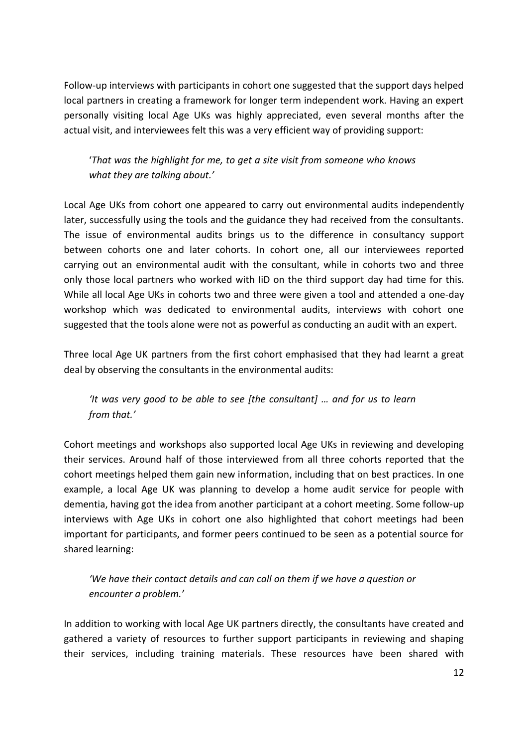Follow-up interviews with participants in cohort one suggested that the support days helped local partners in creating a framework for longer term independent work. Having an expert personally visiting local Age UKs was highly appreciated, even several months after the actual visit, and interviewees felt this was a very efficient way of providing support:

> '*That was the highlight for me, to get a site visit from someone who knows what they are talking about.'*

Local Age UKs from cohort one appeared to carry out environmental audits independently later, successfully using the tools and the guidance they had received from the consultants. The issue of environmental audits brings us to the difference in consultancy support between cohorts one and later cohorts. In cohort one, all our interviewees reported carrying out an environmental audit with the consultant, while in cohorts two and three only those local partners who worked with IiD on the third support day had time for this. While all local Age UKs in cohorts two and three were given a tool and attended a one-day workshop which was dedicated to environmental audits, interviews with cohort one suggested that the tools alone were not as powerful as conducting an audit with an expert.

Three local Age UK partners from the first cohort emphasised that they had learnt a great deal by observing the consultants in the environmental audits:

> *'It was very good to be able to see [the consultant] … and for us to learn from that.'*

Cohort meetings and workshops also supported local Age UKs in reviewing and developing their services. Around half of those interviewed from all three cohorts reported that the cohort meetings helped them gain new information, including that on best practices. In one example, a local Age UK was planning to develop a home audit service for people with dementia, having got the idea from another participant at a cohort meeting. Some follow-up interviews with Age UKs in cohort one also highlighted that cohort meetings had been important for participants, and former peers continued to be seen as a potential source for shared learning:

> *'We have their contact details and can call on them if we have a question or encounter a problem.'*

In addition to working with local Age UK partners directly, the consultants have created and gathered a variety of resources to further support participants in reviewing and shaping their services, including training materials. These resources have been shared with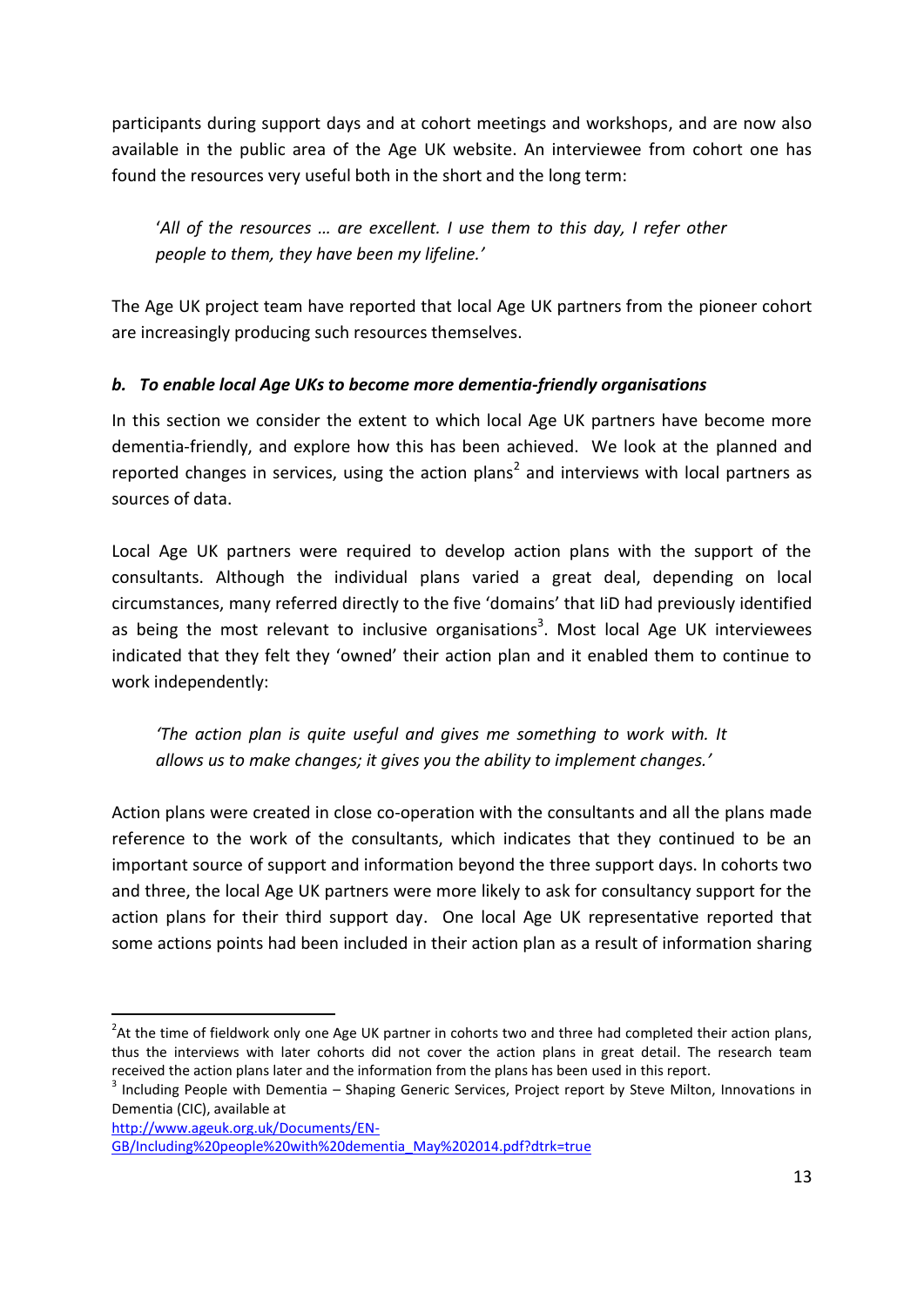participants during support days and at cohort meetings and workshops, and are now also available in the public area of the Age UK website. An interviewee from cohort one has found the resources very useful both in the short and the long term:

> '*All of the resources … are excellent. I use them to this day, I refer other people to them, they have been my lifeline.'*

The Age UK project team have reported that local Age UK partners from the pioneer cohort are increasingly producing such resources themselves.

### *b. To enable local Age UKs to become more dementia-friendly organisations*

In this section we consider the extent to which local Age UK partners have become more dementia-friendly, and explore how this has been achieved. We look at the planned and reported changes in services, using the action plans[2] and interviews with local partners as sources of data.

Local Age UK partners were required to develop action plans with the support of the consultants. Although the individual plans varied a great deal, depending on local circumstances, many referred directly to the five 'domains' that IiD had previously identified as being the most relevant to inclusive organisations[3]. Most local Age UK interviewees indicated that they felt they 'owned' their action plan and it enabled them to continue to work independently:

> *'The action plan is quite useful and gives me something to work with. It allows us to make changes; it gives you the ability to implement changes.'*

Action plans were created in close co-operation with the consultants and all the plans made reference to the work of the consultants, which indicates that they continued to be an important source of support and information beyond the three support days. In cohorts two and three, the local Age UK partners were more likely to ask for consultancy support for the action plans for their third support day. One local Age UK representative reported that some actions points had been included in their action plan as a result of information sharing

---

[2] At the time of fieldwork only one Age UK partner in cohorts two and three had completed their action plans, thus the interviews with later cohorts did not cover the action plans in great detail. The research team received the action plans later and the information from the plans has been used in this report.

[3] Including People with Dementia – Shaping Generic Services, Project report by Steve Milton, Innovations in Dementia (CIC), available at http://www.ageuk.org.uk/Documents/EN-GB/Including%20people%20with%20dementia_May%202014.pdf?dtrk=true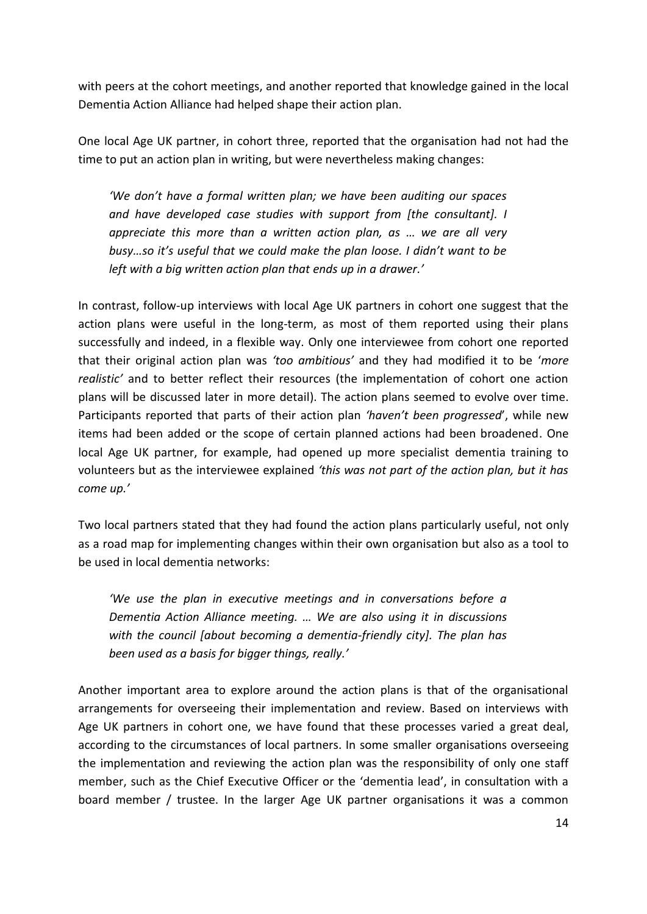with peers at the cohort meetings, and another reported that knowledge gained in the local Dementia Action Alliance had helped shape their action plan.

One local Age UK partner, in cohort three, reported that the organisation had not had the time to put an action plan in writing, but were nevertheless making changes:

> *'We don't have a formal written plan; we have been auditing our spaces and have developed case studies with support from [the consultant]. I appreciate this more than a written action plan, as … we are all very busy…so it's useful that we could make the plan loose. I didn't want to be left with a big written action plan that ends up in a drawer.'*

In contrast, follow-up interviews with local Age UK partners in cohort one suggest that the action plans were useful in the long-term, as most of them reported using their plans successfully and indeed, in a flexible way. Only one interviewee from cohort one reported that their original action plan was *'too ambitious'* and they had modified it to be '*more realistic'* and to better reflect their resources (the implementation of cohort one action plans will be discussed later in more detail). The action plans seemed to evolve over time. Participants reported that parts of their action plan *'haven't been progressed*', while new items had been added or the scope of certain planned actions had been broadened. One local Age UK partner, for example, had opened up more specialist dementia training to volunteers but as the interviewee explained *'this was not part of the action plan, but it has come up.'*

Two local partners stated that they had found the action plans particularly useful, not only as a road map for implementing changes within their own organisation but also as a tool to be used in local dementia networks:

> *'We use the plan in executive meetings and in conversations before a Dementia Action Alliance meeting. … We are also using it in discussions with the council [about becoming a dementia-friendly city]. The plan has been used as a basis for bigger things, really.'*

Another important area to explore around the action plans is that of the organisational arrangements for overseeing their implementation and review. Based on interviews with Age UK partners in cohort one, we have found that these processes varied a great deal, according to the circumstances of local partners. In some smaller organisations overseeing the implementation and reviewing the action plan was the responsibility of only one staff member, such as the Chief Executive Officer or the 'dementia lead', in consultation with a board member / trustee. In the larger Age UK partner organisations it was a common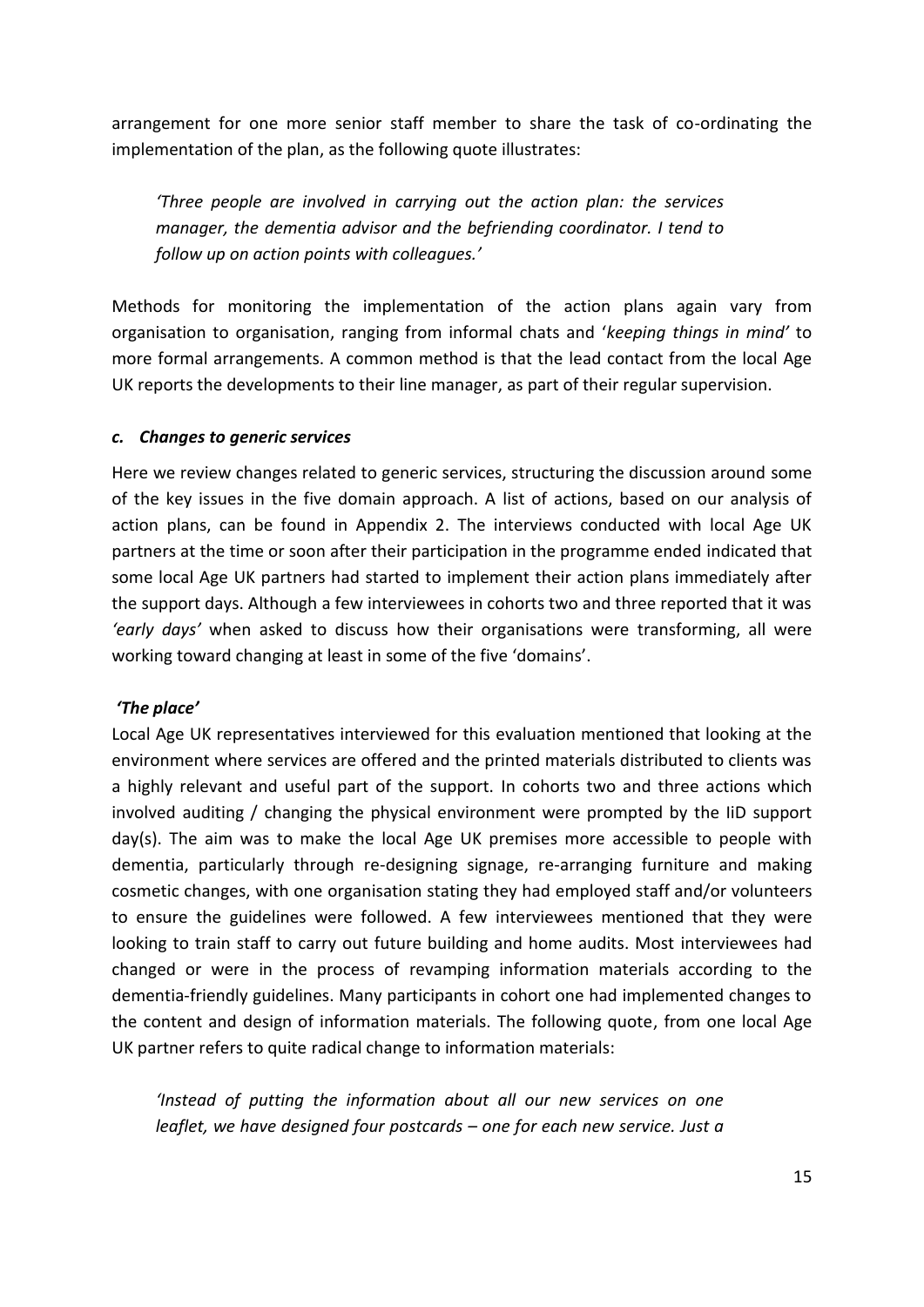arrangement for one more senior staff member to share the task of co-ordinating the implementation of the plan, as the following quote illustrates:

> *'Three people are involved in carrying out the action plan: the services manager, the dementia advisor and the befriending coordinator. I tend to follow up on action points with colleagues.'*

Methods for monitoring the implementation of the action plans again vary from organisation to organisation, ranging from informal chats and '*keeping things in mind'* to more formal arrangements. A common method is that the lead contact from the local Age UK reports the developments to their line manager, as part of their regular supervision.

### *c. Changes to generic services*

Here we review changes related to generic services, structuring the discussion around some of the key issues in the five domain approach. A list of actions, based on our analysis of action plans, can be found in Appendix 2. The interviews conducted with local Age UK partners at the time or soon after their participation in the programme ended indicated that some local Age UK partners had started to implement their action plans immediately after the support days. Although a few interviewees in cohorts two and three reported that it was *'early days'* when asked to discuss how their organisations were transforming, all were working toward changing at least in some of the five 'domains'.

#### *'The place'*

Local Age UK representatives interviewed for this evaluation mentioned that looking at the environment where services are offered and the printed materials distributed to clients was a highly relevant and useful part of the support. In cohorts two and three actions which involved auditing / changing the physical environment were prompted by the IiD support day(s). The aim was to make the local Age UK premises more accessible to people with dementia, particularly through re-designing signage, re-arranging furniture and making cosmetic changes, with one organisation stating they had employed staff and/or volunteers to ensure the guidelines were followed. A few interviewees mentioned that they were looking to train staff to carry out future building and home audits. Most interviewees had changed or were in the process of revamping information materials according to the dementia-friendly guidelines. Many participants in cohort one had implemented changes to the content and design of information materials. The following quote, from one local Age UK partner refers to quite radical change to information materials:

> *'Instead of putting the information about all our new services on one leaflet, we have designed four postcards – one for each new service. Just a*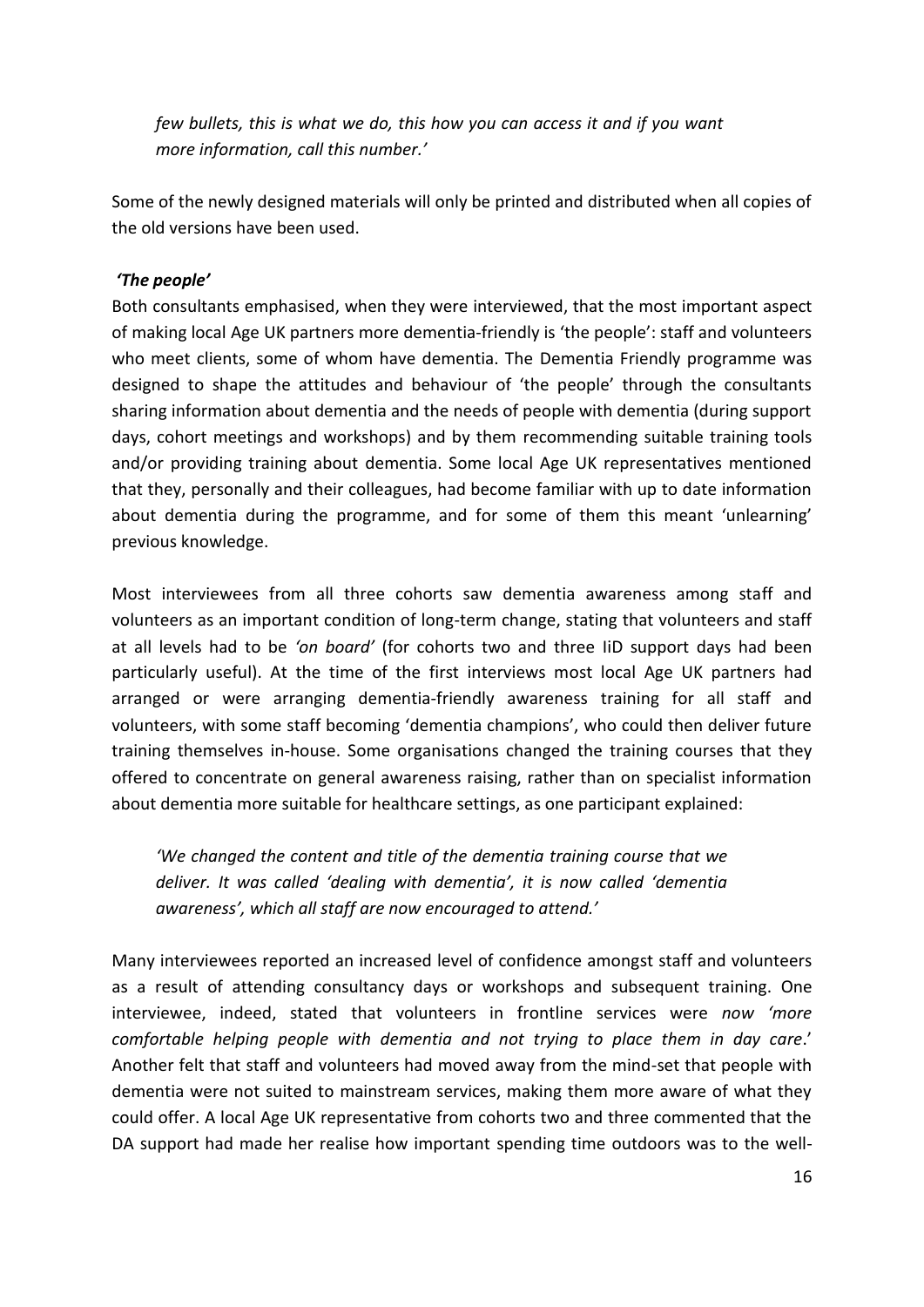*few bullets, this is what we do, this how you can access it and if you want more information, call this number.'*

Some of the newly designed materials will only be printed and distributed when all copies of the old versions have been used.

***'The people'***

Both consultants emphasised, when they were interviewed, that the most important aspect of making local Age UK partners more dementia-friendly is 'the people': staff and volunteers who meet clients, some of whom have dementia. The Dementia Friendly programme was designed to shape the attitudes and behaviour of 'the people' through the consultants sharing information about dementia and the needs of people with dementia (during support days, cohort meetings and workshops) and by them recommending suitable training tools and/or providing training about dementia. Some local Age UK representatives mentioned that they, personally and their colleagues, had become familiar with up to date information about dementia during the programme, and for some of them this meant 'unlearning' previous knowledge.

Most interviewees from all three cohorts saw dementia awareness among staff and volunteers as an important condition of long-term change, stating that volunteers and staff at all levels had to be *'on board'* (for cohorts two and three IiD support days had been particularly useful). At the time of the first interviews most local Age UK partners had arranged or were arranging dementia-friendly awareness training for all staff and volunteers, with some staff becoming 'dementia champions', who could then deliver future training themselves in-house. Some organisations changed the training courses that they offered to concentrate on general awareness raising, rather than on specialist information about dementia more suitable for healthcare settings, as one participant explained:

> *'We changed the content and title of the dementia training course that we deliver. It was called 'dealing with dementia', it is now called 'dementia awareness', which all staff are now encouraged to attend.'*

Many interviewees reported an increased level of confidence amongst staff and volunteers as a result of attending consultancy days or workshops and subsequent training. One interviewee, indeed, stated that volunteers in frontline services were *now 'more comfortable helping people with dementia and not trying to place them in day care*.' Another felt that staff and volunteers had moved away from the mind-set that people with dementia were not suited to mainstream services, making them more aware of what they could offer. A local Age UK representative from cohorts two and three commented that the DA support had made her realise how important spending time outdoors was to the well-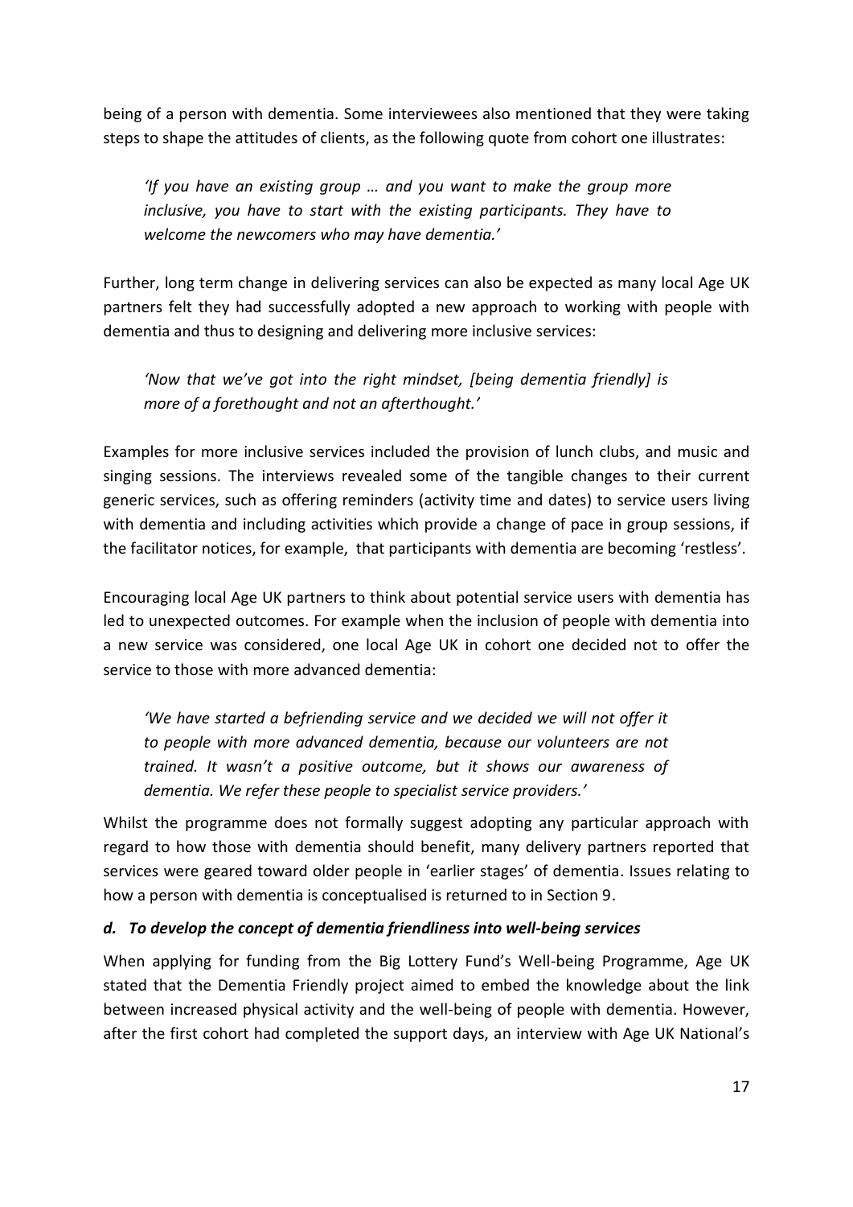being of a person with dementia. Some interviewees also mentioned that they were taking steps to shape the attitudes of clients, as the following quote from cohort one illustrates:

> *'If you have an existing group … and you want to make the group more inclusive, you have to start with the existing participants. They have to welcome the newcomers who may have dementia.'*

Further, long term change in delivering services can also be expected as many local Age UK partners felt they had successfully adopted a new approach to working with people with dementia and thus to designing and delivering more inclusive services:

> *'Now that we've got into the right mindset, [being dementia friendly] is more of a forethought and not an afterthought.'*

Examples for more inclusive services included the provision of lunch clubs, and music and singing sessions. The interviews revealed some of the tangible changes to their current generic services, such as offering reminders (activity time and dates) to service users living with dementia and including activities which provide a change of pace in group sessions, if the facilitator notices, for example, that participants with dementia are becoming 'restless'.

Encouraging local Age UK partners to think about potential service users with dementia has led to unexpected outcomes. For example when the inclusion of people with dementia into a new service was considered, one local Age UK in cohort one decided not to offer the service to those with more advanced dementia:

> *'We have started a befriending service and we decided we will not offer it to people with more advanced dementia, because our volunteers are not trained. It wasn't a positive outcome, but it shows our awareness of dementia. We refer these people to specialist service providers.'*

Whilst the programme does not formally suggest adopting any particular approach with regard to how those with dementia should benefit, many delivery partners reported that services were geared toward older people in 'earlier stages' of dementia. Issues relating to how a person with dementia is conceptualised is returned to in Section 9.

### *d. To develop the concept of dementia friendliness into well-being services*

When applying for funding from the Big Lottery Fund's Well-being Programme, Age UK stated that the Dementia Friendly project aimed to embed the knowledge about the link between increased physical activity and the well-being of people with dementia. However, after the first cohort had completed the support days, an interview with Age UK National's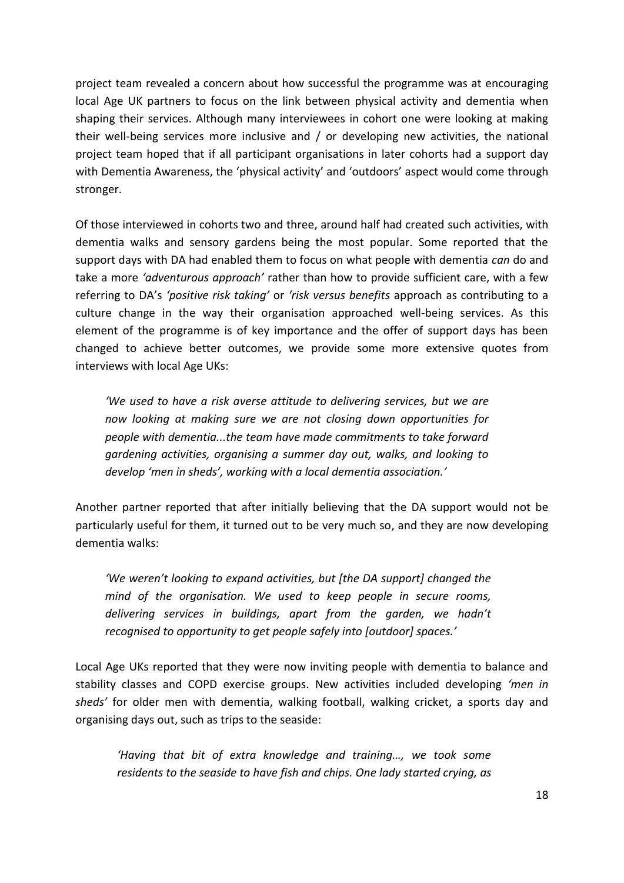project team revealed a concern about how successful the programme was at encouraging local Age UK partners to focus on the link between physical activity and dementia when shaping their services. Although many interviewees in cohort one were looking at making their well-being services more inclusive and / or developing new activities, the national project team hoped that if all participant organisations in later cohorts had a support day with Dementia Awareness, the 'physical activity' and 'outdoors' aspect would come through stronger.

Of those interviewed in cohorts two and three, around half had created such activities, with dementia walks and sensory gardens being the most popular. Some reported that the support days with DA had enabled them to focus on what people with dementia *can* do and take a more *'adventurous approach'* rather than how to provide sufficient care, with a few referring to DA's *'positive risk taking'* or *'risk versus benefits* approach as contributing to a culture change in the way their organisation approached well-being services. As this element of the programme is of key importance and the offer of support days has been changed to achieve better outcomes, we provide some more extensive quotes from interviews with local Age UKs:

> *'We used to have a risk averse attitude to delivering services, but we are now looking at making sure we are not closing down opportunities for people with dementia...the team have made commitments to take forward gardening activities, organising a summer day out, walks, and looking to develop 'men in sheds', working with a local dementia association.'*

Another partner reported that after initially believing that the DA support would not be particularly useful for them, it turned out to be very much so, and they are now developing dementia walks:

> *'We weren't looking to expand activities, but [the DA support] changed the mind of the organisation. We used to keep people in secure rooms, delivering services in buildings, apart from the garden, we hadn't recognised to opportunity to get people safely into [outdoor] spaces.'*

Local Age UKs reported that they were now inviting people with dementia to balance and stability classes and COPD exercise groups. New activities included developing *'men in sheds'* for older men with dementia, walking football, walking cricket, a sports day and organising days out, such as trips to the seaside:

> *'Having that bit of extra knowledge and training…, we took some residents to the seaside to have fish and chips. One lady started crying, as*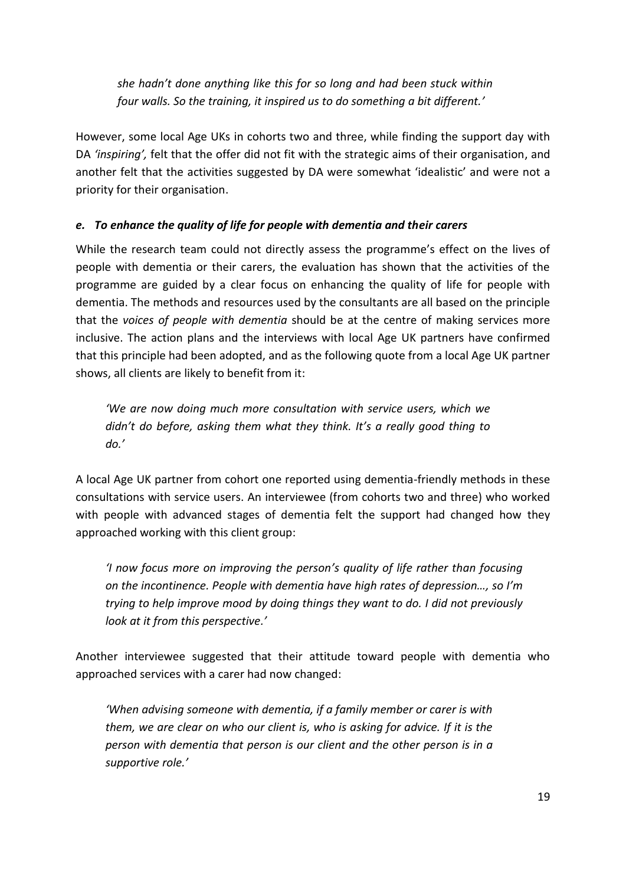*she hadn't done anything like this for so long and had been stuck within four walls. So the training, it inspired us to do something a bit different.'*

However, some local Age UKs in cohorts two and three, while finding the support day with DA *'inspiring',* felt that the offer did not fit with the strategic aims of their organisation, and another felt that the activities suggested by DA were somewhat 'idealistic' and were not a priority for their organisation.

#### *e. To enhance the quality of life for people with dementia and their carers*

While the research team could not directly assess the programme's effect on the lives of people with dementia or their carers, the evaluation has shown that the activities of the programme are guided by a clear focus on enhancing the quality of life for people with dementia. The methods and resources used by the consultants are all based on the principle that the *voices of people with dementia* should be at the centre of making services more inclusive. The action plans and the interviews with local Age UK partners have confirmed that this principle had been adopted, and as the following quote from a local Age UK partner shows, all clients are likely to benefit from it:

> *'We are now doing much more consultation with service users, which we didn't do before, asking them what they think. It's a really good thing to do.'*

A local Age UK partner from cohort one reported using dementia-friendly methods in these consultations with service users. An interviewee (from cohorts two and three) who worked with people with advanced stages of dementia felt the support had changed how they approached working with this client group:

> *'I now focus more on improving the person's quality of life rather than focusing on the incontinence. People with dementia have high rates of depression…, so I'm trying to help improve mood by doing things they want to do. I did not previously look at it from this perspective.'*

Another interviewee suggested that their attitude toward people with dementia who approached services with a carer had now changed:

> *'When advising someone with dementia, if a family member or carer is with them, we are clear on who our client is, who is asking for advice. If it is the person with dementia that person is our client and the other person is in a supportive role.'*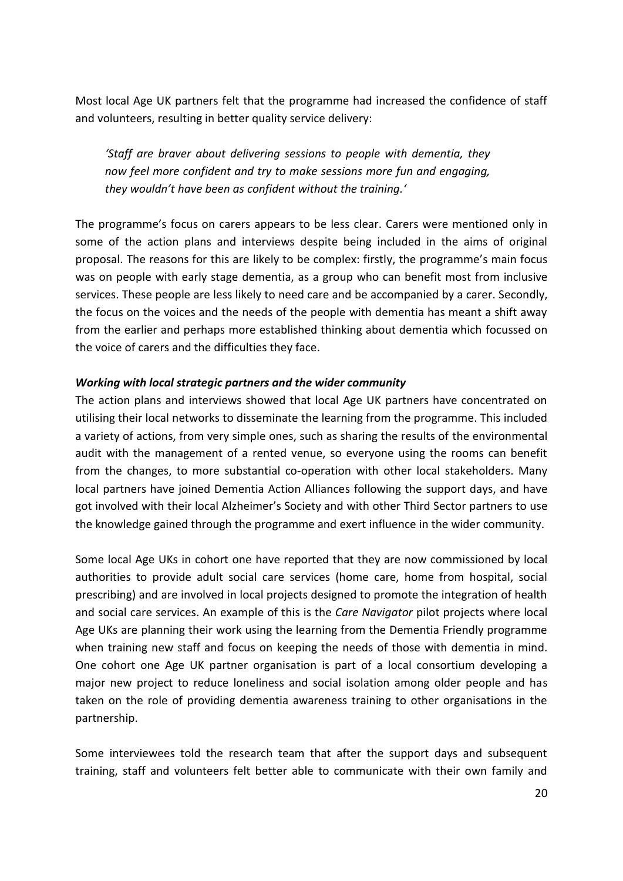Most local Age UK partners felt that the programme had increased the confidence of staff and volunteers, resulting in better quality service delivery:

> *'Staff are braver about delivering sessions to people with dementia, they now feel more confident and try to make sessions more fun and engaging, they wouldn't have been as confident without the training.'*

The programme's focus on carers appears to be less clear. Carers were mentioned only in some of the action plans and interviews despite being included in the aims of original proposal. The reasons for this are likely to be complex: firstly, the programme's main focus was on people with early stage dementia, as a group who can benefit most from inclusive services. These people are less likely to need care and be accompanied by a carer. Secondly, the focus on the voices and the needs of the people with dementia has meant a shift away from the earlier and perhaps more established thinking about dementia which focussed on the voice of carers and the difficulties they face.

***Working with local strategic partners and the wider community***

The action plans and interviews showed that local Age UK partners have concentrated on utilising their local networks to disseminate the learning from the programme. This included a variety of actions, from very simple ones, such as sharing the results of the environmental audit with the management of a rented venue, so everyone using the rooms can benefit from the changes, to more substantial co-operation with other local stakeholders. Many local partners have joined Dementia Action Alliances following the support days, and have got involved with their local Alzheimer's Society and with other Third Sector partners to use the knowledge gained through the programme and exert influence in the wider community.

Some local Age UKs in cohort one have reported that they are now commissioned by local authorities to provide adult social care services (home care, home from hospital, social prescribing) and are involved in local projects designed to promote the integration of health and social care services. An example of this is the *Care Navigator* pilot projects where local Age UKs are planning their work using the learning from the Dementia Friendly programme when training new staff and focus on keeping the needs of those with dementia in mind. One cohort one Age UK partner organisation is part of a local consortium developing a major new project to reduce loneliness and social isolation among older people and has taken on the role of providing dementia awareness training to other organisations in the partnership.

Some interviewees told the research team that after the support days and subsequent training, staff and volunteers felt better able to communicate with their own family and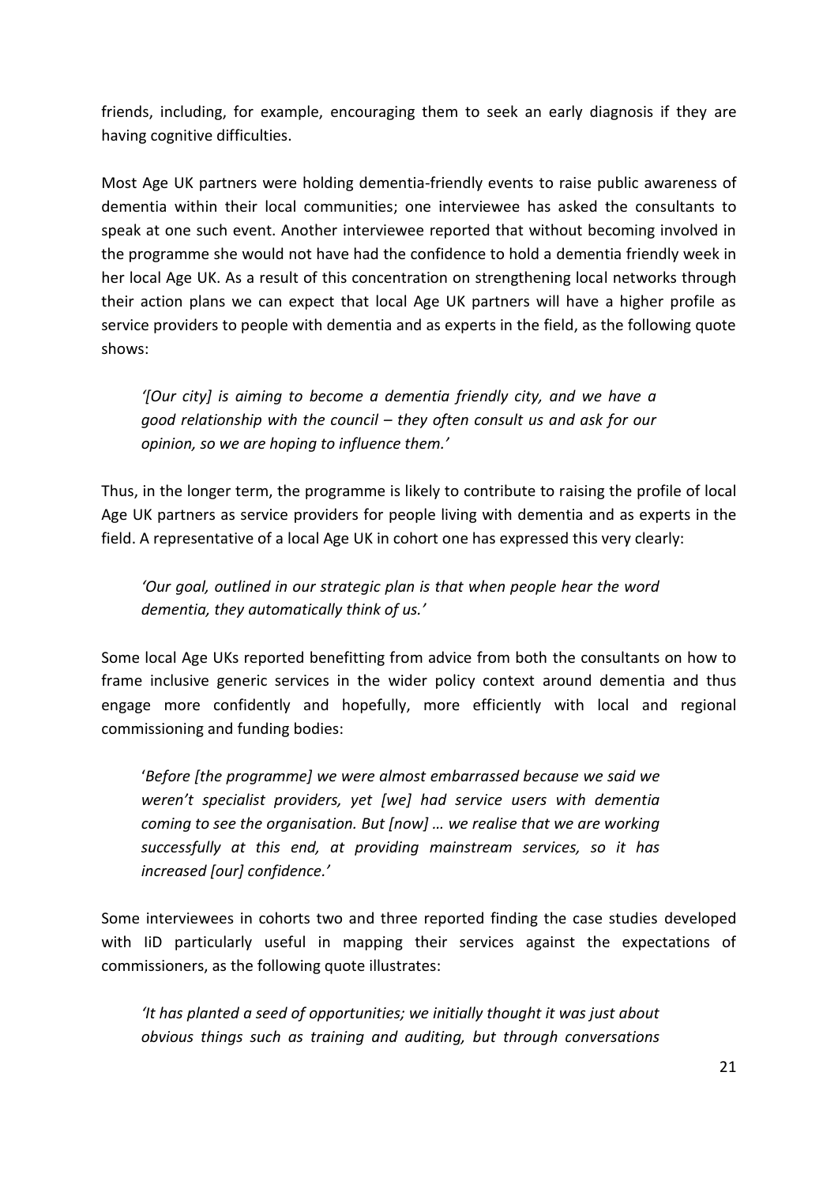friends, including, for example, encouraging them to seek an early diagnosis if they are having cognitive difficulties.

Most Age UK partners were holding dementia-friendly events to raise public awareness of dementia within their local communities; one interviewee has asked the consultants to speak at one such event. Another interviewee reported that without becoming involved in the programme she would not have had the confidence to hold a dementia friendly week in her local Age UK. As a result of this concentration on strengthening local networks through their action plans we can expect that local Age UK partners will have a higher profile as service providers to people with dementia and as experts in the field, as the following quote shows:

> *'[Our city] is aiming to become a dementia friendly city, and we have a good relationship with the council – they often consult us and ask for our opinion, so we are hoping to influence them.'*

Thus, in the longer term, the programme is likely to contribute to raising the profile of local Age UK partners as service providers for people living with dementia and as experts in the field. A representative of a local Age UK in cohort one has expressed this very clearly:

> *'Our goal, outlined in our strategic plan is that when people hear the word dementia, they automatically think of us.'*

Some local Age UKs reported benefitting from advice from both the consultants on how to frame inclusive generic services in the wider policy context around dementia and thus engage more confidently and hopefully, more efficiently with local and regional commissioning and funding bodies:

> '*Before [the programme] we were almost embarrassed because we said we weren't specialist providers, yet [we] had service users with dementia coming to see the organisation. But [now] … we realise that we are working successfully at this end, at providing mainstream services, so it has increased [our] confidence.*'

Some interviewees in cohorts two and three reported finding the case studies developed with IiD particularly useful in mapping their services against the expectations of commissioners, as the following quote illustrates:

> *'It has planted a seed of opportunities; we initially thought it was just about obvious things such as training and auditing, but through conversations*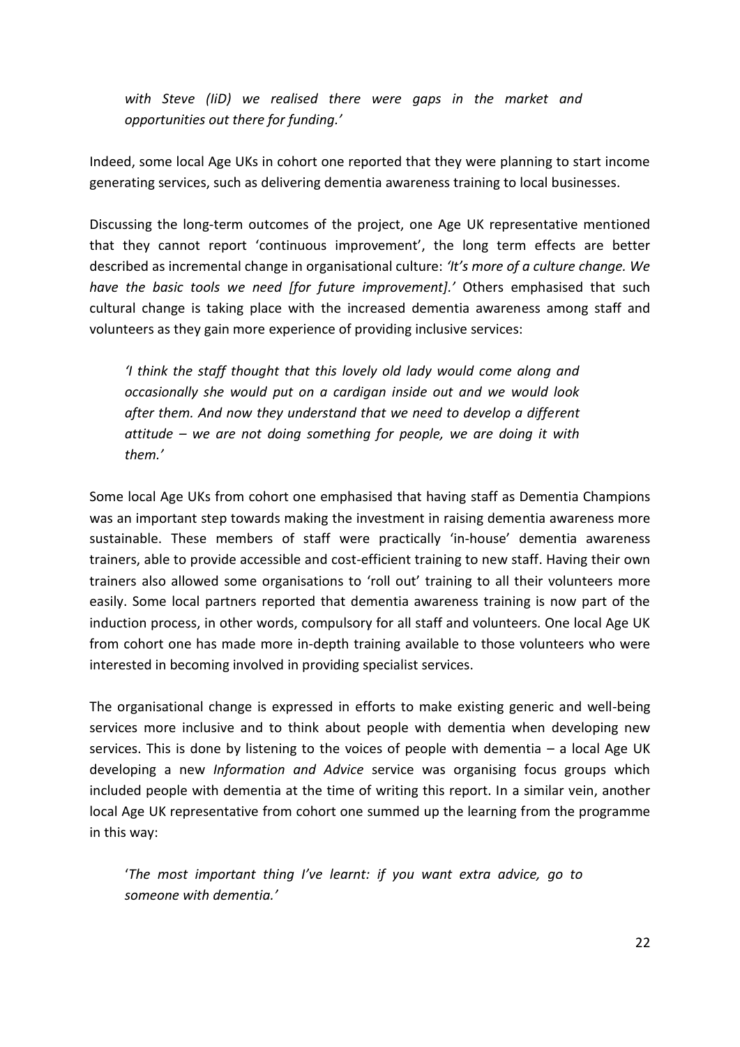*with Steve (IiD) we realised there were gaps in the market and opportunities out there for funding.'*

Indeed, some local Age UKs in cohort one reported that they were planning to start income generating services, such as delivering dementia awareness training to local businesses.

Discussing the long-term outcomes of the project, one Age UK representative mentioned that they cannot report 'continuous improvement', the long term effects are better described as incremental change in organisational culture: *'It's more of a culture change. We have the basic tools we need [for future improvement].'* Others emphasised that such cultural change is taking place with the increased dementia awareness among staff and volunteers as they gain more experience of providing inclusive services:

*'I think the staff thought that this lovely old lady would come along and occasionally she would put on a cardigan inside out and we would look after them. And now they understand that we need to develop a different attitude – we are not doing something for people, we are doing it with them.'*

Some local Age UKs from cohort one emphasised that having staff as Dementia Champions was an important step towards making the investment in raising dementia awareness more sustainable. These members of staff were practically 'in-house' dementia awareness trainers, able to provide accessible and cost-efficient training to new staff. Having their own trainers also allowed some organisations to 'roll out' training to all their volunteers more easily. Some local partners reported that dementia awareness training is now part of the induction process, in other words, compulsory for all staff and volunteers. One local Age UK from cohort one has made more in-depth training available to those volunteers who were interested in becoming involved in providing specialist services.

The organisational change is expressed in efforts to make existing generic and well-being services more inclusive and to think about people with dementia when developing new services. This is done by listening to the voices of people with dementia – a local Age UK developing a new *Information and Advice* service was organising focus groups which included people with dementia at the time of writing this report. In a similar vein, another local Age UK representative from cohort one summed up the learning from the programme in this way:

*'The most important thing I've learnt: if you want extra advice, go to someone with dementia.'*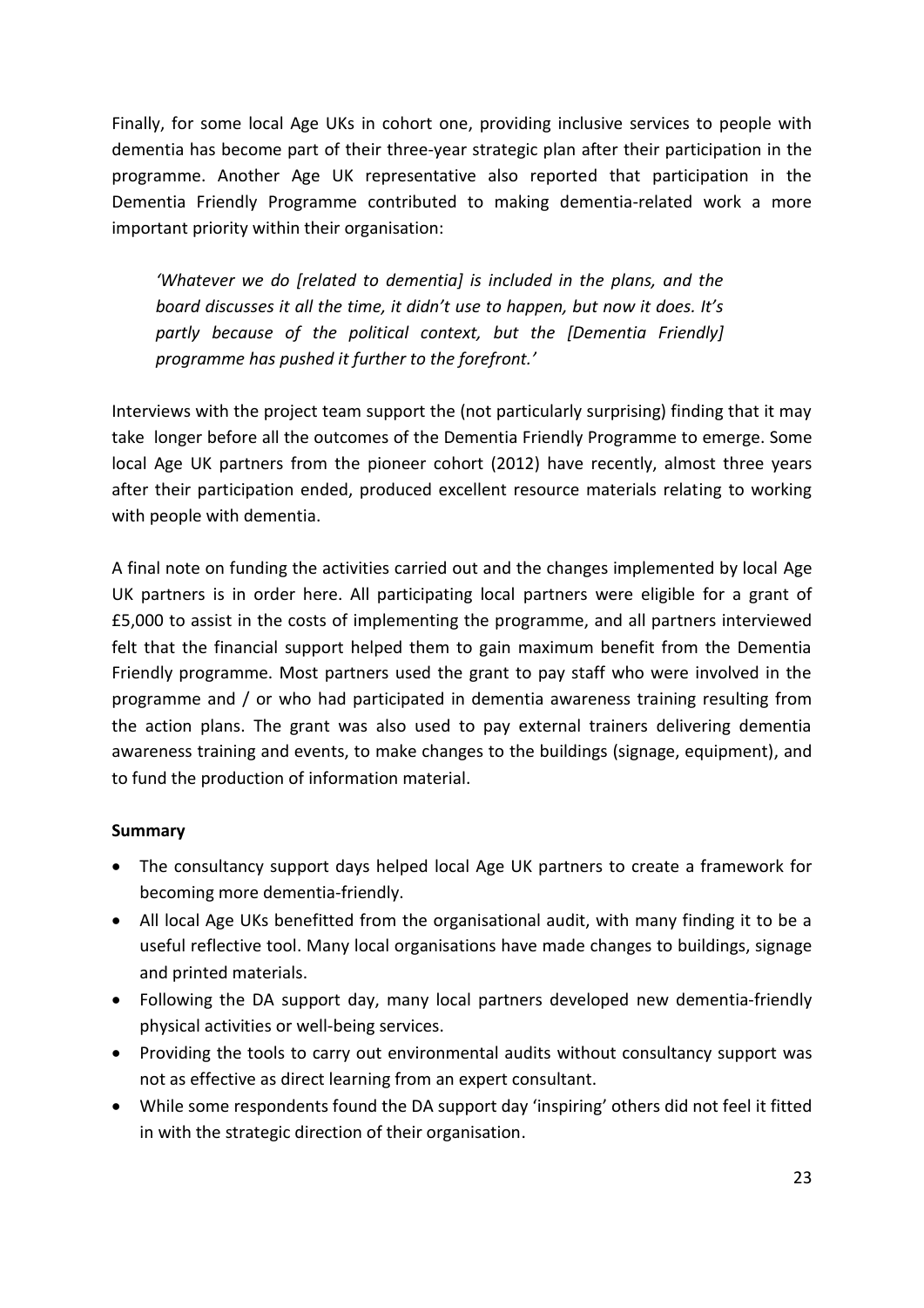Finally, for some local Age UKs in cohort one, providing inclusive services to people with dementia has become part of their three-year strategic plan after their participation in the programme. Another Age UK representative also reported that participation in the Dementia Friendly Programme contributed to making dementia-related work a more important priority within their organisation:

> *'Whatever we do [related to dementia] is included in the plans, and the board discusses it all the time, it didn't use to happen, but now it does. It's partly because of the political context, but the [Dementia Friendly] programme has pushed it further to the forefront.'*

Interviews with the project team support the (not particularly surprising) finding that it may take longer before all the outcomes of the Dementia Friendly Programme to emerge. Some local Age UK partners from the pioneer cohort (2012) have recently, almost three years after their participation ended, produced excellent resource materials relating to working with people with dementia.

A final note on funding the activities carried out and the changes implemented by local Age UK partners is in order here. All participating local partners were eligible for a grant of £5,000 to assist in the costs of implementing the programme, and all partners interviewed felt that the financial support helped them to gain maximum benefit from the Dementia Friendly programme. Most partners used the grant to pay staff who were involved in the programme and / or who had participated in dementia awareness training resulting from the action plans. The grant was also used to pay external trainers delivering dementia awareness training and events, to make changes to the buildings (signage, equipment), and to fund the production of information material.

**Summary**

- The consultancy support days helped local Age UK partners to create a framework for becoming more dementia-friendly.
- All local Age UKs benefitted from the organisational audit, with many finding it to be a useful reflective tool. Many local organisations have made changes to buildings, signage and printed materials.
- Following the DA support day, many local partners developed new dementia-friendly physical activities or well-being services.
- Providing the tools to carry out environmental audits without consultancy support was not as effective as direct learning from an expert consultant.
- While some respondents found the DA support day 'inspiring' others did not feel it fitted in with the strategic direction of their organisation.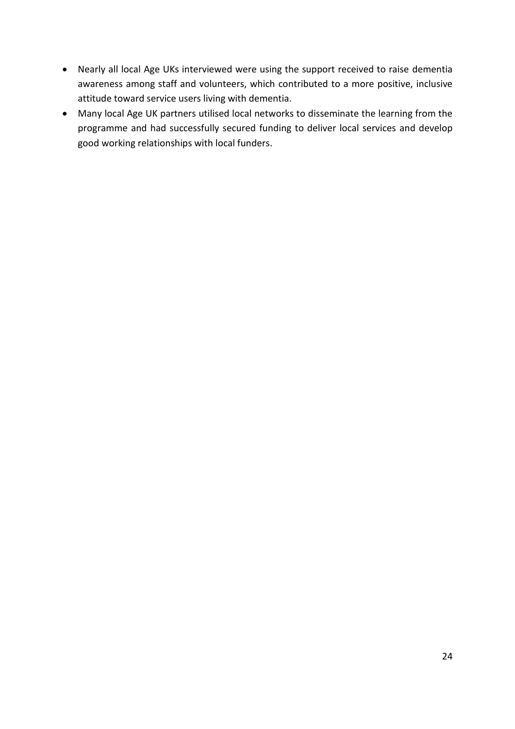- Nearly all local Age UKs interviewed were using the support received to raise dementia awareness among staff and volunteers, which contributed to a more positive, inclusive attitude toward service users living with dementia.
- Many local Age UK partners utilised local networks to disseminate the learning from the programme and had successfully secured funding to deliver local services and develop good working relationships with local funders.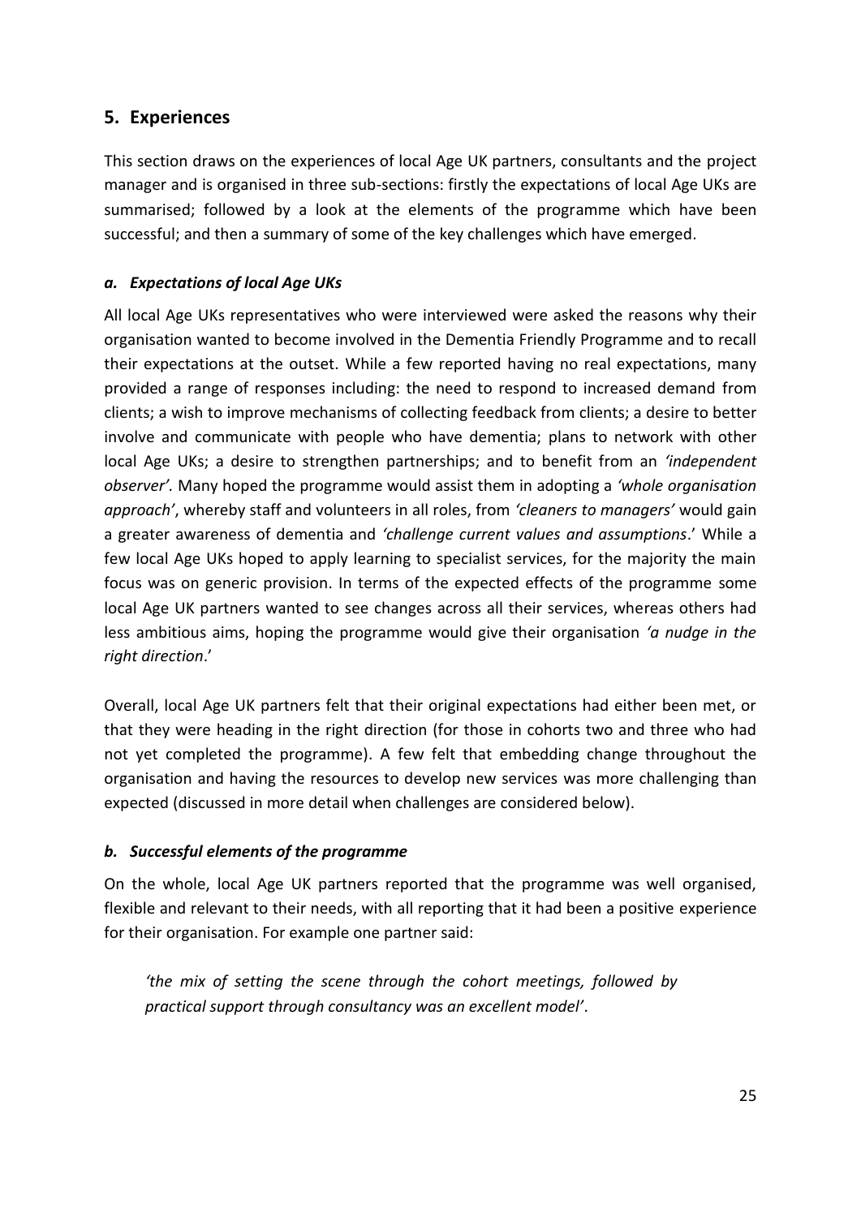## 5. Experiences

This section draws on the experiences of local Age UK partners, consultants and the project manager and is organised in three sub-sections: firstly the expectations of local Age UKs are summarised; followed by a look at the elements of the programme which have been successful; and then a summary of some of the key challenges which have emerged.

### *a. Expectations of local Age UKs*

All local Age UKs representatives who were interviewed were asked the reasons why their organisation wanted to become involved in the Dementia Friendly Programme and to recall their expectations at the outset. While a few reported having no real expectations, many provided a range of responses including: the need to respond to increased demand from clients; a wish to improve mechanisms of collecting feedback from clients; a desire to better involve and communicate with people who have dementia; plans to network with other local Age UKs; a desire to strengthen partnerships; and to benefit from an *'independent observer'.* Many hoped the programme would assist them in adopting a *'whole organisation approach'*, whereby staff and volunteers in all roles, from *'cleaners to managers'* would gain a greater awareness of dementia and *'challenge current values and assumptions*.' While a few local Age UKs hoped to apply learning to specialist services, for the majority the main focus was on generic provision. In terms of the expected effects of the programme some local Age UK partners wanted to see changes across all their services, whereas others had less ambitious aims, hoping the programme would give their organisation *'a nudge in the right direction*.'

Overall, local Age UK partners felt that their original expectations had either been met, or that they were heading in the right direction (for those in cohorts two and three who had not yet completed the programme). A few felt that embedding change throughout the organisation and having the resources to develop new services was more challenging than expected (discussed in more detail when challenges are considered below).

### *b. Successful elements of the programme*

On the whole, local Age UK partners reported that the programme was well organised, flexible and relevant to their needs, with all reporting that it had been a positive experience for their organisation. For example one partner said:

> *'the mix of setting the scene through the cohort meetings, followed by practical support through consultancy was an excellent model'*.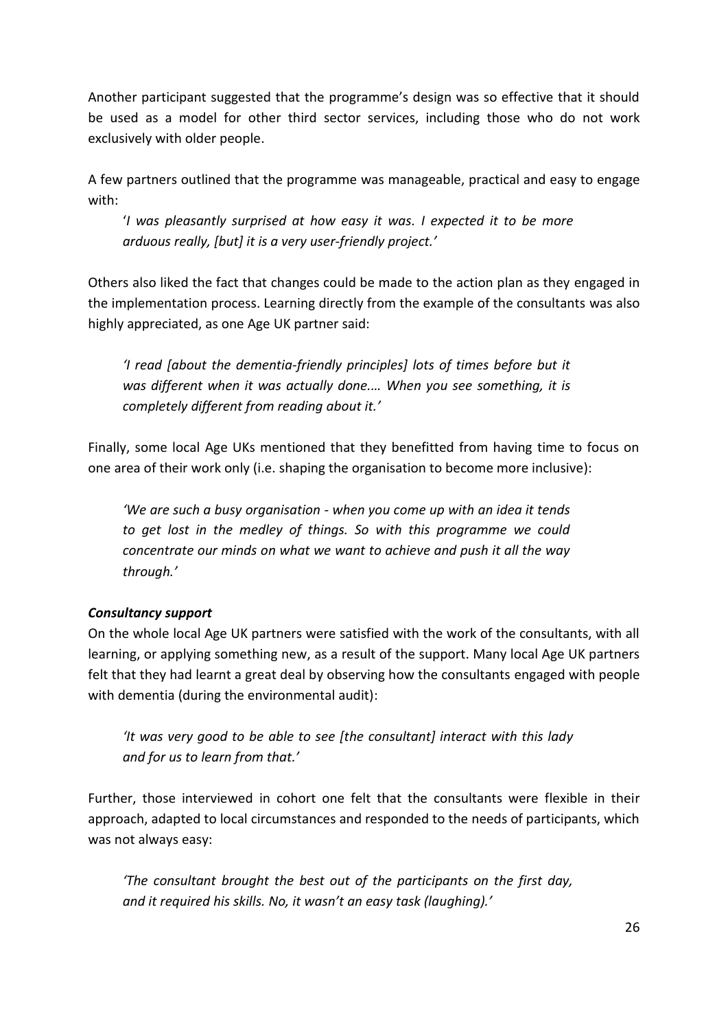Another participant suggested that the programme's design was so effective that it should be used as a model for other third sector services, including those who do not work exclusively with older people.

A few partners outlined that the programme was manageable, practical and easy to engage with:

> '*I was pleasantly surprised at how easy it was. I expected it to be more arduous really, [but] it is a very user-friendly project.'*

Others also liked the fact that changes could be made to the action plan as they engaged in the implementation process. Learning directly from the example of the consultants was also highly appreciated, as one Age UK partner said:

> *'I read [about the dementia-friendly principles] lots of times before but it was different when it was actually done.… When you see something, it is completely different from reading about it.'*

Finally, some local Age UKs mentioned that they benefitted from having time to focus on one area of their work only (i.e. shaping the organisation to become more inclusive):

> *'We are such a busy organisation - when you come up with an idea it tends to get lost in the medley of things. So with this programme we could concentrate our minds on what we want to achieve and push it all the way through.'*

***Consultancy support***

On the whole local Age UK partners were satisfied with the work of the consultants, with all learning, or applying something new, as a result of the support. Many local Age UK partners felt that they had learnt a great deal by observing how the consultants engaged with people with dementia (during the environmental audit):

> *'It was very good to be able to see [the consultant] interact with this lady and for us to learn from that.'*

Further, those interviewed in cohort one felt that the consultants were flexible in their approach, adapted to local circumstances and responded to the needs of participants, which was not always easy:

> *'The consultant brought the best out of the participants on the first day, and it required his skills. No, it wasn't an easy task (laughing).'*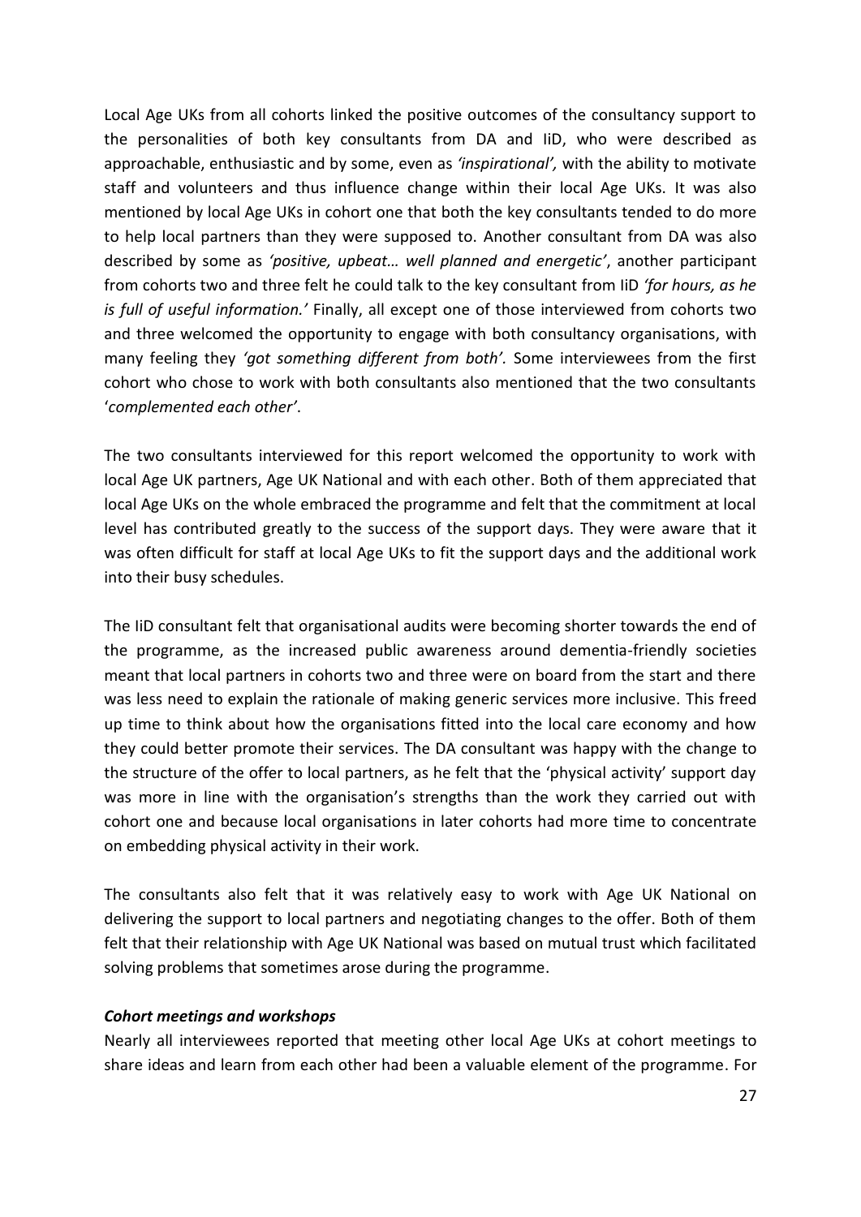Local Age UKs from all cohorts linked the positive outcomes of the consultancy support to the personalities of both key consultants from DA and IiD, who were described as approachable, enthusiastic and by some, even as *'inspirational',* with the ability to motivate staff and volunteers and thus influence change within their local Age UKs. It was also mentioned by local Age UKs in cohort one that both the key consultants tended to do more to help local partners than they were supposed to. Another consultant from DA was also described by some as *'positive, upbeat… well planned and energetic'*, another participant from cohorts two and three felt he could talk to the key consultant from IiD *'for hours, as he is full of useful information.'* Finally, all except one of those interviewed from cohorts two and three welcomed the opportunity to engage with both consultancy organisations, with many feeling they *'got something different from both'.* Some interviewees from the first cohort who chose to work with both consultants also mentioned that the two consultants '*complemented each other'*.

The two consultants interviewed for this report welcomed the opportunity to work with local Age UK partners, Age UK National and with each other. Both of them appreciated that local Age UKs on the whole embraced the programme and felt that the commitment at local level has contributed greatly to the success of the support days. They were aware that it was often difficult for staff at local Age UKs to fit the support days and the additional work into their busy schedules.

The IiD consultant felt that organisational audits were becoming shorter towards the end of the programme, as the increased public awareness around dementia-friendly societies meant that local partners in cohorts two and three were on board from the start and there was less need to explain the rationale of making generic services more inclusive. This freed up time to think about how the organisations fitted into the local care economy and how they could better promote their services. The DA consultant was happy with the change to the structure of the offer to local partners, as he felt that the 'physical activity' support day was more in line with the organisation's strengths than the work they carried out with cohort one and because local organisations in later cohorts had more time to concentrate on embedding physical activity in their work.

The consultants also felt that it was relatively easy to work with Age UK National on delivering the support to local partners and negotiating changes to the offer. Both of them felt that their relationship with Age UK National was based on mutual trust which facilitated solving problems that sometimes arose during the programme.

***Cohort meetings and workshops***

Nearly all interviewees reported that meeting other local Age UKs at cohort meetings to share ideas and learn from each other had been a valuable element of the programme. For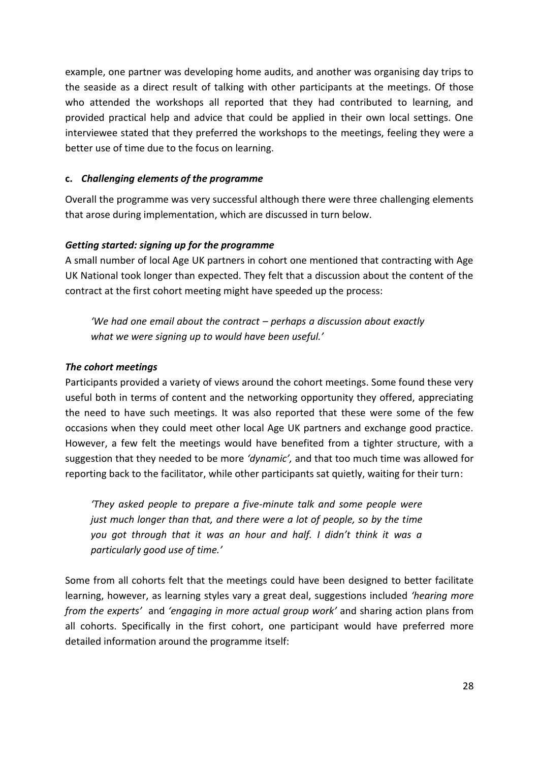example, one partner was developing home audits, and another was organising day trips to the seaside as a direct result of talking with other participants at the meetings. Of those who attended the workshops all reported that they had contributed to learning, and provided practical help and advice that could be applied in their own local settings. One interviewee stated that they preferred the workshops to the meetings, feeling they were a better use of time due to the focus on learning.

### c. *Challenging elements of the programme*

Overall the programme was very successful although there were three challenging elements that arose during implementation, which are discussed in turn below.

#### *Getting started: signing up for the programme*

A small number of local Age UK partners in cohort one mentioned that contracting with Age UK National took longer than expected. They felt that a discussion about the content of the contract at the first cohort meeting might have speeded up the process:

> *'We had one email about the contract – perhaps a discussion about exactly what we were signing up to would have been useful.'*

#### *The cohort meetings*

Participants provided a variety of views around the cohort meetings. Some found these very useful both in terms of content and the networking opportunity they offered, appreciating the need to have such meetings. It was also reported that these were some of the few occasions when they could meet other local Age UK partners and exchange good practice. However, a few felt the meetings would have benefited from a tighter structure, with a suggestion that they needed to be more *'dynamic',* and that too much time was allowed for reporting back to the facilitator, while other participants sat quietly, waiting for their turn:

> *'They asked people to prepare a five-minute talk and some people were just much longer than that, and there were a lot of people, so by the time you got through that it was an hour and half. I didn't think it was a particularly good use of time.'*

Some from all cohorts felt that the meetings could have been designed to better facilitate learning, however, as learning styles vary a great deal, suggestions included *'hearing more from the experts'* and *'engaging in more actual group work'* and sharing action plans from all cohorts. Specifically in the first cohort, one participant would have preferred more detailed information around the programme itself: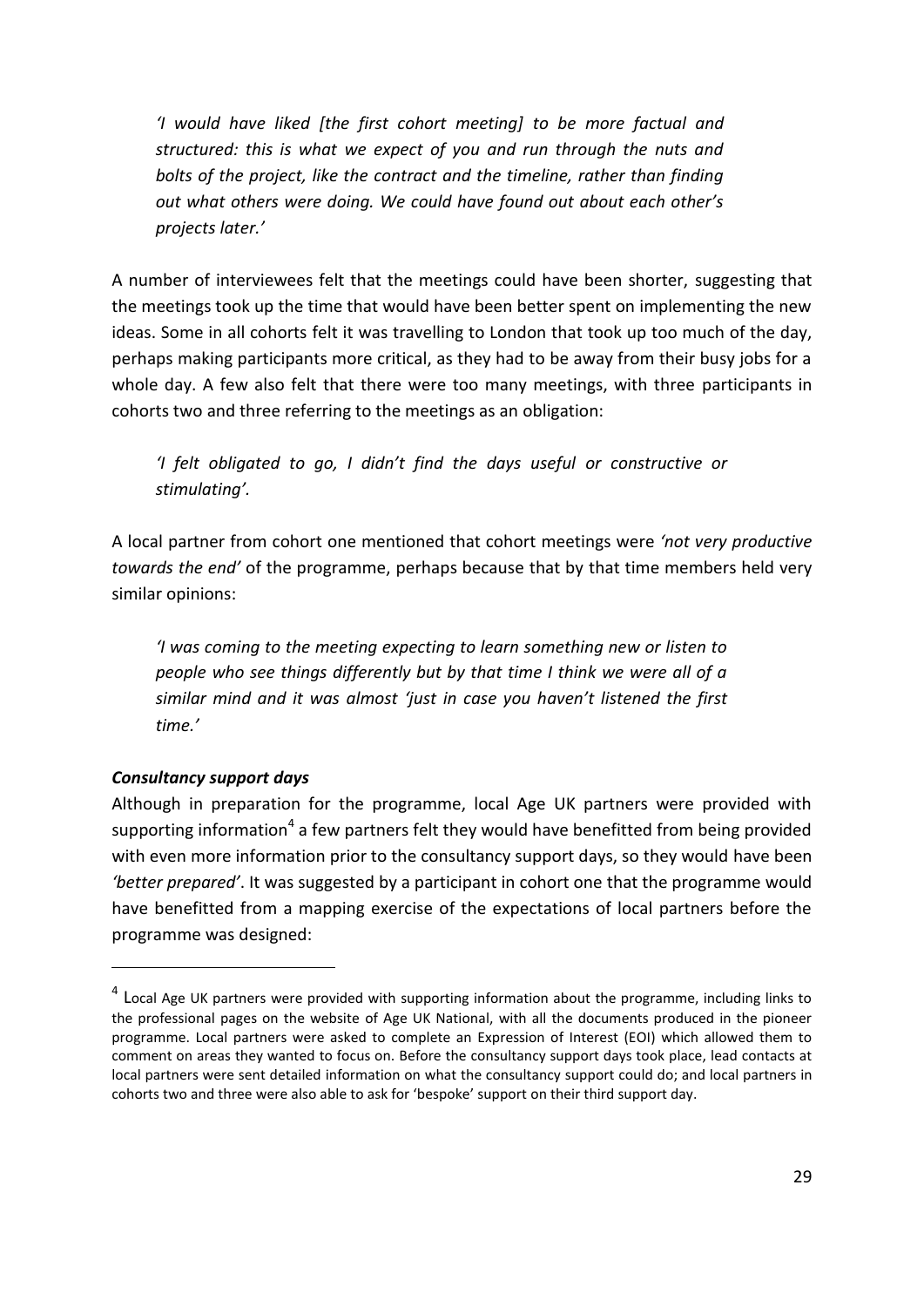*'I would have liked [the first cohort meeting] to be more factual and structured: this is what we expect of you and run through the nuts and bolts of the project, like the contract and the timeline, rather than finding out what others were doing. We could have found out about each other's projects later.'*

A number of interviewees felt that the meetings could have been shorter, suggesting that the meetings took up the time that would have been better spent on implementing the new ideas. Some in all cohorts felt it was travelling to London that took up too much of the day, perhaps making participants more critical, as they had to be away from their busy jobs for a whole day. A few also felt that there were too many meetings, with three participants in cohorts two and three referring to the meetings as an obligation:

*'I felt obligated to go, I didn't find the days useful or constructive or stimulating'.*

A local partner from cohort one mentioned that cohort meetings were *'not very productive towards the end'* of the programme, perhaps because that by that time members held very similar opinions:

*'I was coming to the meeting expecting to learn something new or listen to people who see things differently but by that time I think we were all of a similar mind and it was almost 'just in case you haven't listened the first time.'*

***Consultancy support days***

Although in preparation for the programme, local Age UK partners were provided with supporting information[4] a few partners felt they would have benefitted from being provided with even more information prior to the consultancy support days, so they would have been *'better prepared'*. It was suggested by a participant in cohort one that the programme would have benefitted from a mapping exercise of the expectations of local partners before the programme was designed:

[4] Local Age UK partners were provided with supporting information about the programme, including links to the professional pages on the website of Age UK National, with all the documents produced in the pioneer programme. Local partners were asked to complete an Expression of Interest (EOI) which allowed them to comment on areas they wanted to focus on. Before the consultancy support days took place, lead contacts at local partners were sent detailed information on what the consultancy support could do; and local partners in cohorts two and three were also able to ask for 'bespoke' support on their third support day.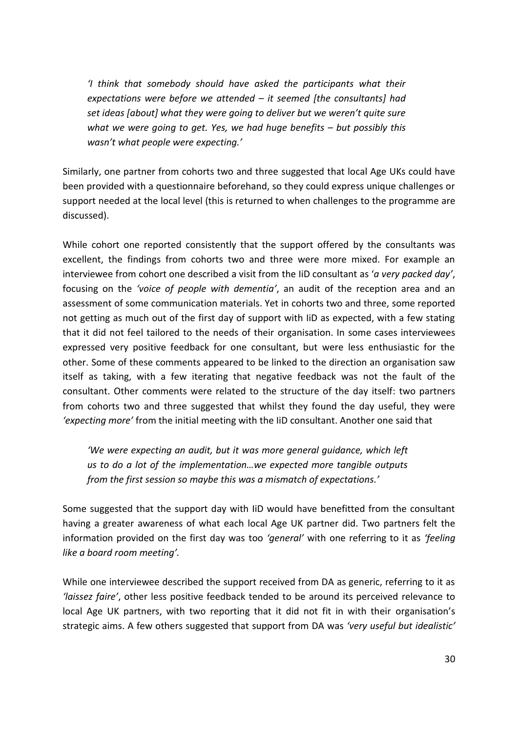*'I think that somebody should have asked the participants what their expectations were before we attended – it seemed [the consultants] had set ideas [about] what they were going to deliver but we weren't quite sure what we were going to get. Yes, we had huge benefits – but possibly this wasn't what people were expecting.'*

Similarly, one partner from cohorts two and three suggested that local Age UKs could have been provided with a questionnaire beforehand, so they could express unique challenges or support needed at the local level (this is returned to when challenges to the programme are discussed).

While cohort one reported consistently that the support offered by the consultants was excellent, the findings from cohorts two and three were more mixed. For example an interviewee from cohort one described a visit from the IiD consultant as '*a very packed day'*, focusing on the *'voice of people with dementia'*, an audit of the reception area and an assessment of some communication materials. Yet in cohorts two and three, some reported not getting as much out of the first day of support with IiD as expected, with a few stating that it did not feel tailored to the needs of their organisation. In some cases interviewees expressed very positive feedback for one consultant, but were less enthusiastic for the other. Some of these comments appeared to be linked to the direction an organisation saw itself as taking, with a few iterating that negative feedback was not the fault of the consultant. Other comments were related to the structure of the day itself: two partners from cohorts two and three suggested that whilst they found the day useful, they were *'expecting more'* from the initial meeting with the IiD consultant. Another one said that

*'We were expecting an audit, but it was more general guidance, which left us to do a lot of the implementation…we expected more tangible outputs from the first session so maybe this was a mismatch of expectations.'*

Some suggested that the support day with IiD would have benefitted from the consultant having a greater awareness of what each local Age UK partner did. Two partners felt the information provided on the first day was too *'general'* with one referring to it as *'feeling like a board room meeting'.*

While one interviewee described the support received from DA as generic, referring to it as *'laissez faire'*, other less positive feedback tended to be around its perceived relevance to local Age UK partners, with two reporting that it did not fit in with their organisation's strategic aims. A few others suggested that support from DA was *'very useful but idealistic'*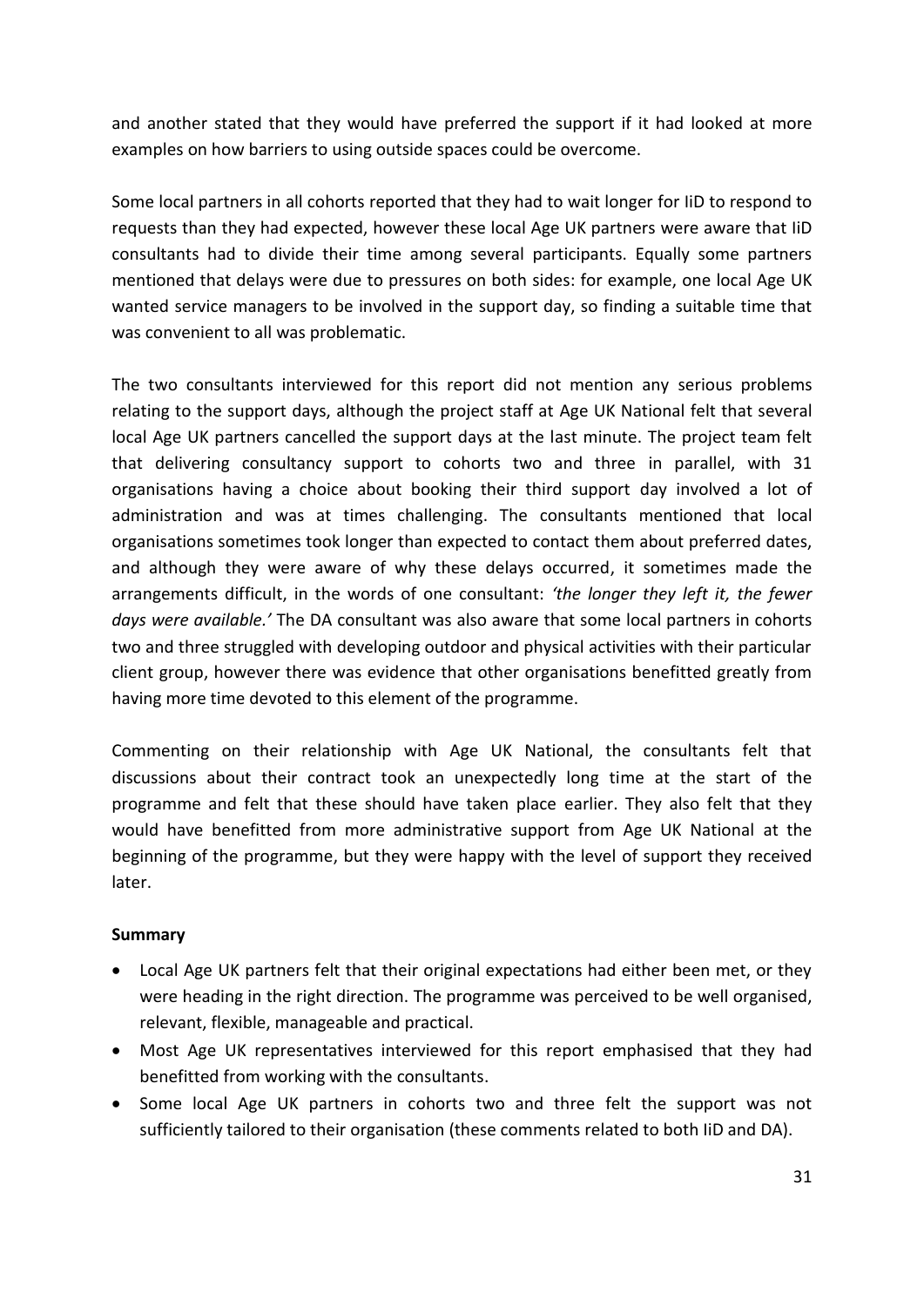and another stated that they would have preferred the support if it had looked at more examples on how barriers to using outside spaces could be overcome.

Some local partners in all cohorts reported that they had to wait longer for IiD to respond to requests than they had expected, however these local Age UK partners were aware that IiD consultants had to divide their time among several participants. Equally some partners mentioned that delays were due to pressures on both sides: for example, one local Age UK wanted service managers to be involved in the support day, so finding a suitable time that was convenient to all was problematic.

The two consultants interviewed for this report did not mention any serious problems relating to the support days, although the project staff at Age UK National felt that several local Age UK partners cancelled the support days at the last minute. The project team felt that delivering consultancy support to cohorts two and three in parallel, with 31 organisations having a choice about booking their third support day involved a lot of administration and was at times challenging. The consultants mentioned that local organisations sometimes took longer than expected to contact them about preferred dates, and although they were aware of why these delays occurred, it sometimes made the arrangements difficult, in the words of one consultant: *'the longer they left it, the fewer days were available.'* The DA consultant was also aware that some local partners in cohorts two and three struggled with developing outdoor and physical activities with their particular client group, however there was evidence that other organisations benefitted greatly from having more time devoted to this element of the programme.

Commenting on their relationship with Age UK National, the consultants felt that discussions about their contract took an unexpectedly long time at the start of the programme and felt that these should have taken place earlier. They also felt that they would have benefitted from more administrative support from Age UK National at the beginning of the programme, but they were happy with the level of support they received later.

**Summary**

- Local Age UK partners felt that their original expectations had either been met, or they were heading in the right direction. The programme was perceived to be well organised, relevant, flexible, manageable and practical.
- Most Age UK representatives interviewed for this report emphasised that they had benefitted from working with the consultants.
- Some local Age UK partners in cohorts two and three felt the support was not sufficiently tailored to their organisation (these comments related to both IiD and DA).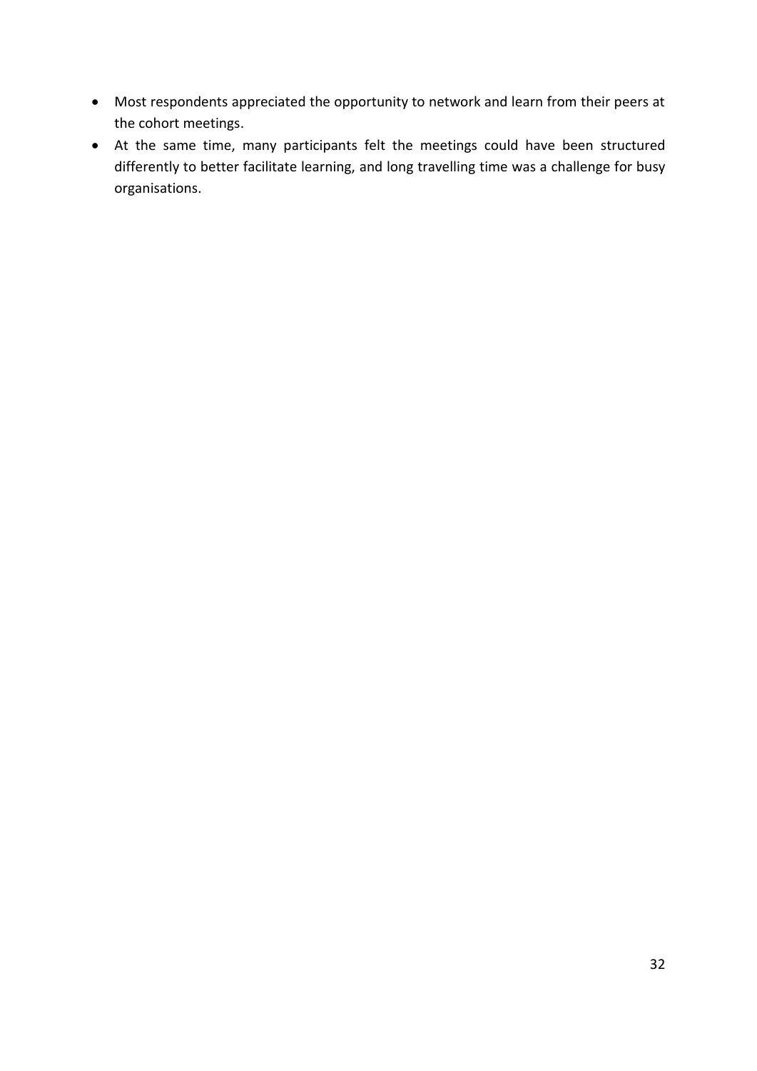- Most respondents appreciated the opportunity to network and learn from their peers at the cohort meetings.
- At the same time, many participants felt the meetings could have been structured differently to better facilitate learning, and long travelling time was a challenge for busy organisations.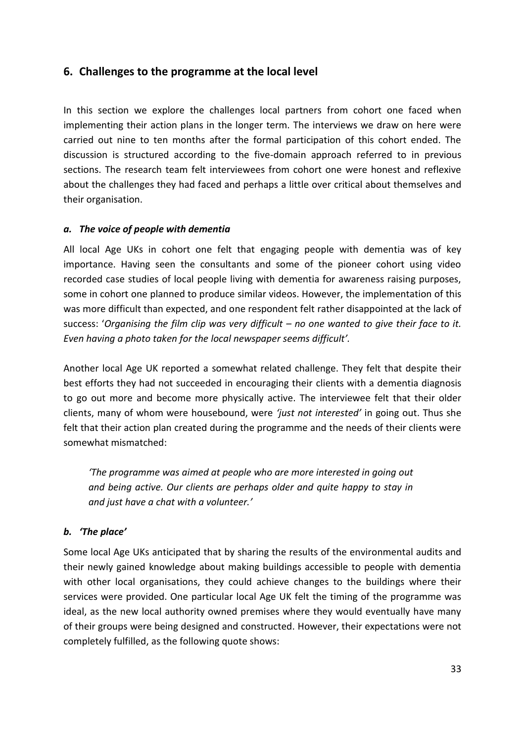## 6. Challenges to the programme at the local level

In this section we explore the challenges local partners from cohort one faced when implementing their action plans in the longer term. The interviews we draw on here were carried out nine to ten months after the formal participation of this cohort ended. The discussion is structured according to the five-domain approach referred to in previous sections. The research team felt interviewees from cohort one were honest and reflexive about the challenges they had faced and perhaps a little over critical about themselves and their organisation.

### *a. The voice of people with dementia*

All local Age UKs in cohort one felt that engaging people with dementia was of key importance. Having seen the consultants and some of the pioneer cohort using video recorded case studies of local people living with dementia for awareness raising purposes, some in cohort one planned to produce similar videos. However, the implementation of this was more difficult than expected, and one respondent felt rather disappointed at the lack of success: '*Organising the film clip was very difficult – no one wanted to give their face to it. Even having a photo taken for the local newspaper seems difficult'.*

Another local Age UK reported a somewhat related challenge. They felt that despite their best efforts they had not succeeded in encouraging their clients with a dementia diagnosis to go out more and become more physically active. The interviewee felt that their older clients, many of whom were housebound, were *'just not interested'* in going out. Thus she felt that their action plan created during the programme and the needs of their clients were somewhat mismatched:

> *'The programme was aimed at people who are more interested in going out and being active. Our clients are perhaps older and quite happy to stay in and just have a chat with a volunteer.'*

### *b. 'The place'*

Some local Age UKs anticipated that by sharing the results of the environmental audits and their newly gained knowledge about making buildings accessible to people with dementia with other local organisations, they could achieve changes to the buildings where their services were provided. One particular local Age UK felt the timing of the programme was ideal, as the new local authority owned premises where they would eventually have many of their groups were being designed and constructed. However, their expectations were not completely fulfilled, as the following quote shows: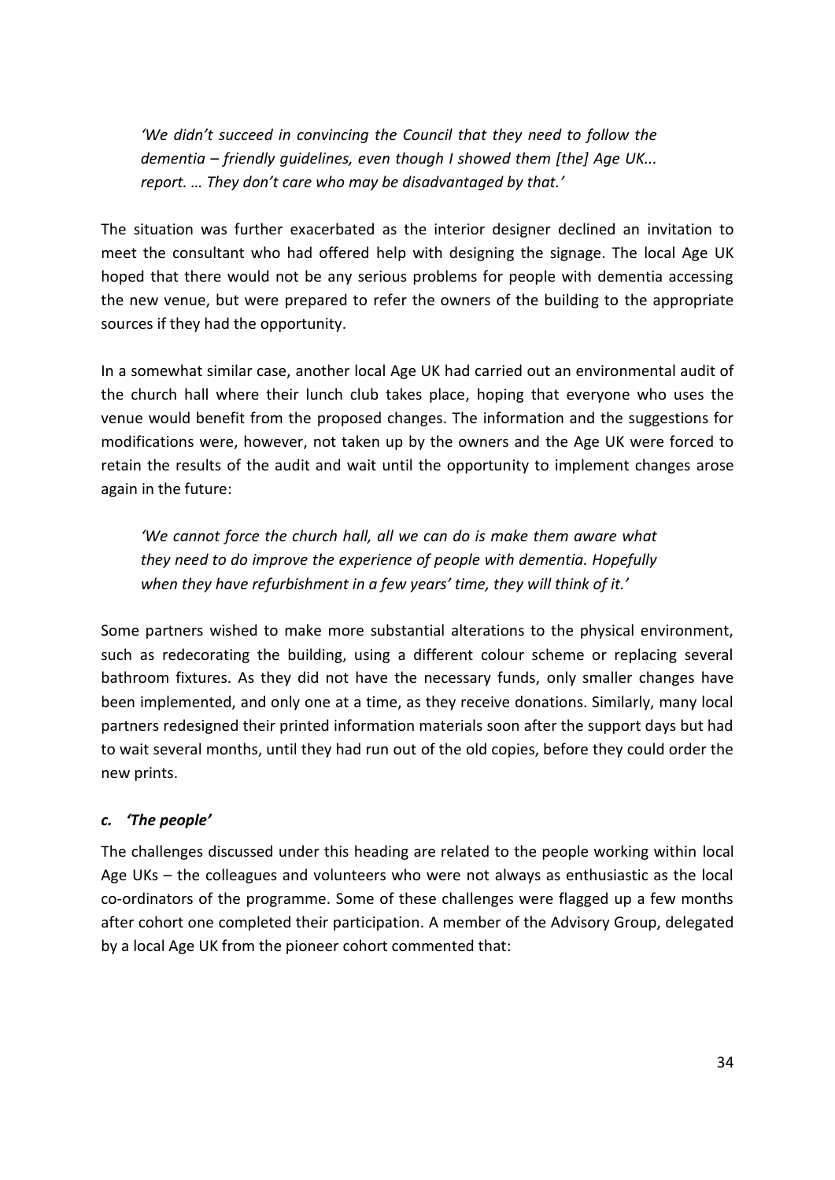*'We didn't succeed in convincing the Council that they need to follow the dementia – friendly guidelines, even though I showed them [the] Age UK... report. … They don't care who may be disadvantaged by that.'*

The situation was further exacerbated as the interior designer declined an invitation to meet the consultant who had offered help with designing the signage. The local Age UK hoped that there would not be any serious problems for people with dementia accessing the new venue, but were prepared to refer the owners of the building to the appropriate sources if they had the opportunity.

In a somewhat similar case, another local Age UK had carried out an environmental audit of the church hall where their lunch club takes place, hoping that everyone who uses the venue would benefit from the proposed changes. The information and the suggestions for modifications were, however, not taken up by the owners and the Age UK were forced to retain the results of the audit and wait until the opportunity to implement changes arose again in the future:

*'We cannot force the church hall, all we can do is make them aware what they need to do improve the experience of people with dementia. Hopefully when they have refurbishment in a few years' time, they will think of it.'*

Some partners wished to make more substantial alterations to the physical environment, such as redecorating the building, using a different colour scheme or replacing several bathroom fixtures. As they did not have the necessary funds, only smaller changes have been implemented, and only one at a time, as they receive donations. Similarly, many local partners redesigned their printed information materials soon after the support days but had to wait several months, until they had run out of the old copies, before they could order the new prints.

### *c. 'The people'*

The challenges discussed under this heading are related to the people working within local Age UKs – the colleagues and volunteers who were not always as enthusiastic as the local co-ordinators of the programme. Some of these challenges were flagged up a few months after cohort one completed their participation. A member of the Advisory Group, delegated by a local Age UK from the pioneer cohort commented that: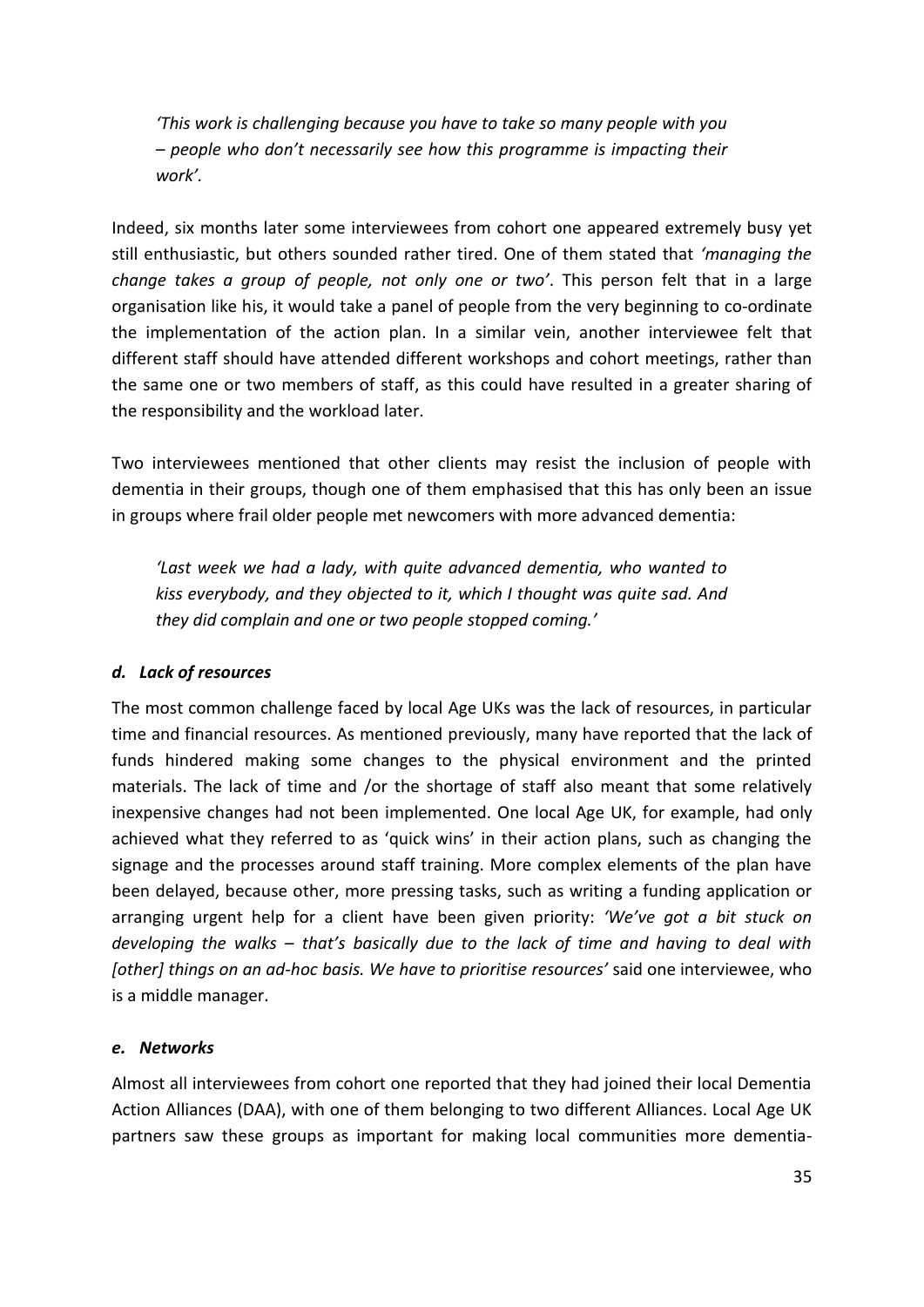*'This work is challenging because you have to take so many people with you – people who don't necessarily see how this programme is impacting their work'.*

Indeed, six months later some interviewees from cohort one appeared extremely busy yet still enthusiastic, but others sounded rather tired. One of them stated that *'managing the change takes a group of people, not only one or two'*. This person felt that in a large organisation like his, it would take a panel of people from the very beginning to co-ordinate the implementation of the action plan. In a similar vein, another interviewee felt that different staff should have attended different workshops and cohort meetings, rather than the same one or two members of staff, as this could have resulted in a greater sharing of the responsibility and the workload later.

Two interviewees mentioned that other clients may resist the inclusion of people with dementia in their groups, though one of them emphasised that this has only been an issue in groups where frail older people met newcomers with more advanced dementia:

*'Last week we had a lady, with quite advanced dementia, who wanted to kiss everybody, and they objected to it, which I thought was quite sad. And they did complain and one or two people stopped coming.'*

### *d. Lack of resources*

The most common challenge faced by local Age UKs was the lack of resources, in particular time and financial resources. As mentioned previously, many have reported that the lack of funds hindered making some changes to the physical environment and the printed materials. The lack of time and /or the shortage of staff also meant that some relatively inexpensive changes had not been implemented. One local Age UK, for example, had only achieved what they referred to as 'quick wins' in their action plans, such as changing the signage and the processes around staff training. More complex elements of the plan have been delayed, because other, more pressing tasks, such as writing a funding application or arranging urgent help for a client have been given priority: *'We've got a bit stuck on developing the walks – that's basically due to the lack of time and having to deal with [other] things on an ad-hoc basis. We have to prioritise resources'* said one interviewee, who is a middle manager.

### *e. Networks*

Almost all interviewees from cohort one reported that they had joined their local Dementia Action Alliances (DAA), with one of them belonging to two different Alliances. Local Age UK partners saw these groups as important for making local communities more dementia-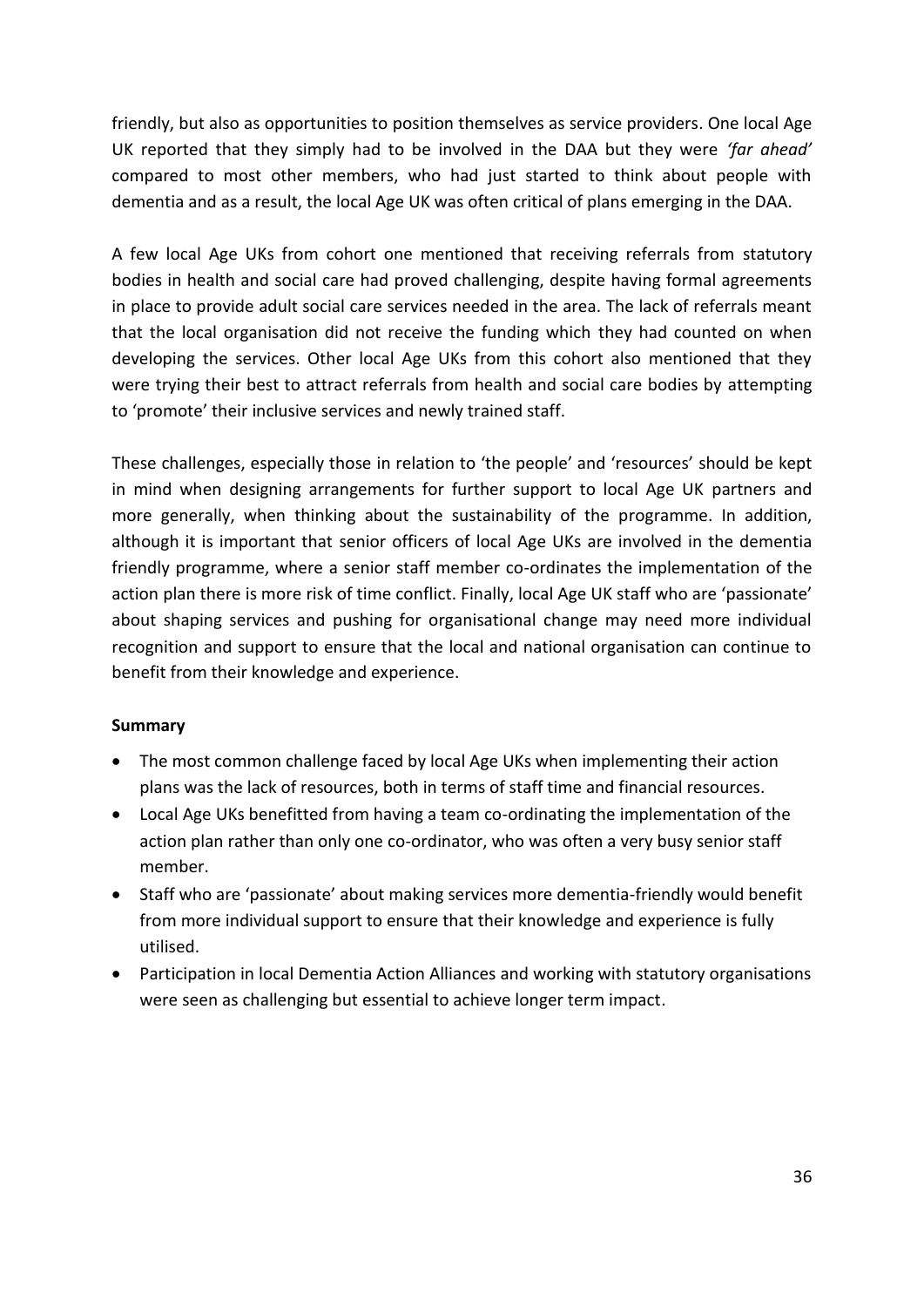friendly, but also as opportunities to position themselves as service providers. One local Age UK reported that they simply had to be involved in the DAA but they were *'far ahead'* compared to most other members, who had just started to think about people with dementia and as a result, the local Age UK was often critical of plans emerging in the DAA.

A few local Age UKs from cohort one mentioned that receiving referrals from statutory bodies in health and social care had proved challenging, despite having formal agreements in place to provide adult social care services needed in the area. The lack of referrals meant that the local organisation did not receive the funding which they had counted on when developing the services. Other local Age UKs from this cohort also mentioned that they were trying their best to attract referrals from health and social care bodies by attempting to 'promote' their inclusive services and newly trained staff.

These challenges, especially those in relation to 'the people' and 'resources' should be kept in mind when designing arrangements for further support to local Age UK partners and more generally, when thinking about the sustainability of the programme. In addition, although it is important that senior officers of local Age UKs are involved in the dementia friendly programme, where a senior staff member co-ordinates the implementation of the action plan there is more risk of time conflict. Finally, local Age UK staff who are 'passionate' about shaping services and pushing for organisational change may need more individual recognition and support to ensure that the local and national organisation can continue to benefit from their knowledge and experience.

**Summary**

- The most common challenge faced by local Age UKs when implementing their action plans was the lack of resources, both in terms of staff time and financial resources.
- Local Age UKs benefitted from having a team co-ordinating the implementation of the action plan rather than only one co-ordinator, who was often a very busy senior staff member.
- Staff who are 'passionate' about making services more dementia-friendly would benefit from more individual support to ensure that their knowledge and experience is fully utilised.
- Participation in local Dementia Action Alliances and working with statutory organisations were seen as challenging but essential to achieve longer term impact.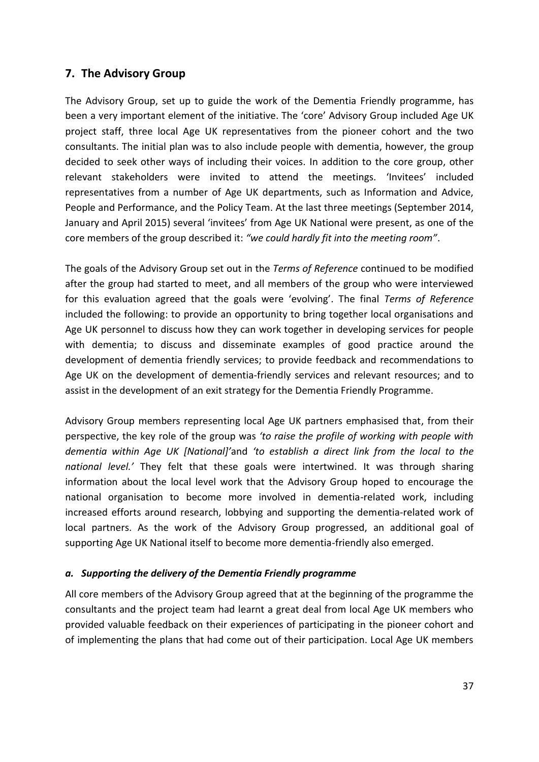## 7. The Advisory Group

The Advisory Group, set up to guide the work of the Dementia Friendly programme, has been a very important element of the initiative. The 'core' Advisory Group included Age UK project staff, three local Age UK representatives from the pioneer cohort and the two consultants. The initial plan was to also include people with dementia, however, the group decided to seek other ways of including their voices. In addition to the core group, other relevant stakeholders were invited to attend the meetings. 'Invitees' included representatives from a number of Age UK departments, such as Information and Advice, People and Performance, and the Policy Team. At the last three meetings (September 2014, January and April 2015) several 'invitees' from Age UK National were present, as one of the core members of the group described it: *"we could hardly fit into the meeting room"*.

The goals of the Advisory Group set out in the *Terms of Reference* continued to be modified after the group had started to meet, and all members of the group who were interviewed for this evaluation agreed that the goals were 'evolving'. The final *Terms of Reference* included the following: to provide an opportunity to bring together local organisations and Age UK personnel to discuss how they can work together in developing services for people with dementia; to discuss and disseminate examples of good practice around the development of dementia friendly services; to provide feedback and recommendations to Age UK on the development of dementia-friendly services and relevant resources; and to assist in the development of an exit strategy for the Dementia Friendly Programme.

Advisory Group members representing local Age UK partners emphasised that, from their perspective, the key role of the group was *'to raise the profile of working with people with dementia within Age UK [National]'* and *'to establish a direct link from the local to the national level.'* They felt that these goals were intertwined. It was through sharing information about the local level work that the Advisory Group hoped to encourage the national organisation to become more involved in dementia-related work, including increased efforts around research, lobbying and supporting the dementia-related work of local partners. As the work of the Advisory Group progressed, an additional goal of supporting Age UK National itself to become more dementia-friendly also emerged.

### *a. Supporting the delivery of the Dementia Friendly programme*

All core members of the Advisory Group agreed that at the beginning of the programme the consultants and the project team had learnt a great deal from local Age UK members who provided valuable feedback on their experiences of participating in the pioneer cohort and of implementing the plans that had come out of their participation. Local Age UK members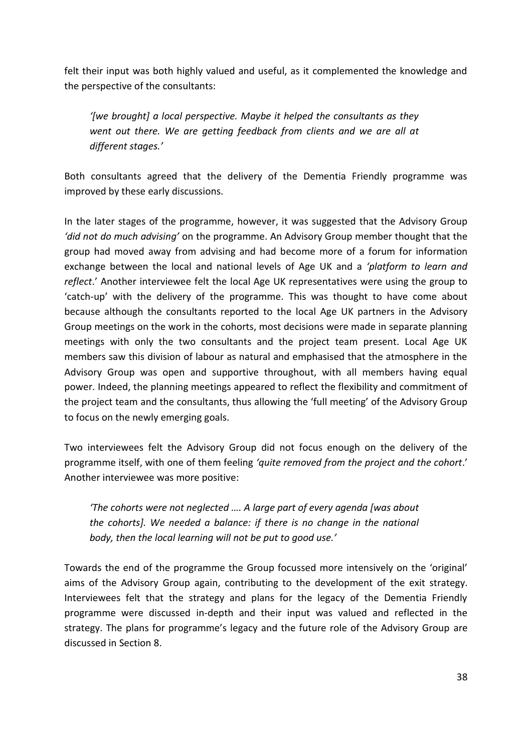felt their input was both highly valued and useful, as it complemented the knowledge and the perspective of the consultants:

> *'[we brought] a local perspective. Maybe it helped the consultants as they went out there. We are getting feedback from clients and we are all at different stages.'*

Both consultants agreed that the delivery of the Dementia Friendly programme was improved by these early discussions.

In the later stages of the programme, however, it was suggested that the Advisory Group *'did not do much advising'* on the programme. An Advisory Group member thought that the group had moved away from advising and had become more of a forum for information exchange between the local and national levels of Age UK and a *'platform to learn and reflect*.' Another interviewee felt the local Age UK representatives were using the group to 'catch-up' with the delivery of the programme. This was thought to have come about because although the consultants reported to the local Age UK partners in the Advisory Group meetings on the work in the cohorts, most decisions were made in separate planning meetings with only the two consultants and the project team present. Local Age UK members saw this division of labour as natural and emphasised that the atmosphere in the Advisory Group was open and supportive throughout, with all members having equal power. Indeed, the planning meetings appeared to reflect the flexibility and commitment of the project team and the consultants, thus allowing the 'full meeting' of the Advisory Group to focus on the newly emerging goals.

Two interviewees felt the Advisory Group did not focus enough on the delivery of the programme itself, with one of them feeling *'quite removed from the project and the cohort*.' Another interviewee was more positive:

> *'The cohorts were not neglected …. A large part of every agenda [was about the cohorts]. We needed a balance: if there is no change in the national body, then the local learning will not be put to good use.'*

Towards the end of the programme the Group focussed more intensively on the 'original' aims of the Advisory Group again, contributing to the development of the exit strategy. Interviewees felt that the strategy and plans for the legacy of the Dementia Friendly programme were discussed in-depth and their input was valued and reflected in the strategy. The plans for programme's legacy and the future role of the Advisory Group are discussed in Section 8.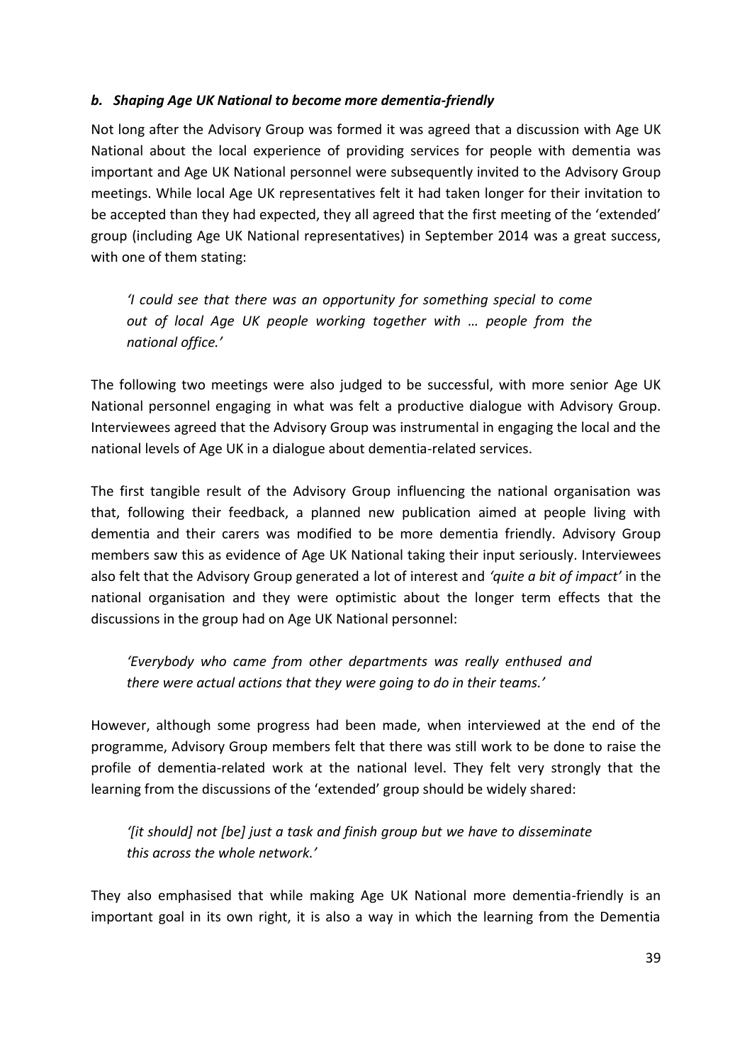### *b. Shaping Age UK National to become more dementia-friendly*

Not long after the Advisory Group was formed it was agreed that a discussion with Age UK National about the local experience of providing services for people with dementia was important and Age UK National personnel were subsequently invited to the Advisory Group meetings. While local Age UK representatives felt it had taken longer for their invitation to be accepted than they had expected, they all agreed that the first meeting of the 'extended' group (including Age UK National representatives) in September 2014 was a great success, with one of them stating:

> *'I could see that there was an opportunity for something special to come out of local Age UK people working together with … people from the national office.'*

The following two meetings were also judged to be successful, with more senior Age UK National personnel engaging in what was felt a productive dialogue with Advisory Group. Interviewees agreed that the Advisory Group was instrumental in engaging the local and the national levels of Age UK in a dialogue about dementia-related services.

The first tangible result of the Advisory Group influencing the national organisation was that, following their feedback, a planned new publication aimed at people living with dementia and their carers was modified to be more dementia friendly. Advisory Group members saw this as evidence of Age UK National taking their input seriously. Interviewees also felt that the Advisory Group generated a lot of interest and *'quite a bit of impact'* in the national organisation and they were optimistic about the longer term effects that the discussions in the group had on Age UK National personnel:

> *'Everybody who came from other departments was really enthused and there were actual actions that they were going to do in their teams.'*

However, although some progress had been made, when interviewed at the end of the programme, Advisory Group members felt that there was still work to be done to raise the profile of dementia-related work at the national level. They felt very strongly that the learning from the discussions of the 'extended' group should be widely shared:

> *'[it should] not [be] just a task and finish group but we have to disseminate this across the whole network.'*

They also emphasised that while making Age UK National more dementia-friendly is an important goal in its own right, it is also a way in which the learning from the Dementia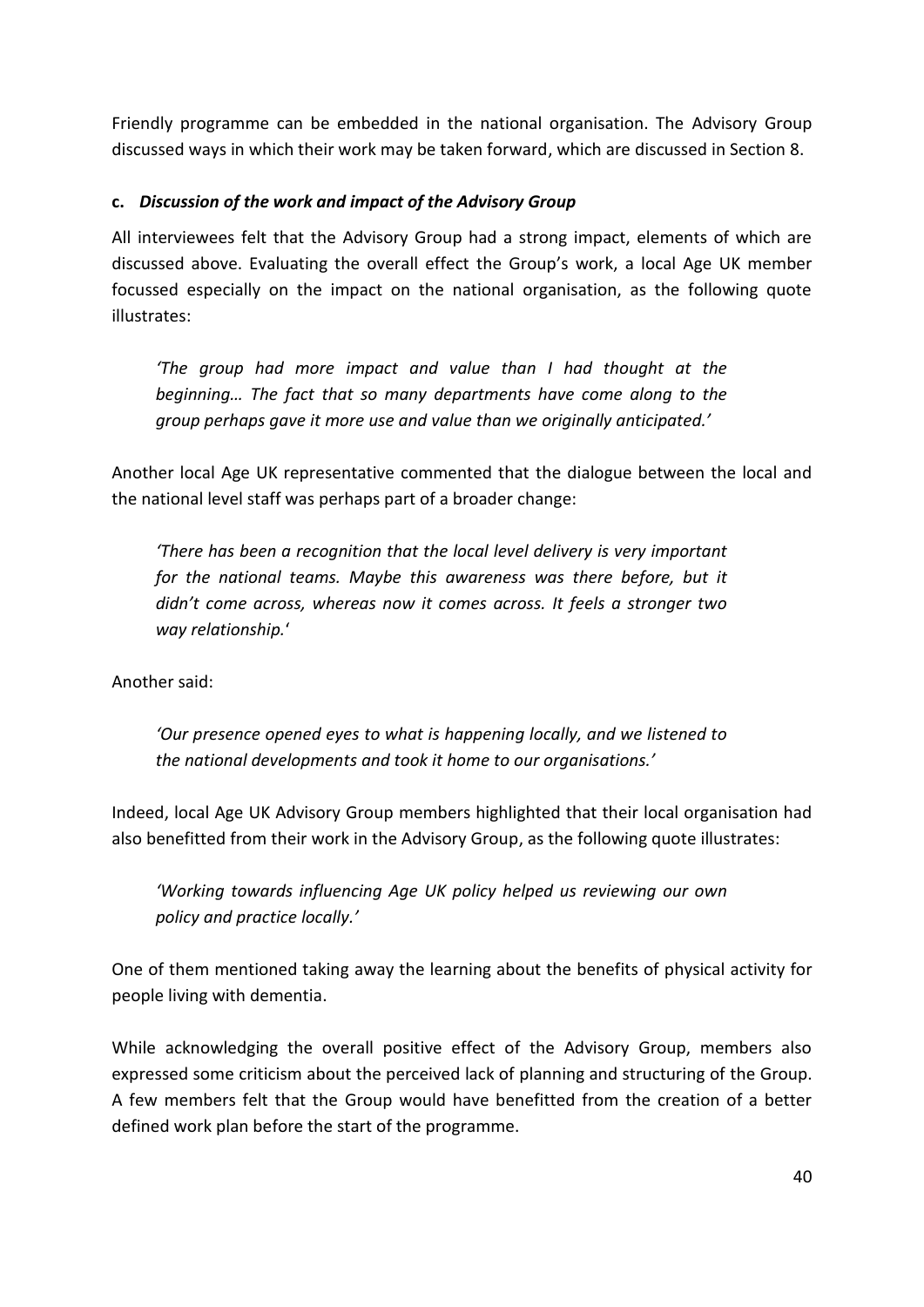Friendly programme can be embedded in the national organisation. The Advisory Group discussed ways in which their work may be taken forward, which are discussed in Section 8.

### c. *Discussion of the work and impact of the Advisory Group*

All interviewees felt that the Advisory Group had a strong impact, elements of which are discussed above. Evaluating the overall effect the Group's work, a local Age UK member focussed especially on the impact on the national organisation, as the following quote illustrates:

> *'The group had more impact and value than I had thought at the beginning… The fact that so many departments have come along to the group perhaps gave it more use and value than we originally anticipated.'*

Another local Age UK representative commented that the dialogue between the local and the national level staff was perhaps part of a broader change:

> *'There has been a recognition that the local level delivery is very important for the national teams. Maybe this awareness was there before, but it didn't come across, whereas now it comes across. It feels a stronger two way relationship.*'

Another said:

> *'Our presence opened eyes to what is happening locally, and we listened to the national developments and took it home to our organisations.'*

Indeed, local Age UK Advisory Group members highlighted that their local organisation had also benefitted from their work in the Advisory Group, as the following quote illustrates:

> *'Working towards influencing Age UK policy helped us reviewing our own policy and practice locally.'*

One of them mentioned taking away the learning about the benefits of physical activity for people living with dementia.

While acknowledging the overall positive effect of the Advisory Group, members also expressed some criticism about the perceived lack of planning and structuring of the Group. A few members felt that the Group would have benefitted from the creation of a better defined work plan before the start of the programme.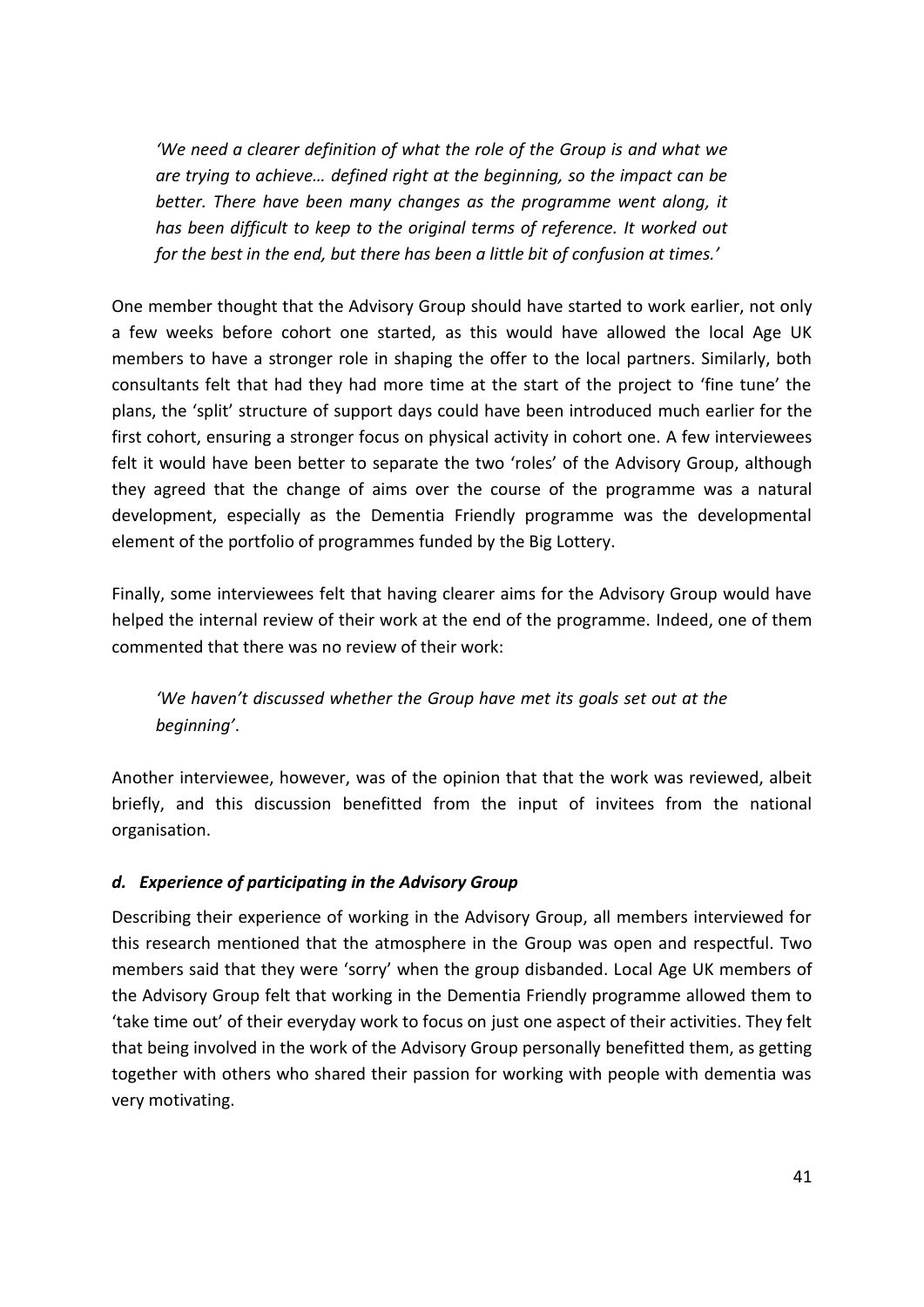*'We need a clearer definition of what the role of the Group is and what we are trying to achieve… defined right at the beginning, so the impact can be better. There have been many changes as the programme went along, it has been difficult to keep to the original terms of reference. It worked out for the best in the end, but there has been a little bit of confusion at times.'*

One member thought that the Advisory Group should have started to work earlier, not only a few weeks before cohort one started, as this would have allowed the local Age UK members to have a stronger role in shaping the offer to the local partners. Similarly, both consultants felt that had they had more time at the start of the project to 'fine tune' the plans, the 'split' structure of support days could have been introduced much earlier for the first cohort, ensuring a stronger focus on physical activity in cohort one. A few interviewees felt it would have been better to separate the two 'roles' of the Advisory Group, although they agreed that the change of aims over the course of the programme was a natural development, especially as the Dementia Friendly programme was the developmental element of the portfolio of programmes funded by the Big Lottery.

Finally, some interviewees felt that having clearer aims for the Advisory Group would have helped the internal review of their work at the end of the programme. Indeed, one of them commented that there was no review of their work:

*'We haven't discussed whether the Group have met its goals set out at the beginning'*.

Another interviewee, however, was of the opinion that that the work was reviewed, albeit briefly, and this discussion benefitted from the input of invitees from the national organisation.

### *d. Experience of participating in the Advisory Group*

Describing their experience of working in the Advisory Group, all members interviewed for this research mentioned that the atmosphere in the Group was open and respectful. Two members said that they were 'sorry' when the group disbanded. Local Age UK members of the Advisory Group felt that working in the Dementia Friendly programme allowed them to 'take time out' of their everyday work to focus on just one aspect of their activities. They felt that being involved in the work of the Advisory Group personally benefitted them, as getting together with others who shared their passion for working with people with dementia was very motivating.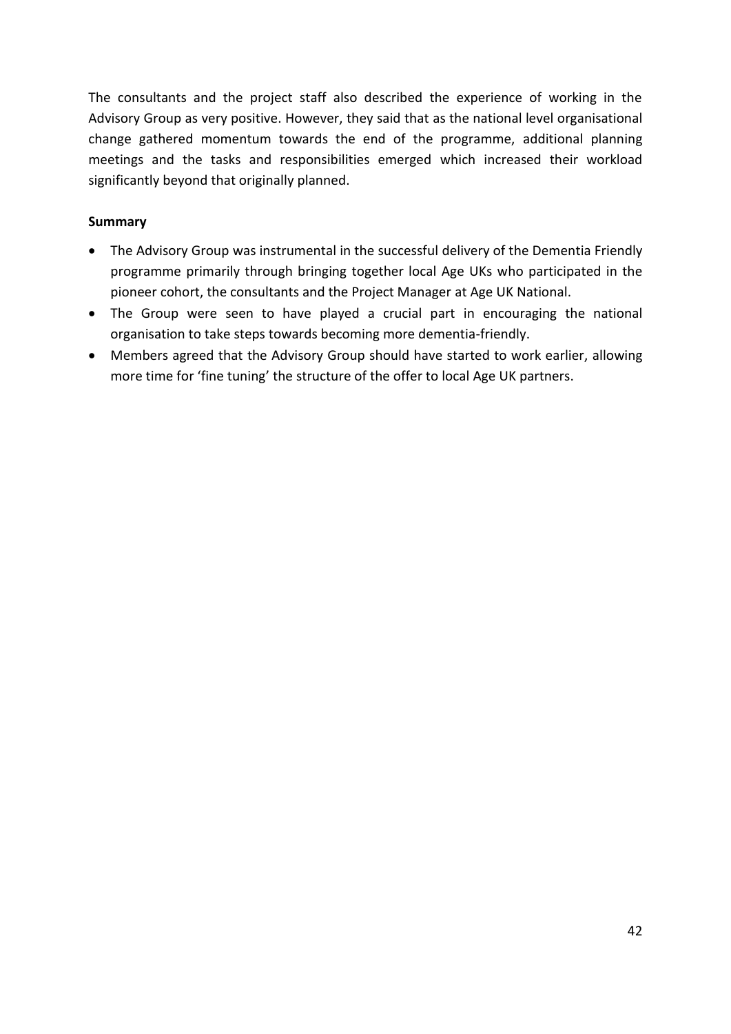The consultants and the project staff also described the experience of working in the Advisory Group as very positive. However, they said that as the national level organisational change gathered momentum towards the end of the programme, additional planning meetings and the tasks and responsibilities emerged which increased their workload significantly beyond that originally planned.

**Summary**

- The Advisory Group was instrumental in the successful delivery of the Dementia Friendly programme primarily through bringing together local Age UKs who participated in the pioneer cohort, the consultants and the Project Manager at Age UK National.
- The Group were seen to have played a crucial part in encouraging the national organisation to take steps towards becoming more dementia-friendly.
- Members agreed that the Advisory Group should have started to work earlier, allowing more time for 'fine tuning' the structure of the offer to local Age UK partners.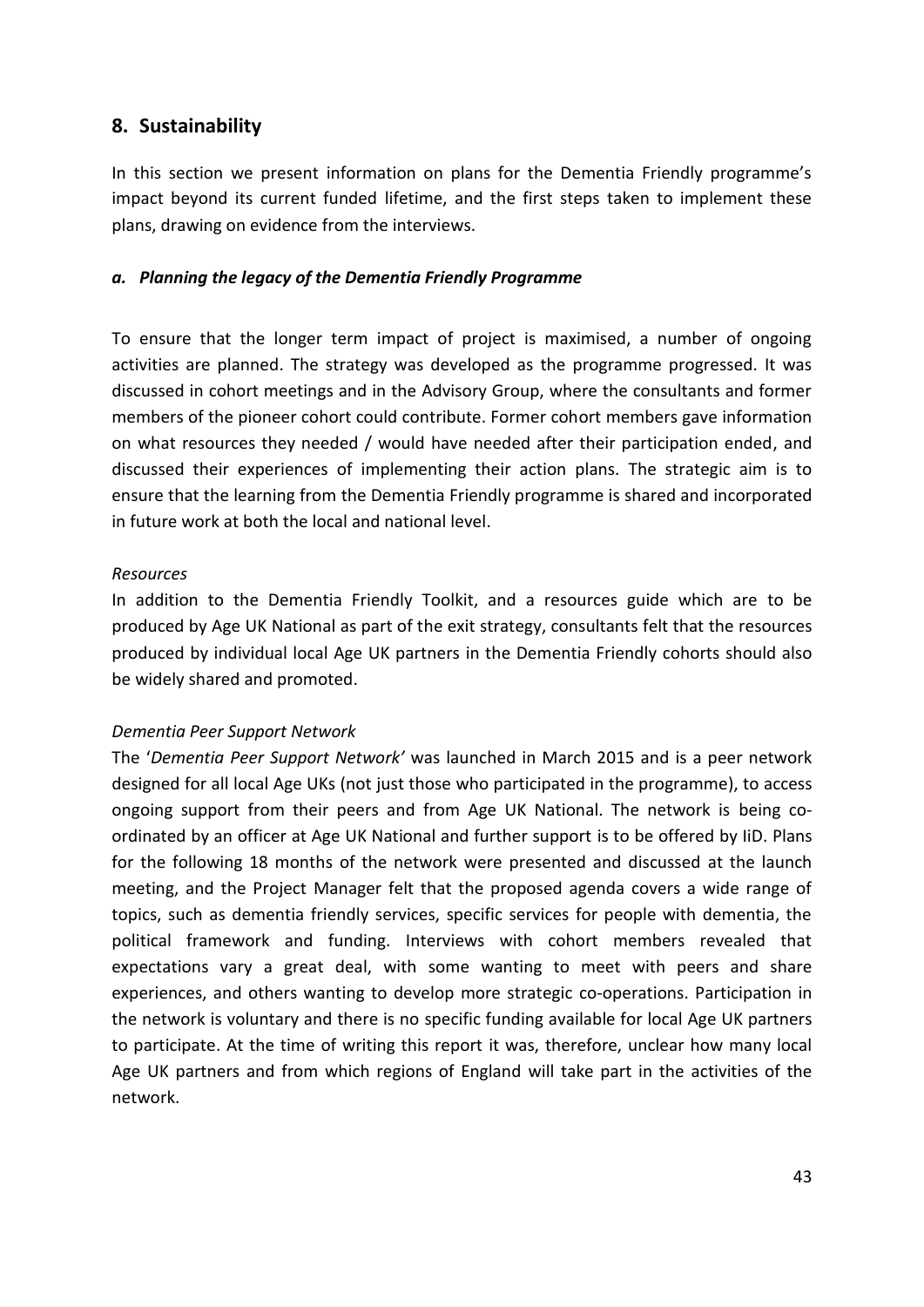## 8. Sustainability

In this section we present information on plans for the Dementia Friendly programme's impact beyond its current funded lifetime, and the first steps taken to implement these plans, drawing on evidence from the interviews.

### *a. Planning the legacy of the Dementia Friendly Programme*

To ensure that the longer term impact of project is maximised, a number of ongoing activities are planned. The strategy was developed as the programme progressed. It was discussed in cohort meetings and in the Advisory Group, where the consultants and former members of the pioneer cohort could contribute. Former cohort members gave information on what resources they needed / would have needed after their participation ended, and discussed their experiences of implementing their action plans. The strategic aim is to ensure that the learning from the Dementia Friendly programme is shared and incorporated in future work at both the local and national level.

*Resources*

In addition to the Dementia Friendly Toolkit, and a resources guide which are to be produced by Age UK National as part of the exit strategy, consultants felt that the resources produced by individual local Age UK partners in the Dementia Friendly cohorts should also be widely shared and promoted.

*Dementia Peer Support Network*

The '*Dementia Peer Support Network'* was launched in March 2015 and is a peer network designed for all local Age UKs (not just those who participated in the programme), to access ongoing support from their peers and from Age UK National. The network is being co-ordinated by an officer at Age UK National and further support is to be offered by IiD. Plans for the following 18 months of the network were presented and discussed at the launch meeting, and the Project Manager felt that the proposed agenda covers a wide range of topics, such as dementia friendly services, specific services for people with dementia, the political framework and funding. Interviews with cohort members revealed that expectations vary a great deal, with some wanting to meet with peers and share experiences, and others wanting to develop more strategic co-operations. Participation in the network is voluntary and there is no specific funding available for local Age UK partners to participate. At the time of writing this report it was, therefore, unclear how many local Age UK partners and from which regions of England will take part in the activities of the network.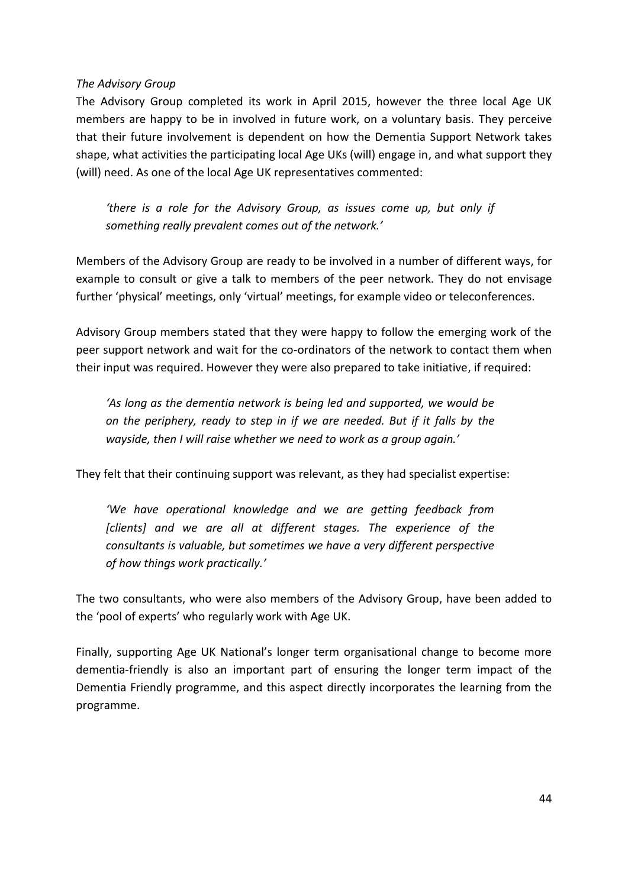*The Advisory Group*

The Advisory Group completed its work in April 2015, however the three local Age UK members are happy to be in involved in future work, on a voluntary basis. They perceive that their future involvement is dependent on how the Dementia Support Network takes shape, what activities the participating local Age UKs (will) engage in, and what support they (will) need. As one of the local Age UK representatives commented:

> *'there is a role for the Advisory Group, as issues come up, but only if something really prevalent comes out of the network.'*

Members of the Advisory Group are ready to be involved in a number of different ways, for example to consult or give a talk to members of the peer network. They do not envisage further 'physical' meetings, only 'virtual' meetings, for example video or teleconferences.

Advisory Group members stated that they were happy to follow the emerging work of the peer support network and wait for the co-ordinators of the network to contact them when their input was required. However they were also prepared to take initiative, if required:

> *'As long as the dementia network is being led and supported, we would be on the periphery, ready to step in if we are needed. But if it falls by the wayside, then I will raise whether we need to work as a group again.'*

They felt that their continuing support was relevant, as they had specialist expertise:

> *'We have operational knowledge and we are getting feedback from [clients] and we are all at different stages. The experience of the consultants is valuable, but sometimes we have a very different perspective of how things work practically.'*

The two consultants, who were also members of the Advisory Group, have been added to the 'pool of experts' who regularly work with Age UK.

Finally, supporting Age UK National's longer term organisational change to become more dementia-friendly is also an important part of ensuring the longer term impact of the Dementia Friendly programme, and this aspect directly incorporates the learning from the programme.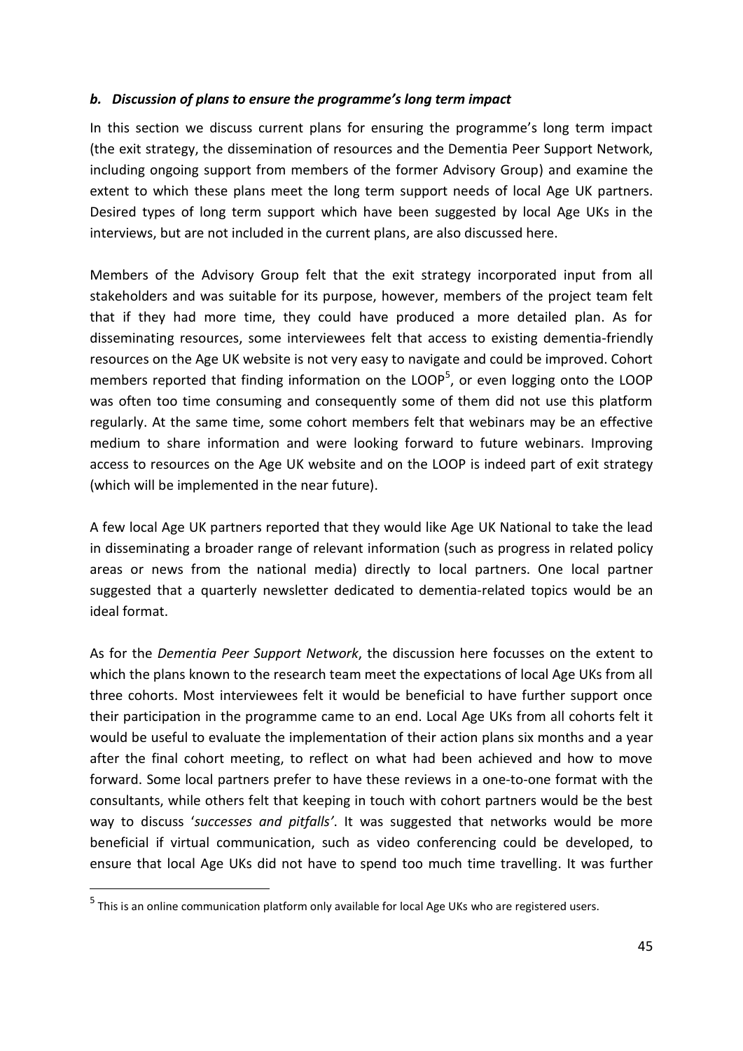### *b. Discussion of plans to ensure the programme's long term impact*

In this section we discuss current plans for ensuring the programme's long term impact (the exit strategy, the dissemination of resources and the Dementia Peer Support Network, including ongoing support from members of the former Advisory Group) and examine the extent to which these plans meet the long term support needs of local Age UK partners. Desired types of long term support which have been suggested by local Age UKs in the interviews, but are not included in the current plans, are also discussed here.

Members of the Advisory Group felt that the exit strategy incorporated input from all stakeholders and was suitable for its purpose, however, members of the project team felt that if they had more time, they could have produced a more detailed plan. As for disseminating resources, some interviewees felt that access to existing dementia-friendly resources on the Age UK website is not very easy to navigate and could be improved. Cohort members reported that finding information on the LOOP[5], or even logging onto the LOOP was often too time consuming and consequently some of them did not use this platform regularly. At the same time, some cohort members felt that webinars may be an effective medium to share information and were looking forward to future webinars. Improving access to resources on the Age UK website and on the LOOP is indeed part of exit strategy (which will be implemented in the near future).

A few local Age UK partners reported that they would like Age UK National to take the lead in disseminating a broader range of relevant information (such as progress in related policy areas or news from the national media) directly to local partners. One local partner suggested that a quarterly newsletter dedicated to dementia-related topics would be an ideal format.

As for the *Dementia Peer Support Network*, the discussion here focusses on the extent to which the plans known to the research team meet the expectations of local Age UKs from all three cohorts. Most interviewees felt it would be beneficial to have further support once their participation in the programme came to an end. Local Age UKs from all cohorts felt it would be useful to evaluate the implementation of their action plans six months and a year after the final cohort meeting, to reflect on what had been achieved and how to move forward. Some local partners prefer to have these reviews in a one-to-one format with the consultants, while others felt that keeping in touch with cohort partners would be the best way to discuss '*successes and pitfalls'*. It was suggested that networks would be more beneficial if virtual communication, such as video conferencing could be developed, to ensure that local Age UKs did not have to spend too much time travelling. It was further

---

[5] This is an online communication platform only available for local Age UKs who are registered users.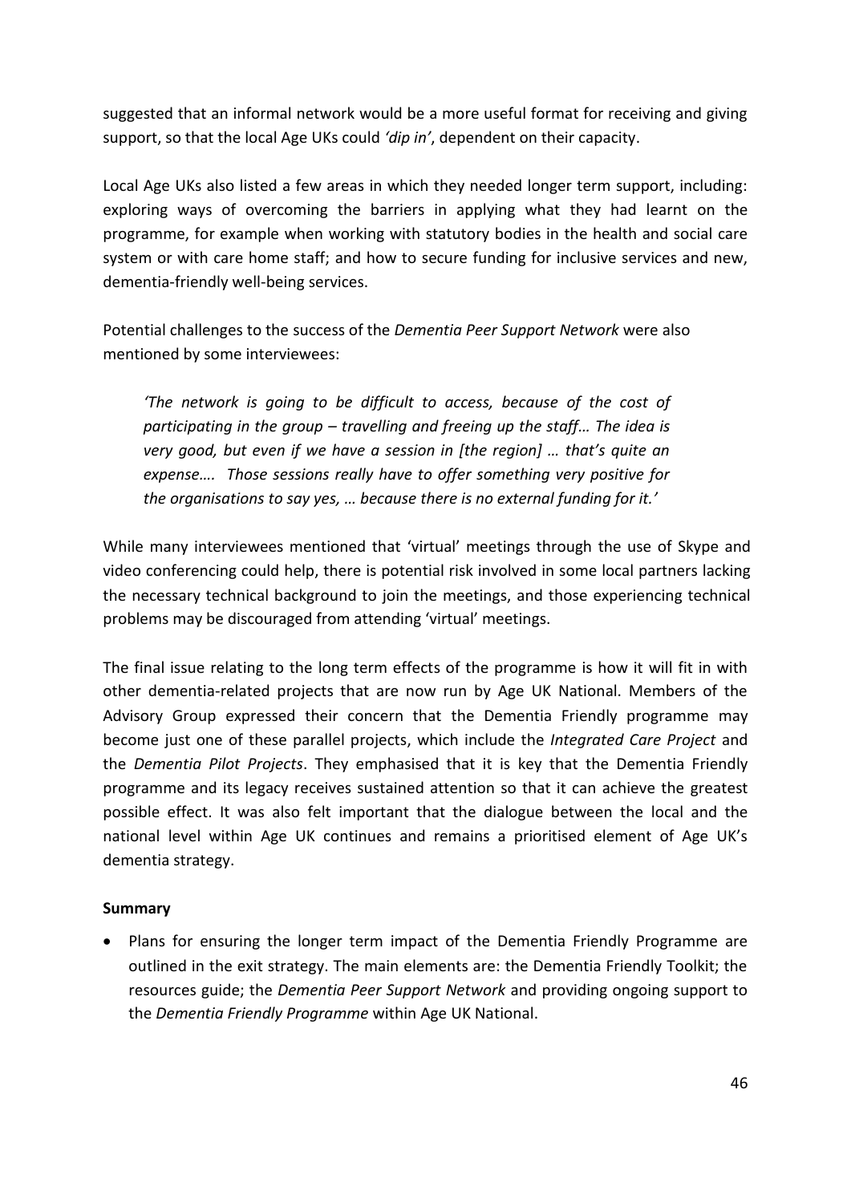suggested that an informal network would be a more useful format for receiving and giving support, so that the local Age UKs could *'dip in'*, dependent on their capacity.

Local Age UKs also listed a few areas in which they needed longer term support, including: exploring ways of overcoming the barriers in applying what they had learnt on the programme, for example when working with statutory bodies in the health and social care system or with care home staff; and how to secure funding for inclusive services and new, dementia-friendly well-being services.

Potential challenges to the success of the *Dementia Peer Support Network* were also mentioned by some interviewees:

> *'The network is going to be difficult to access, because of the cost of participating in the group – travelling and freeing up the staff… The idea is very good, but even if we have a session in [the region] … that's quite an expense…. Those sessions really have to offer something very positive for the organisations to say yes, … because there is no external funding for it.'*

While many interviewees mentioned that 'virtual' meetings through the use of Skype and video conferencing could help, there is potential risk involved in some local partners lacking the necessary technical background to join the meetings, and those experiencing technical problems may be discouraged from attending 'virtual' meetings.

The final issue relating to the long term effects of the programme is how it will fit in with other dementia-related projects that are now run by Age UK National. Members of the Advisory Group expressed their concern that the Dementia Friendly programme may become just one of these parallel projects, which include the *Integrated Care Project* and the *Dementia Pilot Projects*. They emphasised that it is key that the Dementia Friendly programme and its legacy receives sustained attention so that it can achieve the greatest possible effect. It was also felt important that the dialogue between the local and the national level within Age UK continues and remains a prioritised element of Age UK's dementia strategy.

**Summary**

- Plans for ensuring the longer term impact of the Dementia Friendly Programme are outlined in the exit strategy. The main elements are: the Dementia Friendly Toolkit; the resources guide; the *Dementia Peer Support Network* and providing ongoing support to the *Dementia Friendly Programme* within Age UK National.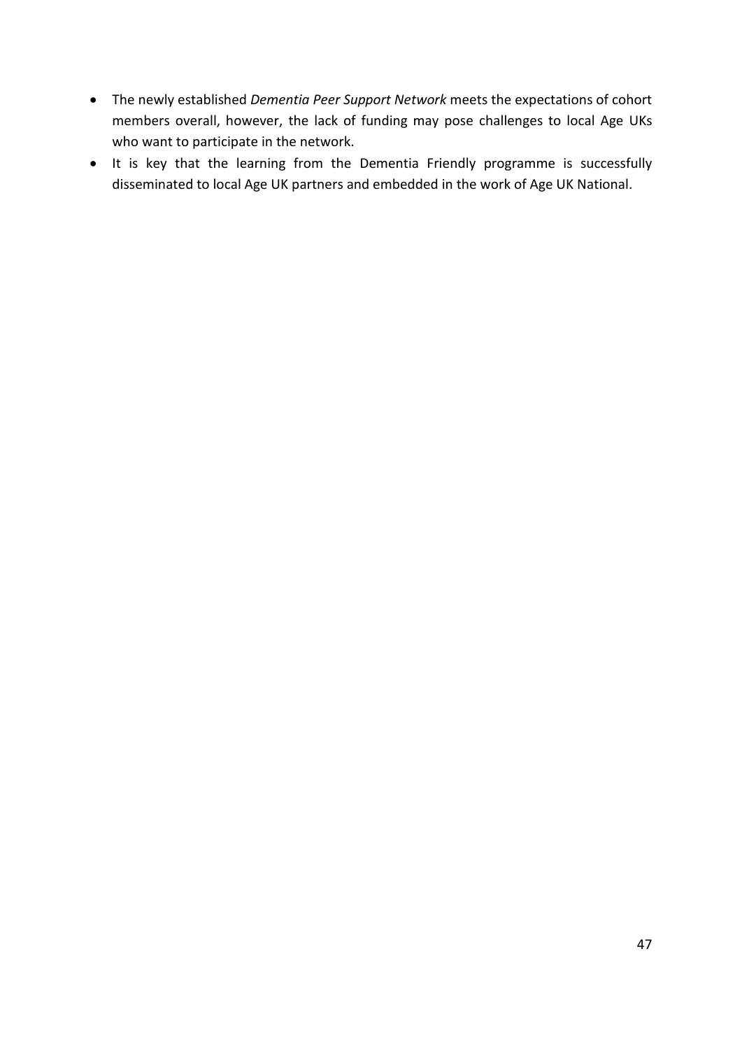- The newly established *Dementia Peer Support Network* meets the expectations of cohort members overall, however, the lack of funding may pose challenges to local Age UKs who want to participate in the network.
- It is key that the learning from the Dementia Friendly programme is successfully disseminated to local Age UK partners and embedded in the work of Age UK National.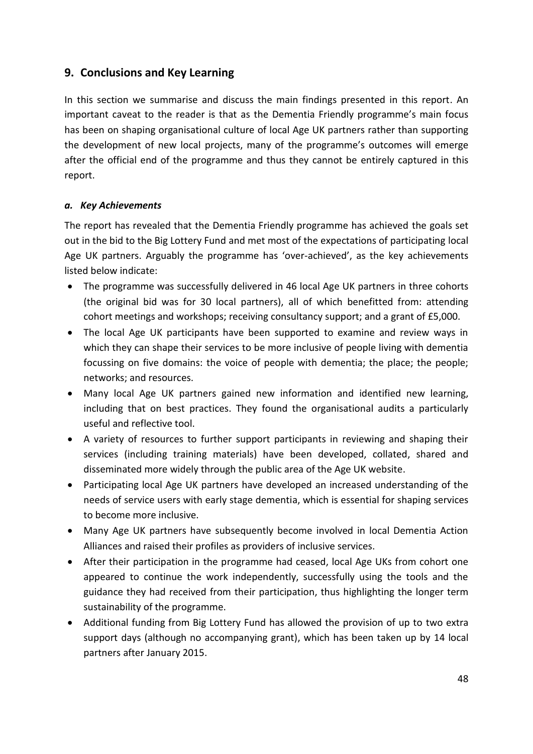## 9. Conclusions and Key Learning

In this section we summarise and discuss the main findings presented in this report. An important caveat to the reader is that as the Dementia Friendly programme's main focus has been on shaping organisational culture of local Age UK partners rather than supporting the development of new local projects, many of the programme's outcomes will emerge after the official end of the programme and thus they cannot be entirely captured in this report.

### *a. Key Achievements*

The report has revealed that the Dementia Friendly programme has achieved the goals set out in the bid to the Big Lottery Fund and met most of the expectations of participating local Age UK partners. Arguably the programme has 'over-achieved', as the key achievements listed below indicate:

- The programme was successfully delivered in 46 local Age UK partners in three cohorts (the original bid was for 30 local partners), all of which benefitted from: attending cohort meetings and workshops; receiving consultancy support; and a grant of £5,000.
- The local Age UK participants have been supported to examine and review ways in which they can shape their services to be more inclusive of people living with dementia focussing on five domains: the voice of people with dementia; the place; the people; networks; and resources.
- Many local Age UK partners gained new information and identified new learning, including that on best practices. They found the organisational audits a particularly useful and reflective tool.
- A variety of resources to further support participants in reviewing and shaping their services (including training materials) have been developed, collated, shared and disseminated more widely through the public area of the Age UK website.
- Participating local Age UK partners have developed an increased understanding of the needs of service users with early stage dementia, which is essential for shaping services to become more inclusive.
- Many Age UK partners have subsequently become involved in local Dementia Action Alliances and raised their profiles as providers of inclusive services.
- After their participation in the programme had ceased, local Age UKs from cohort one appeared to continue the work independently, successfully using the tools and the guidance they had received from their participation, thus highlighting the longer term sustainability of the programme.
- Additional funding from Big Lottery Fund has allowed the provision of up to two extra support days (although no accompanying grant), which has been taken up by 14 local partners after January 2015.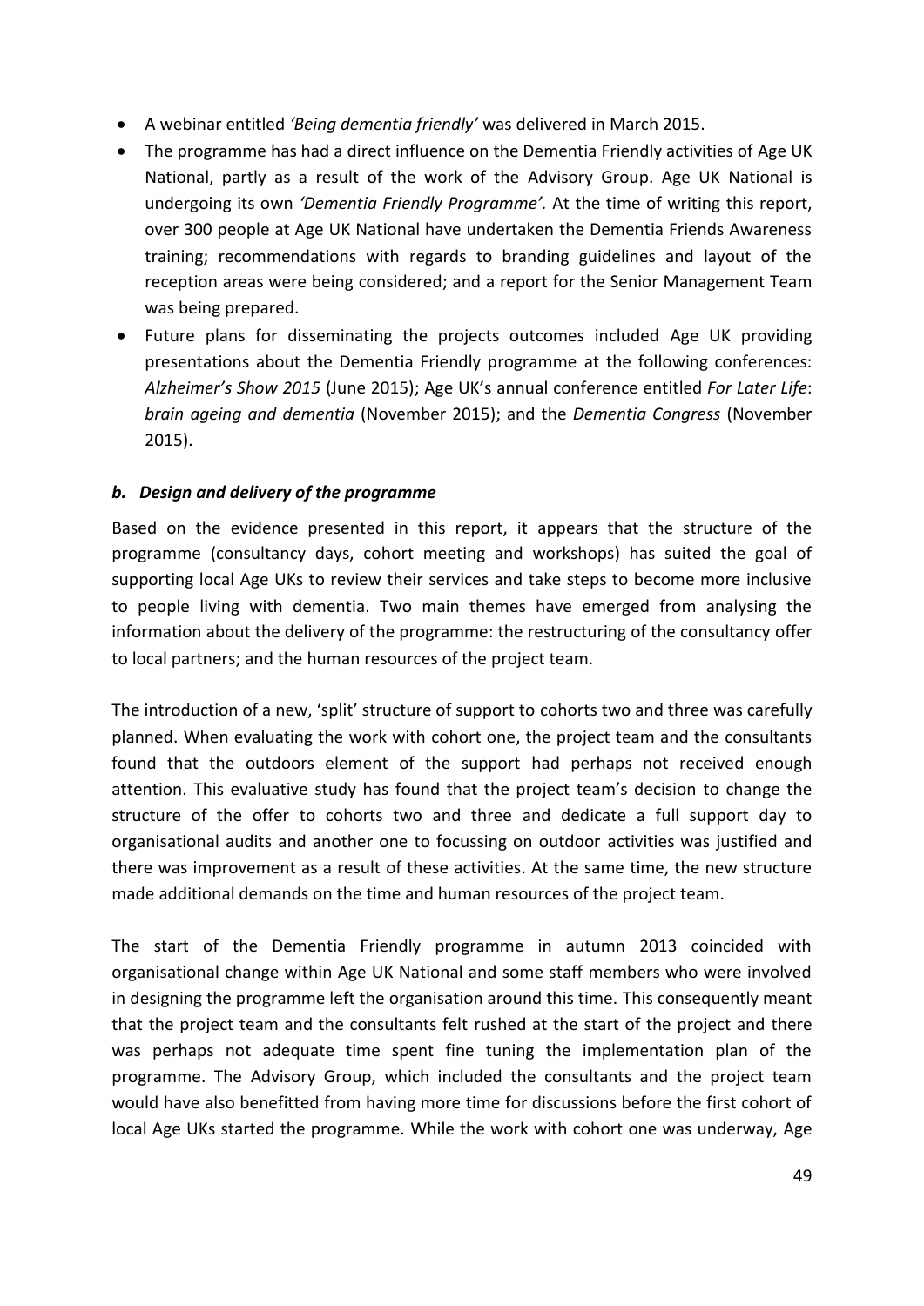- A webinar entitled *'Being dementia friendly'* was delivered in March 2015.
- The programme has had a direct influence on the Dementia Friendly activities of Age UK National, partly as a result of the work of the Advisory Group. Age UK National is undergoing its own *'Dementia Friendly Programme'*. At the time of writing this report, over 300 people at Age UK National have undertaken the Dementia Friends Awareness training; recommendations with regards to branding guidelines and layout of the reception areas were being considered; and a report for the Senior Management Team was being prepared.
- Future plans for disseminating the projects outcomes included Age UK providing presentations about the Dementia Friendly programme at the following conferences: *Alzheimer's Show 2015* (June 2015); Age UK's annual conference entitled *For Later Life*: *brain ageing and dementia* (November 2015); and the *Dementia Congress* (November 2015).

### *b. Design and delivery of the programme*

Based on the evidence presented in this report, it appears that the structure of the programme (consultancy days, cohort meeting and workshops) has suited the goal of supporting local Age UKs to review their services and take steps to become more inclusive to people living with dementia. Two main themes have emerged from analysing the information about the delivery of the programme: the restructuring of the consultancy offer to local partners; and the human resources of the project team.

The introduction of a new, 'split' structure of support to cohorts two and three was carefully planned. When evaluating the work with cohort one, the project team and the consultants found that the outdoors element of the support had perhaps not received enough attention. This evaluative study has found that the project team's decision to change the structure of the offer to cohorts two and three and dedicate a full support day to organisational audits and another one to focussing on outdoor activities was justified and there was improvement as a result of these activities. At the same time, the new structure made additional demands on the time and human resources of the project team.

The start of the Dementia Friendly programme in autumn 2013 coincided with organisational change within Age UK National and some staff members who were involved in designing the programme left the organisation around this time. This consequently meant that the project team and the consultants felt rushed at the start of the project and there was perhaps not adequate time spent fine tuning the implementation plan of the programme. The Advisory Group, which included the consultants and the project team would have also benefitted from having more time for discussions before the first cohort of local Age UKs started the programme. While the work with cohort one was underway, Age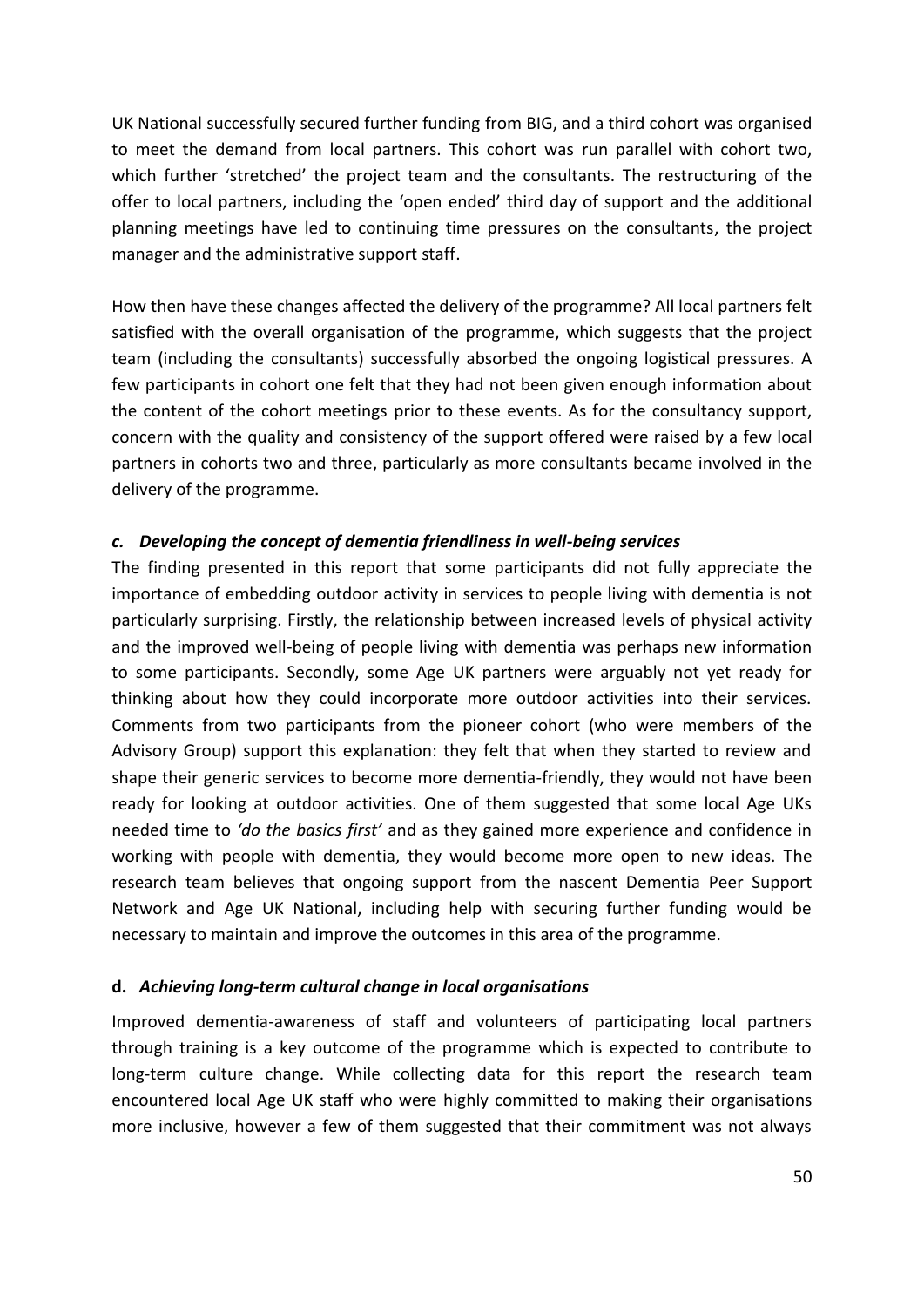UK National successfully secured further funding from BIG, and a third cohort was organised to meet the demand from local partners. This cohort was run parallel with cohort two, which further 'stretched' the project team and the consultants. The restructuring of the offer to local partners, including the 'open ended' third day of support and the additional planning meetings have led to continuing time pressures on the consultants, the project manager and the administrative support staff.

How then have these changes affected the delivery of the programme? All local partners felt satisfied with the overall organisation of the programme, which suggests that the project team (including the consultants) successfully absorbed the ongoing logistical pressures. A few participants in cohort one felt that they had not been given enough information about the content of the cohort meetings prior to these events. As for the consultancy support, concern with the quality and consistency of the support offered were raised by a few local partners in cohorts two and three, particularly as more consultants became involved in the delivery of the programme.

#### *c. Developing the concept of dementia friendliness in well-being services*

The finding presented in this report that some participants did not fully appreciate the importance of embedding outdoor activity in services to people living with dementia is not particularly surprising. Firstly, the relationship between increased levels of physical activity and the improved well-being of people living with dementia was perhaps new information to some participants. Secondly, some Age UK partners were arguably not yet ready for thinking about how they could incorporate more outdoor activities into their services. Comments from two participants from the pioneer cohort (who were members of the Advisory Group) support this explanation: they felt that when they started to review and shape their generic services to become more dementia-friendly, they would not have been ready for looking at outdoor activities. One of them suggested that some local Age UKs needed time to *'do the basics first'* and as they gained more experience and confidence in working with people with dementia, they would become more open to new ideas. The research team believes that ongoing support from the nascent Dementia Peer Support Network and Age UK National, including help with securing further funding would be necessary to maintain and improve the outcomes in this area of the programme.

#### **d.** *Achieving long-term cultural change in local organisations*

Improved dementia-awareness of staff and volunteers of participating local partners through training is a key outcome of the programme which is expected to contribute to long-term culture change. While collecting data for this report the research team encountered local Age UK staff who were highly committed to making their organisations more inclusive, however a few of them suggested that their commitment was not always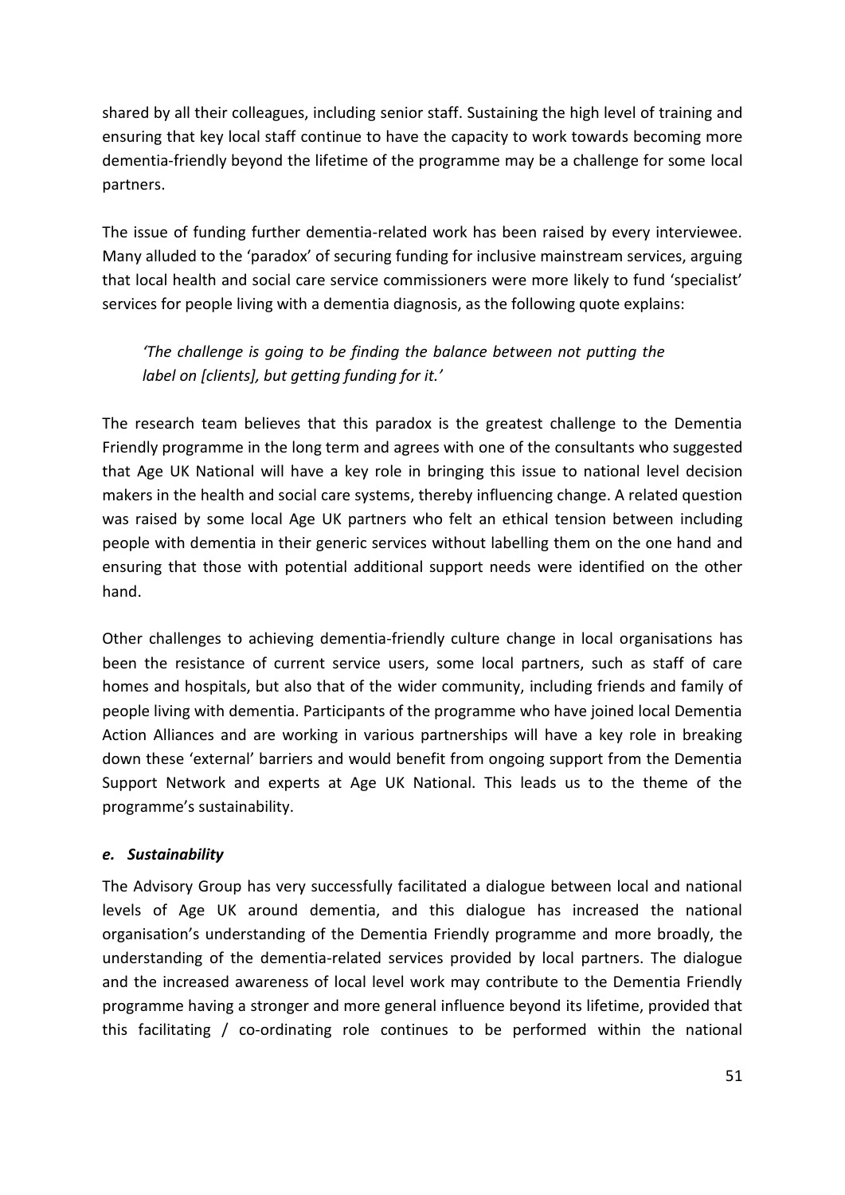shared by all their colleagues, including senior staff. Sustaining the high level of training and ensuring that key local staff continue to have the capacity to work towards becoming more dementia-friendly beyond the lifetime of the programme may be a challenge for some local partners.

The issue of funding further dementia-related work has been raised by every interviewee. Many alluded to the 'paradox' of securing funding for inclusive mainstream services, arguing that local health and social care service commissioners were more likely to fund 'specialist' services for people living with a dementia diagnosis, as the following quote explains:

> *'The challenge is going to be finding the balance between not putting the label on [clients], but getting funding for it.'*

The research team believes that this paradox is the greatest challenge to the Dementia Friendly programme in the long term and agrees with one of the consultants who suggested that Age UK National will have a key role in bringing this issue to national level decision makers in the health and social care systems, thereby influencing change. A related question was raised by some local Age UK partners who felt an ethical tension between including people with dementia in their generic services without labelling them on the one hand and ensuring that those with potential additional support needs were identified on the other hand.

Other challenges to achieving dementia-friendly culture change in local organisations has been the resistance of current service users, some local partners, such as staff of care homes and hospitals, but also that of the wider community, including friends and family of people living with dementia. Participants of the programme who have joined local Dementia Action Alliances and are working in various partnerships will have a key role in breaking down these 'external' barriers and would benefit from ongoing support from the Dementia Support Network and experts at Age UK National. This leads us to the theme of the programme's sustainability.

### *e. Sustainability*

The Advisory Group has very successfully facilitated a dialogue between local and national levels of Age UK around dementia, and this dialogue has increased the national organisation's understanding of the Dementia Friendly programme and more broadly, the understanding of the dementia-related services provided by local partners. The dialogue and the increased awareness of local level work may contribute to the Dementia Friendly programme having a stronger and more general influence beyond its lifetime, provided that this facilitating / co-ordinating role continues to be performed within the national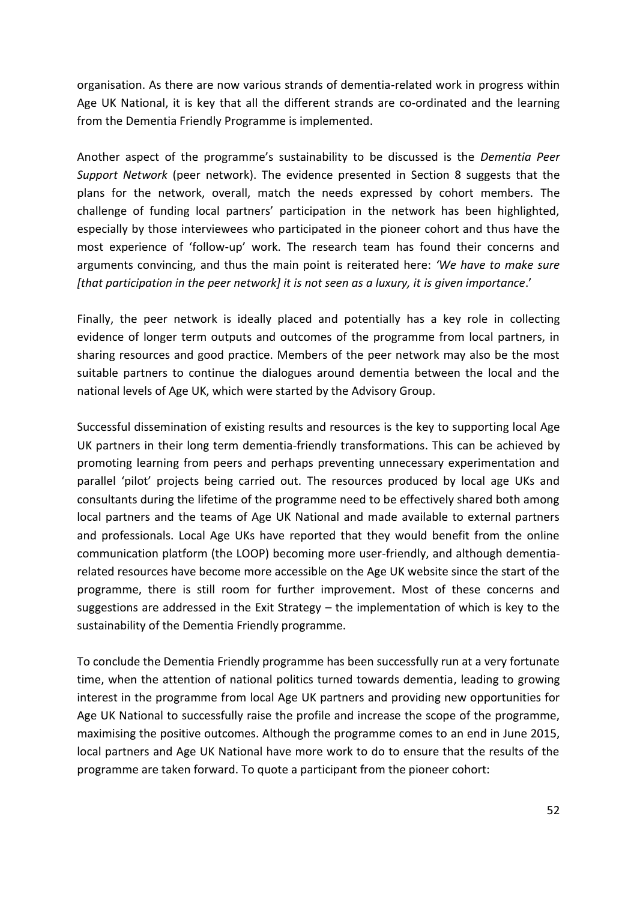organisation. As there are now various strands of dementia-related work in progress within Age UK National, it is key that all the different strands are co-ordinated and the learning from the Dementia Friendly Programme is implemented.

Another aspect of the programme's sustainability to be discussed is the *Dementia Peer Support Network* (peer network). The evidence presented in Section 8 suggests that the plans for the network, overall, match the needs expressed by cohort members. The challenge of funding local partners' participation in the network has been highlighted, especially by those interviewees who participated in the pioneer cohort and thus have the most experience of 'follow-up' work. The research team has found their concerns and arguments convincing, and thus the main point is reiterated here: *'We have to make sure [that participation in the peer network] it is not seen as a luxury, it is given importance*.'

Finally, the peer network is ideally placed and potentially has a key role in collecting evidence of longer term outputs and outcomes of the programme from local partners, in sharing resources and good practice. Members of the peer network may also be the most suitable partners to continue the dialogues around dementia between the local and the national levels of Age UK, which were started by the Advisory Group.

Successful dissemination of existing results and resources is the key to supporting local Age UK partners in their long term dementia-friendly transformations. This can be achieved by promoting learning from peers and perhaps preventing unnecessary experimentation and parallel 'pilot' projects being carried out. The resources produced by local age UKs and consultants during the lifetime of the programme need to be effectively shared both among local partners and the teams of Age UK National and made available to external partners and professionals. Local Age UKs have reported that they would benefit from the online communication platform (the LOOP) becoming more user-friendly, and although dementia-related resources have become more accessible on the Age UK website since the start of the programme, there is still room for further improvement. Most of these concerns and suggestions are addressed in the Exit Strategy – the implementation of which is key to the sustainability of the Dementia Friendly programme.

To conclude the Dementia Friendly programme has been successfully run at a very fortunate time, when the attention of national politics turned towards dementia, leading to growing interest in the programme from local Age UK partners and providing new opportunities for Age UK National to successfully raise the profile and increase the scope of the programme, maximising the positive outcomes. Although the programme comes to an end in June 2015, local partners and Age UK National have more work to do to ensure that the results of the programme are taken forward. To quote a participant from the pioneer cohort: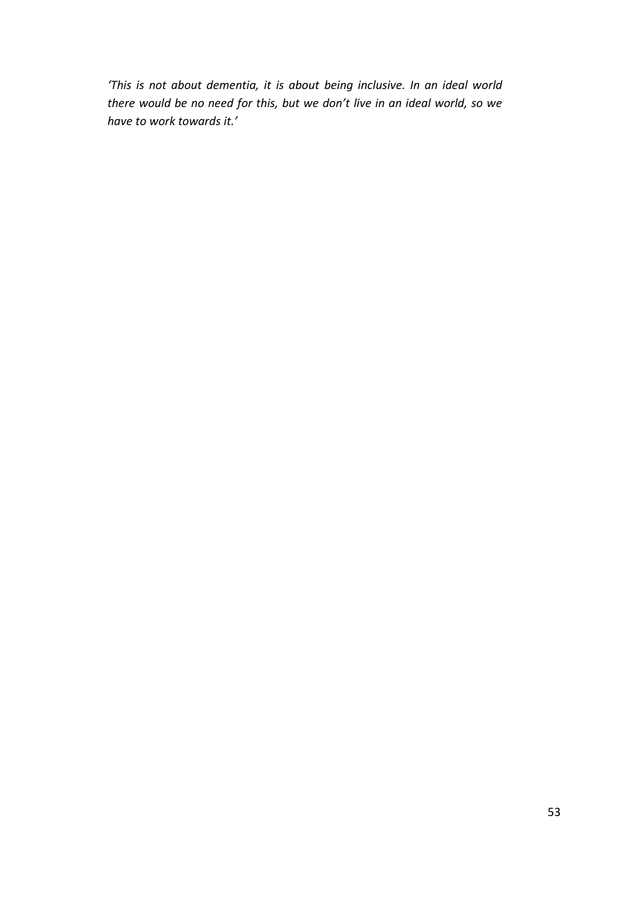*'This is not about dementia, it is about being inclusive. In an ideal world there would be no need for this, but we don't live in an ideal world, so we have to work towards it.'*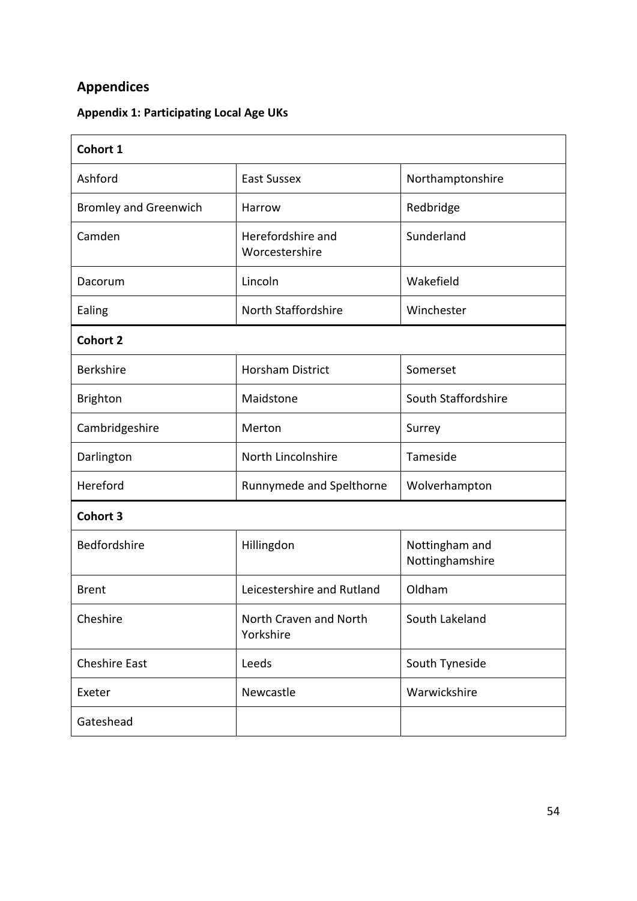# Appendices

## Appendix 1: Participating Local Age UKs

| Cohort 1 | | |
|---|---|---|
| Ashford | East Sussex | Northamptonshire |
| Bromley and Greenwich | Harrow | Redbridge |
| Camden | Herefordshire and Worcestershire | Sunderland |
| Dacorum | Lincoln | Wakefield |
| Ealing | North Staffordshire | Winchester |
| **Cohort 2** | | |
| Berkshire | Horsham District | Somerset |
| Brighton | Maidstone | South Staffordshire |
| Cambridgeshire | Merton | Surrey |
| Darlington | North Lincolnshire | Tameside |
| Hereford | Runnymede and Spelthorne | Wolverhampton |
| **Cohort 3** | | |
| Bedfordshire | Hillingdon | Nottingham and Nottinghamshire |
| Brent | Leicestershire and Rutland | Oldham |
| Cheshire | North Craven and North Yorkshire | South Lakeland |
| Cheshire East | Leeds | South Tyneside |
| Exeter | Newcastle | Warwickshire |
| Gateshead | | |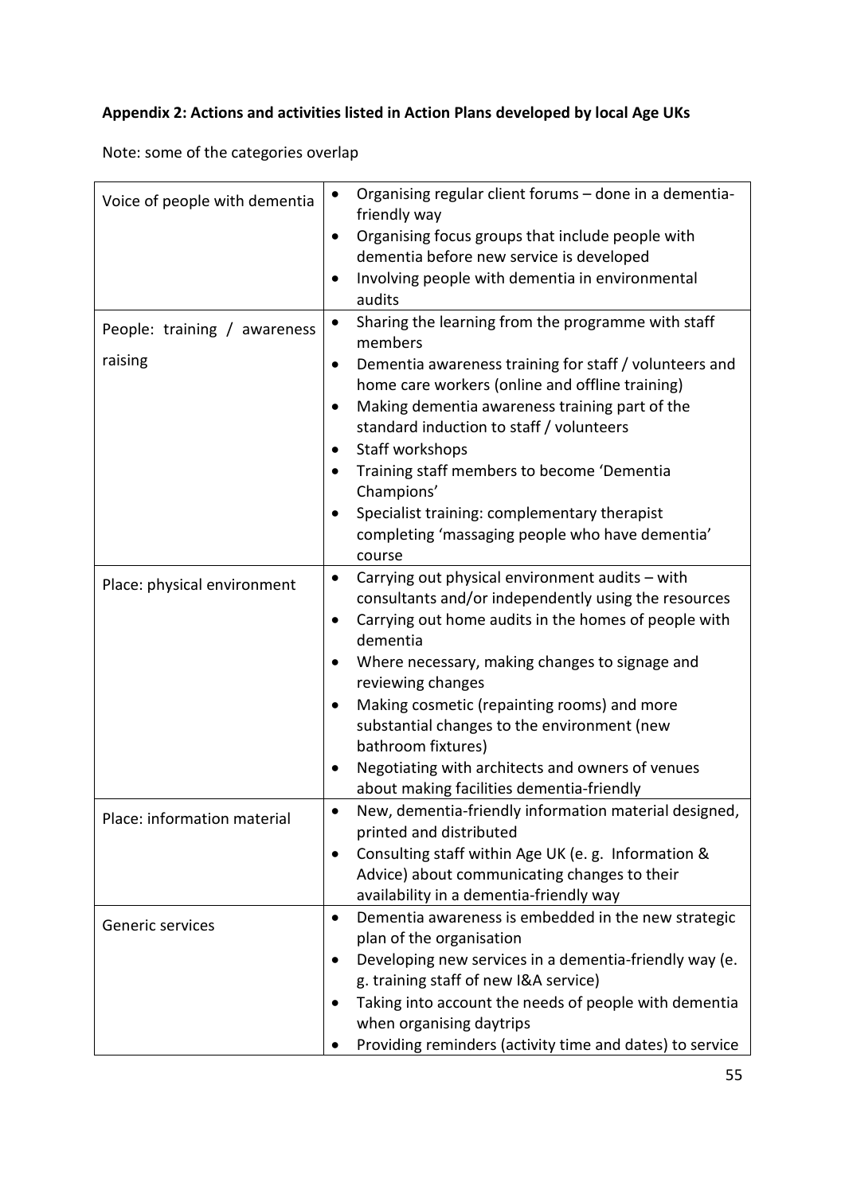**Appendix 2: Actions and activities listed in Action Plans developed by local Age UKs**

Note: some of the categories overlap

| | |
|---|---|
| Voice of people with dementia | • Organising regular client forums – done in a dementia-friendly way<br>• Organising focus groups that include people with dementia before new service is developed<br>• Involving people with dementia in environmental audits |
| People: training / awareness raising | • Sharing the learning from the programme with staff members<br>• Dementia awareness training for staff / volunteers and home care workers (online and offline training)<br>• Making dementia awareness training part of the standard induction to staff / volunteers<br>• Staff workshops<br>• Training staff members to become 'Dementia Champions'<br>• Specialist training: complementary therapist completing 'massaging people who have dementia' course |
| Place: physical environment | • Carrying out physical environment audits – with consultants and/or independently using the resources<br>• Carrying out home audits in the homes of people with dementia<br>• Where necessary, making changes to signage and reviewing changes<br>• Making cosmetic (repainting rooms) and more substantial changes to the environment (new bathroom fixtures)<br>• Negotiating with architects and owners of venues about making facilities dementia-friendly |
| Place: information material | • New, dementia-friendly information material designed, printed and distributed<br>• Consulting staff within Age UK (e. g. Information & Advice) about communicating changes to their availability in a dementia-friendly way |
| Generic services | • Dementia awareness is embedded in the new strategic plan of the organisation<br>• Developing new services in a dementia-friendly way (e. g. training staff of new I&A service)<br>• Taking into account the needs of people with dementia when organising daytrips<br>• Providing reminders (activity time and dates) to service |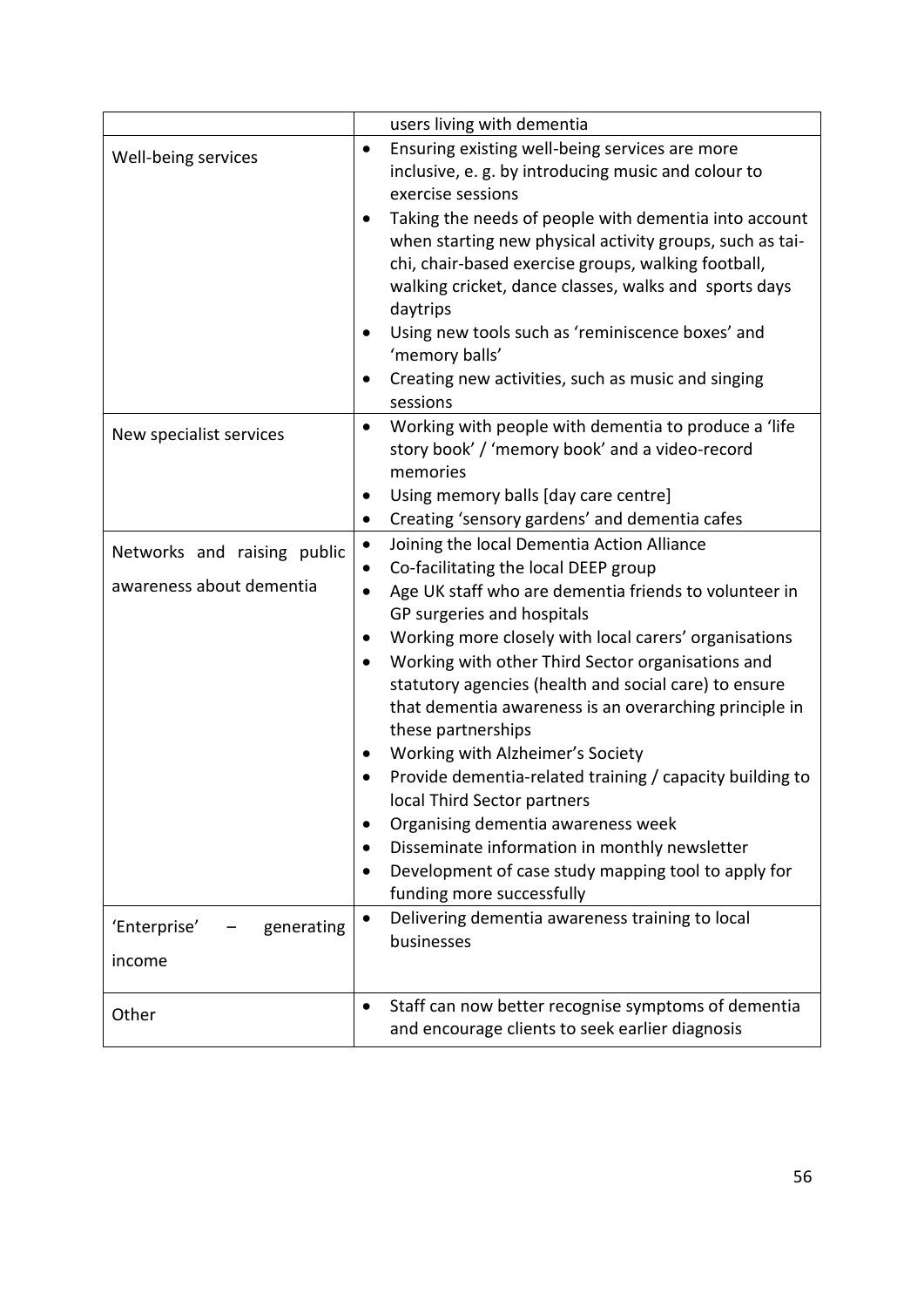| | |
|---|---|
| | users living with dementia |
| Well-being services | • Ensuring existing well-being services are more inclusive, e. g. by introducing music and colour to exercise sessions<br>• Taking the needs of people with dementia into account when starting new physical activity groups, such as tai-chi, chair-based exercise groups, walking football, walking cricket, dance classes, walks and sports days daytrips<br>• Using new tools such as 'reminiscence boxes' and 'memory balls'<br>• Creating new activities, such as music and singing sessions |
| New specialist services | • Working with people with dementia to produce a 'life story book' / 'memory book' and a video-record memories<br>• Using memory balls [day care centre]<br>• Creating 'sensory gardens' and dementia cafes |
| Networks and raising public awareness about dementia | • Joining the local Dementia Action Alliance<br>• Co-facilitating the local DEEP group<br>• Age UK staff who are dementia friends to volunteer in GP surgeries and hospitals<br>• Working more closely with local carers' organisations<br>• Working with other Third Sector organisations and statutory agencies (health and social care) to ensure that dementia awareness is an overarching principle in these partnerships<br>• Working with Alzheimer's Society<br>• Provide dementia-related training / capacity building to local Third Sector partners<br>• Organising dementia awareness week<br>• Disseminate information in monthly newsletter<br>• Development of case study mapping tool to apply for funding more successfully |
| 'Enterprise' – generating income | • Delivering dementia awareness training to local businesses |
| Other | • Staff can now better recognise symptoms of dementia and encourage clients to seek earlier diagnosis |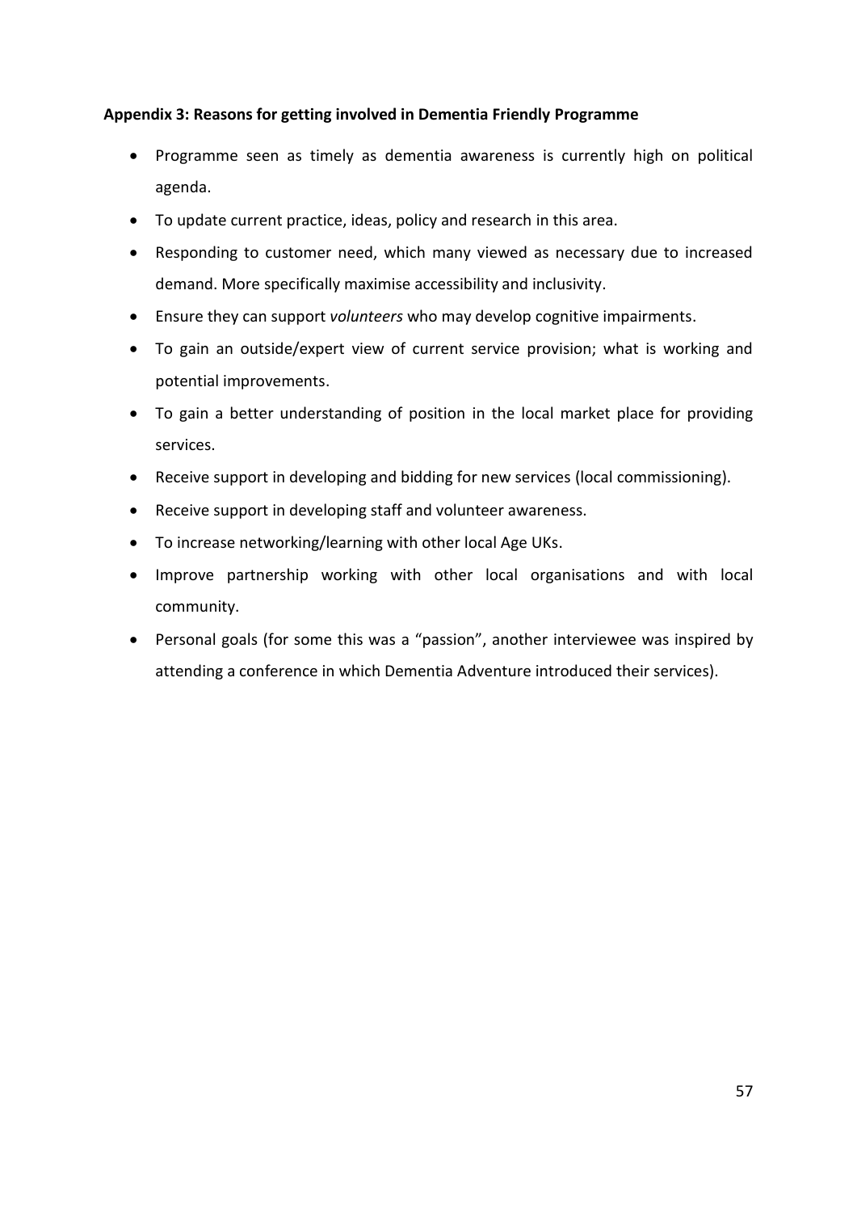**Appendix 3: Reasons for getting involved in Dementia Friendly Programme**

- Programme seen as timely as dementia awareness is currently high on political agenda.
- To update current practice, ideas, policy and research in this area.
- Responding to customer need, which many viewed as necessary due to increased demand. More specifically maximise accessibility and inclusivity.
- Ensure they can support *volunteers* who may develop cognitive impairments.
- To gain an outside/expert view of current service provision; what is working and potential improvements.
- To gain a better understanding of position in the local market place for providing services.
- Receive support in developing and bidding for new services (local commissioning).
- Receive support in developing staff and volunteer awareness.
- To increase networking/learning with other local Age UKs.
- Improve partnership working with other local organisations and with local community.
- Personal goals (for some this was a "passion", another interviewee was inspired by attending a conference in which Dementia Adventure introduced their services).